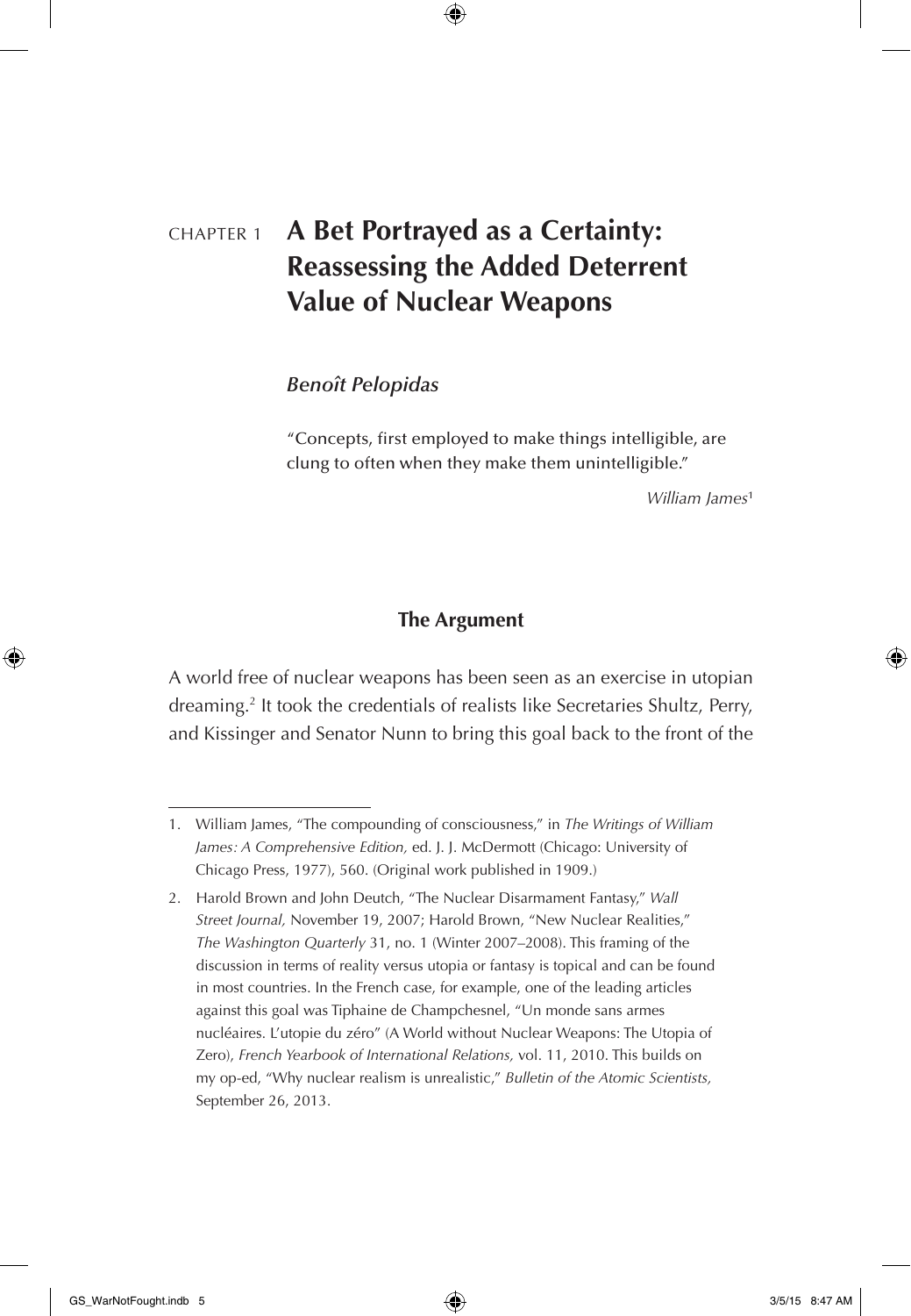# CHAPTER 1 A Bet Portrayed as a Certainty: Reassessing the Added Deterrent Value of Nuclear Weapons

*Benoît Pelopidas*

"Concepts, first employed to make things intelligible, are clung to often when they make them unintelligible."

*William James*[1]

## The Argument

A world free of nuclear weapons has been seen as an exercise in utopian dreaming.[2] It took the credentials of realists like Secretaries Shultz, Perry, and Kissinger and Senator Nunn to bring this goal back to the front of the

---

1. William James, "The compounding of consciousness," in *The Writings of William James: A Comprehensive Edition,* ed. J. J. McDermott (Chicago: University of Chicago Press, 1977), 560. (Original work published in 1909.)

2. Harold Brown and John Deutch, "The Nuclear Disarmament Fantasy," *Wall Street Journal,* November 19, 2007; Harold Brown, "New Nuclear Realities," *The Washington Quarterly* 31, no. 1 (Winter 2007–2008). This framing of the discussion in terms of reality versus utopia or fantasy is topical and can be found in most countries. In the French case, for example, one of the leading articles against this goal was Tiphaine de Champchesnel, "Un monde sans armes nucléaires. L'utopie du zéro" (A World without Nuclear Weapons: The Utopia of Zero), *French Yearbook of International Relations,* vol. 11, 2010. This builds on my op-ed, "Why nuclear realism is unrealistic," *Bulletin of the Atomic Scientists,* September 26, 2013.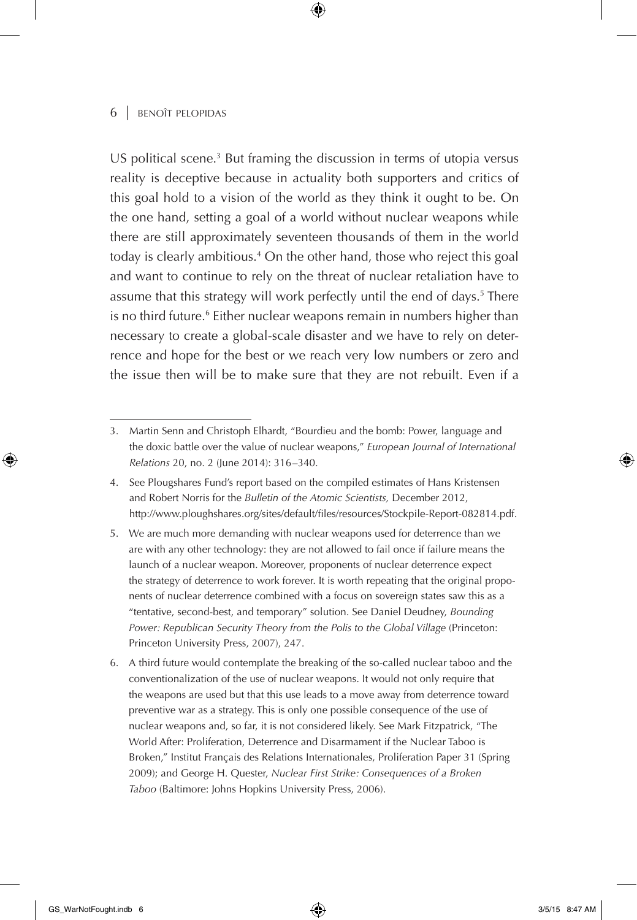US political scene.[3] But framing the discussion in terms of utopia versus reality is deceptive because in actuality both supporters and critics of this goal hold to a vision of the world as they think it ought to be. On the one hand, setting a goal of a world without nuclear weapons while there are still approximately seventeen thousands of them in the world today is clearly ambitious.[4] On the other hand, those who reject this goal and want to continue to rely on the threat of nuclear retaliation have to assume that this strategy will work perfectly until the end of days.[5] There is no third future.[6] Either nuclear weapons remain in numbers higher than necessary to create a global-scale disaster and we have to rely on deterrence and hope for the best or we reach very low numbers or zero and the issue then will be to make sure that they are not rebuilt. Even if a

---

3. Martin Senn and Christoph Elhardt, "Bourdieu and the bomb: Power, language and the doxic battle over the value of nuclear weapons," *European Journal of International Relations* 20, no. 2 (June 2014): 316–340.

4. See Plougshares Fund's report based on the compiled estimates of Hans Kristensen and Robert Norris for the *Bulletin of the Atomic Scientists,* December 2012, http://www.ploughshares.org/sites/default/files/resources/Stockpile-Report-082814.pdf.

5. We are much more demanding with nuclear weapons used for deterrence than we are with any other technology: they are not allowed to fail once if failure means the launch of a nuclear weapon. Moreover, proponents of nuclear deterrence expect the strategy of deterrence to work forever. It is worth repeating that the original proponents of nuclear deterrence combined with a focus on sovereign states saw this as a "tentative, second-best, and temporary" solution. See Daniel Deudney, *Bounding Power: Republican Security Theory from the Polis to the Global Village* (Princeton: Princeton University Press, 2007), 247.

6. A third future would contemplate the breaking of the so-called nuclear taboo and the conventionalization of the use of nuclear weapons. It would not only require that the weapons are used but that this use leads to a move away from deterrence toward preventive war as a strategy. This is only one possible consequence of the use of nuclear weapons and, so far, it is not considered likely. See Mark Fitzpatrick, "The World After: Proliferation, Deterrence and Disarmament if the Nuclear Taboo is Broken," Institut Français des Relations Internationales, Proliferation Paper 31 (Spring 2009); and George H. Quester, *Nuclear First Strike: Consequences of a Broken Taboo* (Baltimore: Johns Hopkins University Press, 2006).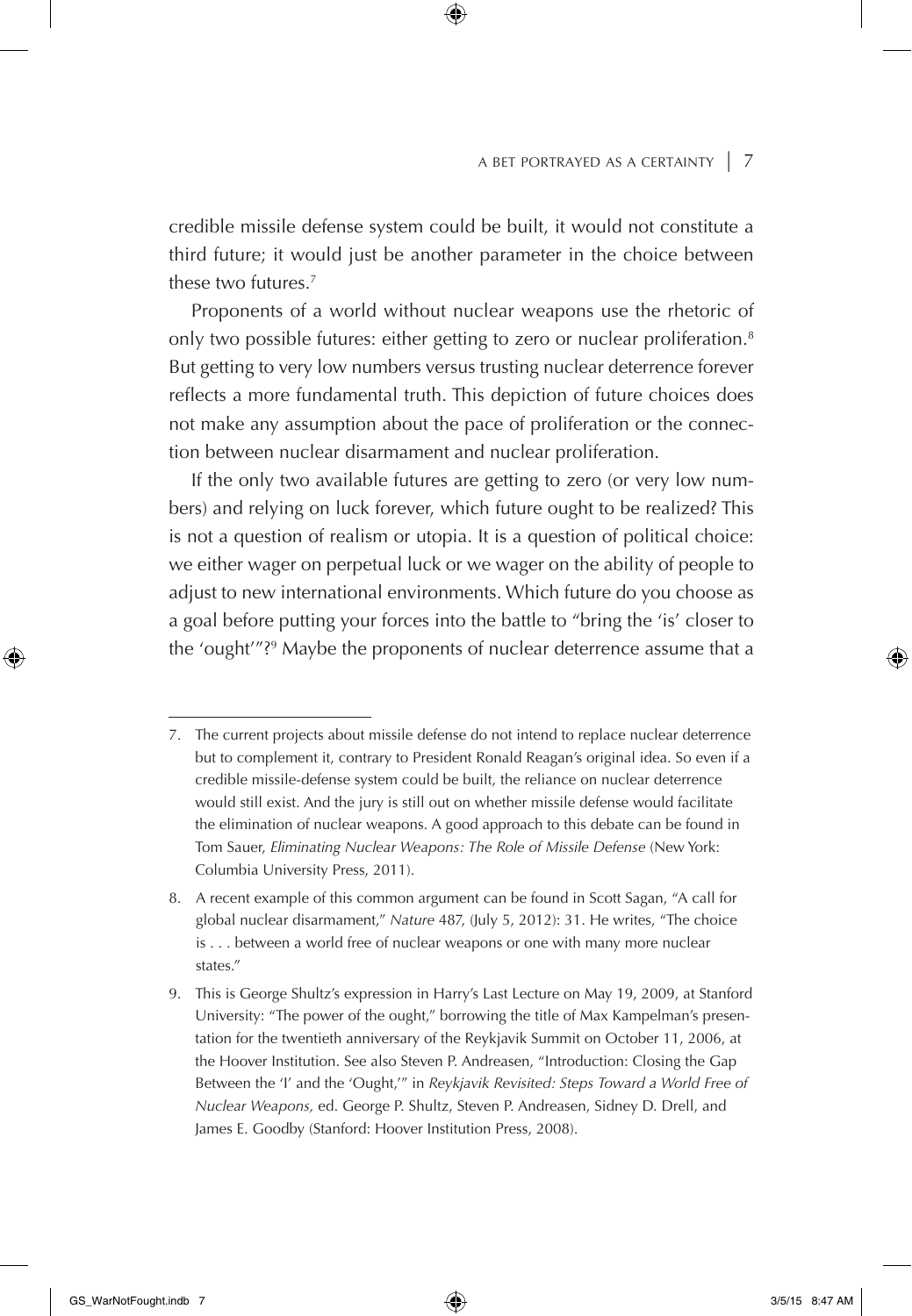credible missile defense system could be built, it would not constitute a third future; it would just be another parameter in the choice between these two futures.[7]

Proponents of a world without nuclear weapons use the rhetoric of only two possible futures: either getting to zero or nuclear proliferation.[8] But getting to very low numbers versus trusting nuclear deterrence forever reflects a more fundamental truth. This depiction of future choices does not make any assumption about the pace of proliferation or the connection between nuclear disarmament and nuclear proliferation.

If the only two available futures are getting to zero (or very low numbers) and relying on luck forever, which future ought to be realized? This is not a question of realism or utopia. It is a question of political choice: we either wager on perpetual luck or we wager on the ability of people to adjust to new international environments. Which future do you choose as a goal before putting your forces into the battle to "bring the 'is' closer to the 'ought'"?[9] Maybe the proponents of nuclear deterrence assume that a

---

7. The current projects about missile defense do not intend to replace nuclear deterrence but to complement it, contrary to President Ronald Reagan's original idea. So even if a credible missile-defense system could be built, the reliance on nuclear deterrence would still exist. And the jury is still out on whether missile defense would facilitate the elimination of nuclear weapons. A good approach to this debate can be found in Tom Sauer, *Eliminating Nuclear Weapons: The Role of Missile Defense* (New York: Columbia University Press, 2011).

8. A recent example of this common argument can be found in Scott Sagan, "A call for global nuclear disarmament," *Nature* 487, (July 5, 2012): 31. He writes, "The choice is . . . between a world free of nuclear weapons or one with many more nuclear states."

9. This is George Shultz's expression in Harry's Last Lecture on May 19, 2009, at Stanford University: "The power of the ought," borrowing the title of Max Kampelman's presentation for the twentieth anniversary of the Reykjavik Summit on October 11, 2006, at the Hoover Institution. See also Steven P. Andreasen, "Introduction: Closing the Gap Between the 'I' and the 'Ought,'" in *Reykjavik Revisited: Steps Toward a World Free of Nuclear Weapons,* ed. George P. Shultz, Steven P. Andreasen, Sidney D. Drell, and James E. Goodby (Stanford: Hoover Institution Press, 2008).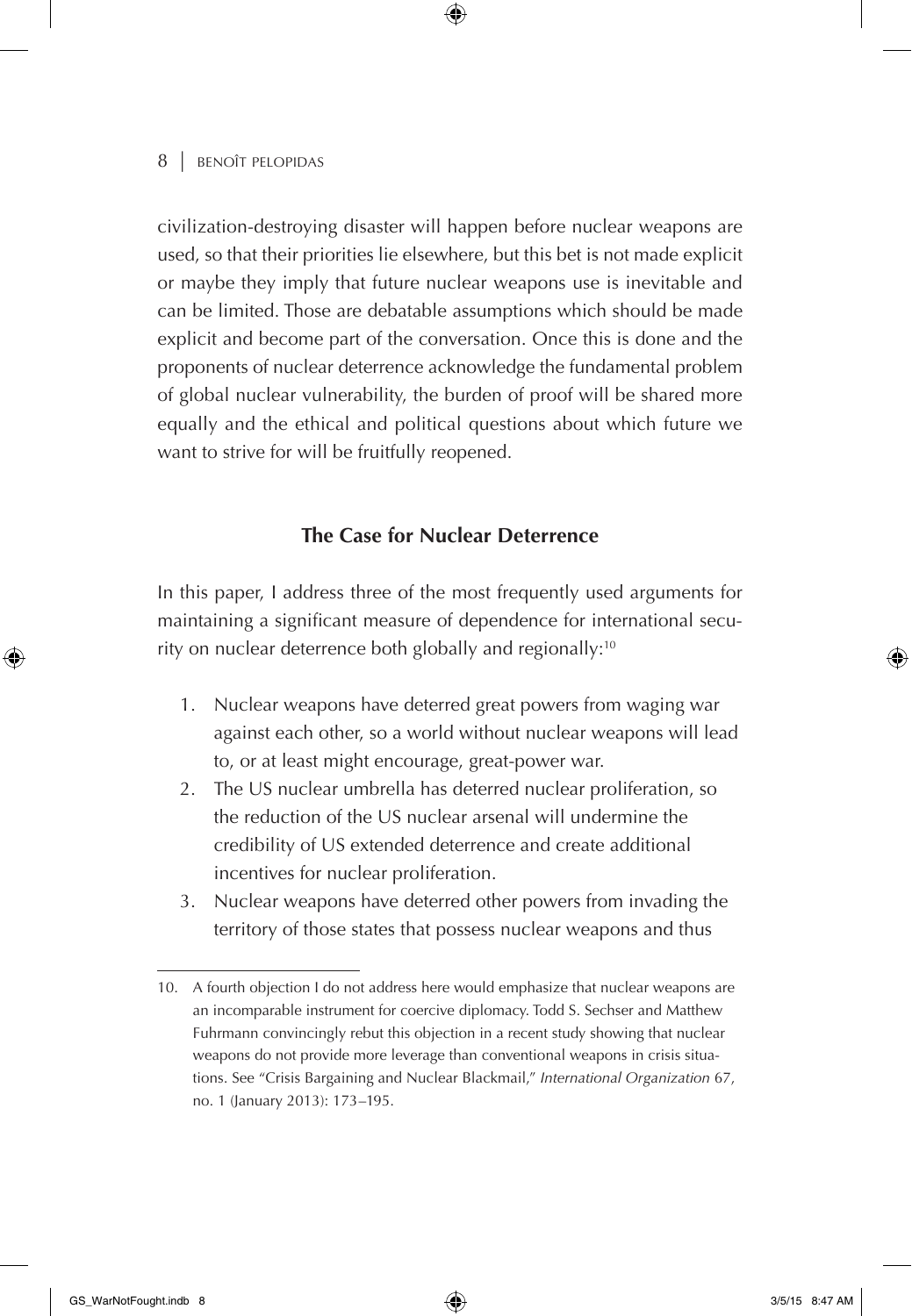civilization-destroying disaster will happen before nuclear weapons are used, so that their priorities lie elsewhere, but this bet is not made explicit or maybe they imply that future nuclear weapons use is inevitable and can be limited. Those are debatable assumptions which should be made explicit and become part of the conversation. Once this is done and the proponents of nuclear deterrence acknowledge the fundamental problem of global nuclear vulnerability, the burden of proof will be shared more equally and the ethical and political questions about which future we want to strive for will be fruitfully reopened.

## The Case for Nuclear Deterrence

In this paper, I address three of the most frequently used arguments for maintaining a significant measure of dependence for international security on nuclear deterrence both globally and regionally:[10]

1. Nuclear weapons have deterred great powers from waging war against each other, so a world without nuclear weapons will lead to, or at least might encourage, great-power war.
2. The US nuclear umbrella has deterred nuclear proliferation, so the reduction of the US nuclear arsenal will undermine the credibility of US extended deterrence and create additional incentives for nuclear proliferation.
3. Nuclear weapons have deterred other powers from invading the territory of those states that possess nuclear weapons and thus

---

10. A fourth objection I do not address here would emphasize that nuclear weapons are an incomparable instrument for coercive diplomacy. Todd S. Sechser and Matthew Fuhrmann convincingly rebut this objection in a recent study showing that nuclear weapons do not provide more leverage than conventional weapons in crisis situations. See "Crisis Bargaining and Nuclear Blackmail," *International Organization* 67, no. 1 (January 2013): 173–195.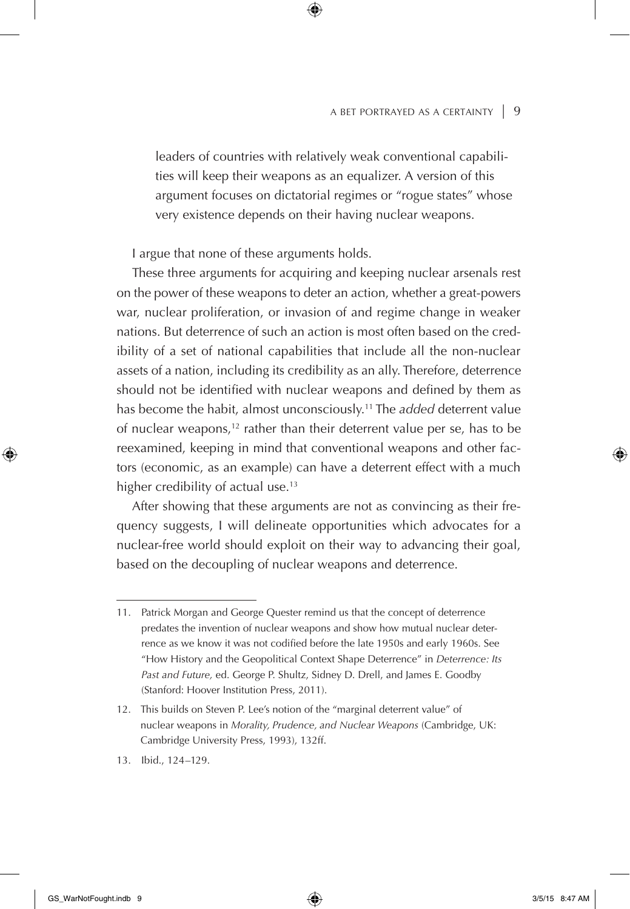leaders of countries with relatively weak conventional capabilities will keep their weapons as an equalizer. A version of this argument focuses on dictatorial regimes or "rogue states" whose very existence depends on their having nuclear weapons.

I argue that none of these arguments holds.

These three arguments for acquiring and keeping nuclear arsenals rest on the power of these weapons to deter an action, whether a great-powers war, nuclear proliferation, or invasion of and regime change in weaker nations. But deterrence of such an action is most often based on the credibility of a set of national capabilities that include all the non-nuclear assets of a nation, including its credibility as an ally. Therefore, deterrence should not be identified with nuclear weapons and defined by them as has become the habit, almost unconsciously.[11] The *added* deterrent value of nuclear weapons,[12] rather than their deterrent value per se, has to be reexamined, keeping in mind that conventional weapons and other factors (economic, as an example) can have a deterrent effect with a much higher credibility of actual use.[13]

After showing that these arguments are not as convincing as their frequency suggests, I will delineate opportunities which advocates for a nuclear-free world should exploit on their way to advancing their goal, based on the decoupling of nuclear weapons and deterrence.

---

11. Patrick Morgan and George Quester remind us that the concept of deterrence predates the invention of nuclear weapons and show how mutual nuclear deterrence as we know it was not codified before the late 1950s and early 1960s. See "How History and the Geopolitical Context Shape Deterrence" in *Deterrence: Its Past and Future,* ed. George P. Shultz, Sidney D. Drell, and James E. Goodby (Stanford: Hoover Institution Press, 2011).

12. This builds on Steven P. Lee's notion of the "marginal deterrent value" of nuclear weapons in *Morality, Prudence, and Nuclear Weapons* (Cambridge, UK: Cambridge University Press, 1993), 132ff.

13. Ibid., 124–129.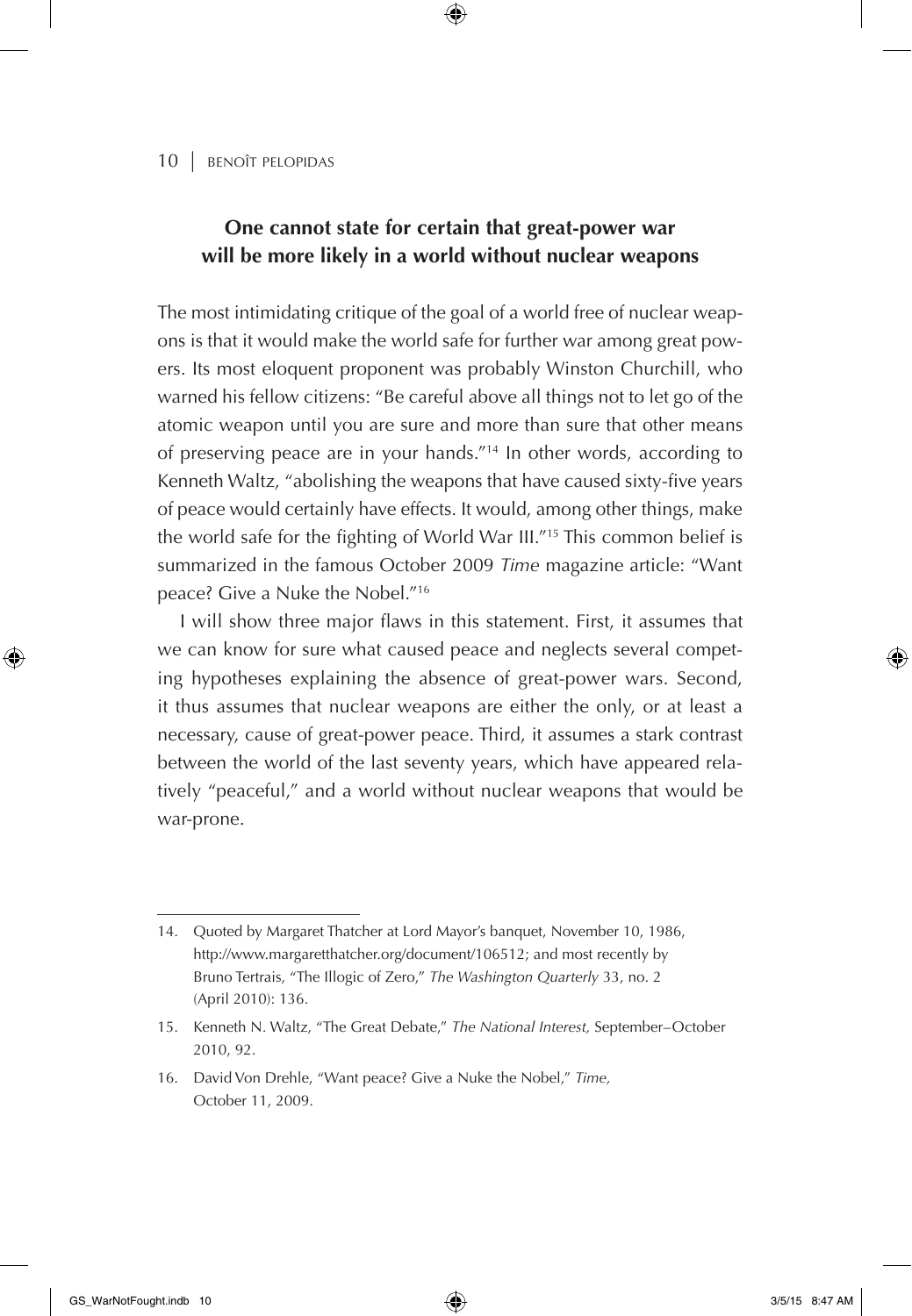## One cannot state for certain that great-power war will be more likely in a world without nuclear weapons

The most intimidating critique of the goal of a world free of nuclear weapons is that it would make the world safe for further war among great powers. Its most eloquent proponent was probably Winston Churchill, who warned his fellow citizens: "Be careful above all things not to let go of the atomic weapon until you are sure and more than sure that other means of preserving peace are in your hands."[14] In other words, according to Kenneth Waltz, "abolishing the weapons that have caused sixty-five years of peace would certainly have effects. It would, among other things, make the world safe for the fighting of World War III."[15] This common belief is summarized in the famous October 2009 *Time* magazine article: "Want peace? Give a Nuke the Nobel."[16]

I will show three major flaws in this statement. First, it assumes that we can know for sure what caused peace and neglects several competing hypotheses explaining the absence of great-power wars. Second, it thus assumes that nuclear weapons are either the only, or at least a necessary, cause of great-power peace. Third, it assumes a stark contrast between the world of the last seventy years, which have appeared relatively "peaceful," and a world without nuclear weapons that would be war-prone.

---

14. Quoted by Margaret Thatcher at Lord Mayor's banquet, November 10, 1986, http://www.margaretthatcher.org/document/106512; and most recently by Bruno Tertrais, "The Illogic of Zero," *The Washington Quarterly* 33, no. 2 (April 2010): 136.

15. Kenneth N. Waltz, "The Great Debate," *The National Interest,* September–October 2010, 92.

16. David Von Drehle, "Want peace? Give a Nuke the Nobel," *Time,* October 11, 2009.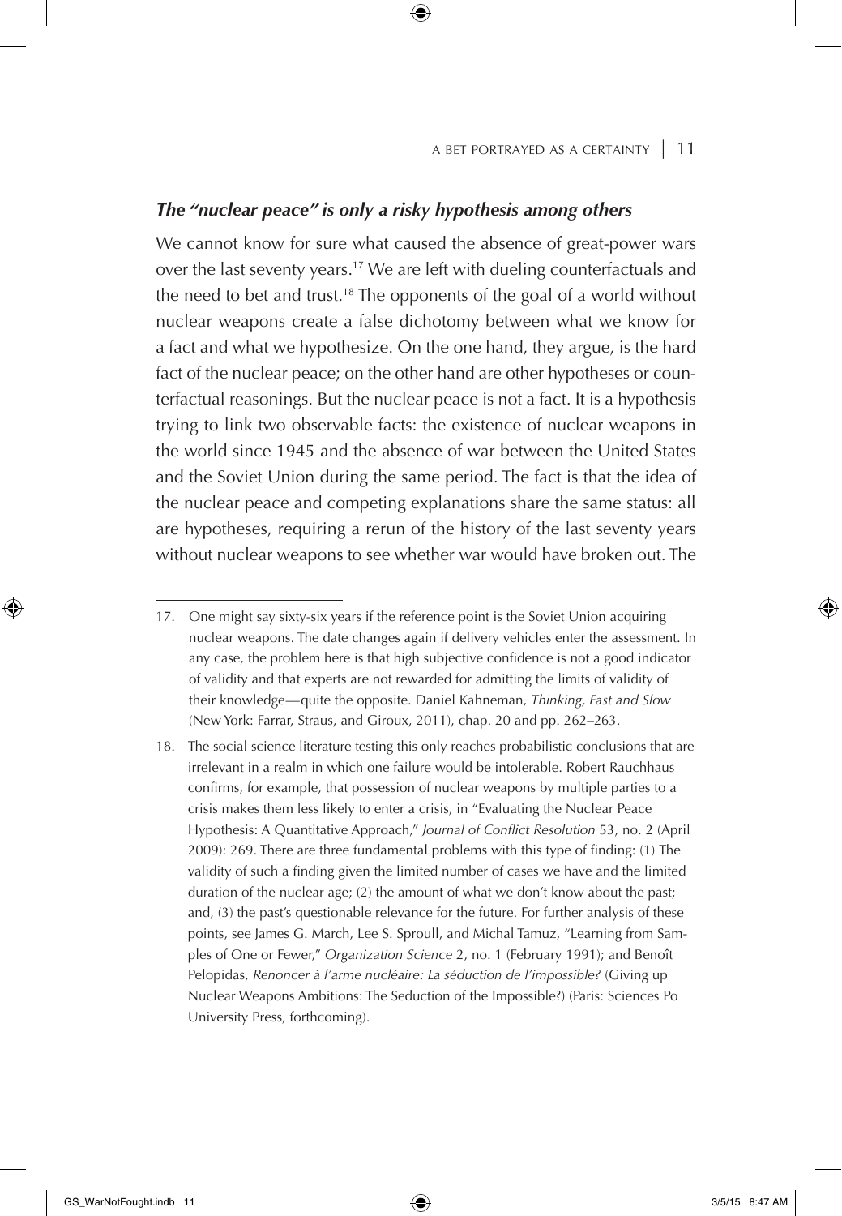### *The "nuclear peace" is only a risky hypothesis among others*

We cannot know for sure what caused the absence of great-power wars over the last seventy years.[17] We are left with dueling counterfactuals and the need to bet and trust.[18] The opponents of the goal of a world without nuclear weapons create a false dichotomy between what we know for a fact and what we hypothesize. On the one hand, they argue, is the hard fact of the nuclear peace; on the other hand are other hypotheses or counterfactual reasonings. But the nuclear peace is not a fact. It is a hypothesis trying to link two observable facts: the existence of nuclear weapons in the world since 1945 and the absence of war between the United States and the Soviet Union during the same period. The fact is that the idea of the nuclear peace and competing explanations share the same status: all are hypotheses, requiring a rerun of the history of the last seventy years without nuclear weapons to see whether war would have broken out. The

---

17. One might say sixty-six years if the reference point is the Soviet Union acquiring nuclear weapons. The date changes again if delivery vehicles enter the assessment. In any case, the problem here is that high subjective confidence is not a good indicator of validity and that experts are not rewarded for admitting the limits of validity of their knowledge—quite the opposite. Daniel Kahneman, *Thinking, Fast and Slow* (New York: Farrar, Straus, and Giroux, 2011), chap. 20 and pp. 262–263.

18. The social science literature testing this only reaches probabilistic conclusions that are irrelevant in a realm in which one failure would be intolerable. Robert Rauchhaus confirms, for example, that possession of nuclear weapons by multiple parties to a crisis makes them less likely to enter a crisis, in "Evaluating the Nuclear Peace Hypothesis: A Quantitative Approach," *Journal of Conflict Resolution* 53, no. 2 (April 2009): 269. There are three fundamental problems with this type of finding: (1) The validity of such a finding given the limited number of cases we have and the limited duration of the nuclear age; (2) the amount of what we don't know about the past; and, (3) the past's questionable relevance for the future. For further analysis of these points, see James G. March, Lee S. Sproull, and Michal Tamuz, "Learning from Samples of One or Fewer," *Organization Science* 2, no. 1 (February 1991); and Benoît Pelopidas, *Renoncer à l'arme nucléaire: La séduction de l'impossible?* (Giving up Nuclear Weapons Ambitions: The Seduction of the Impossible?) (Paris: Sciences Po University Press, forthcoming).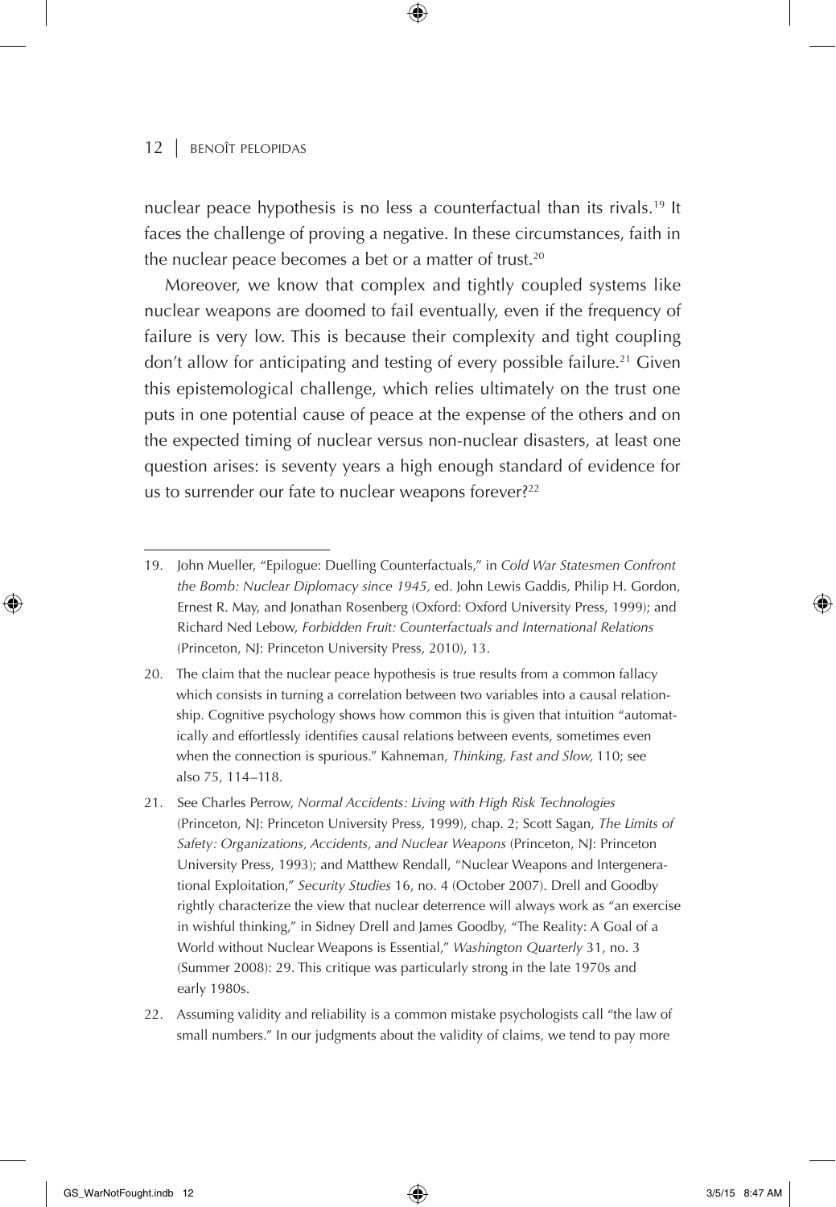nuclear peace hypothesis is no less a counterfactual than its rivals.[19] It faces the challenge of proving a negative. In these circumstances, faith in the nuclear peace becomes a bet or a matter of trust.[20]

Moreover, we know that complex and tightly coupled systems like nuclear weapons are doomed to fail eventually, even if the frequency of failure is very low. This is because their complexity and tight coupling don't allow for anticipating and testing of every possible failure.[21] Given this epistemological challenge, which relies ultimately on the trust one puts in one potential cause of peace at the expense of the others and on the expected timing of nuclear versus non-nuclear disasters, at least one question arises: is seventy years a high enough standard of evidence for us to surrender our fate to nuclear weapons forever?[22]

---

19. John Mueller, "Epilogue: Duelling Counterfactuals," in *Cold War Statesmen Confront the Bomb: Nuclear Diplomacy since 1945,* ed. John Lewis Gaddis, Philip H. Gordon, Ernest R. May, and Jonathan Rosenberg (Oxford: Oxford University Press, 1999); and Richard Ned Lebow, *Forbidden Fruit: Counterfactuals and International Relations* (Princeton, NJ: Princeton University Press, 2010), 13.

20. The claim that the nuclear peace hypothesis is true results from a common fallacy which consists in turning a correlation between two variables into a causal relationship. Cognitive psychology shows how common this is given that intuition "automatically and effortlessly identifies causal relations between events, sometimes even when the connection is spurious." Kahneman, *Thinking, Fast and Slow,* 110; see also 75, 114–118.

21. See Charles Perrow, *Normal Accidents: Living with High Risk Technologies* (Princeton, NJ: Princeton University Press, 1999), chap. 2; Scott Sagan, *The Limits of Safety: Organizations, Accidents, and Nuclear Weapons* (Princeton, NJ: Princeton University Press, 1993); and Matthew Rendall, "Nuclear Weapons and Intergenerational Exploitation," *Security Studies* 16, no. 4 (October 2007). Drell and Goodby rightly characterize the view that nuclear deterrence will always work as "an exercise in wishful thinking," in Sidney Drell and James Goodby, "The Reality: A Goal of a World without Nuclear Weapons is Essential," *Washington Quarterly* 31, no. 3 (Summer 2008): 29. This critique was particularly strong in the late 1970s and early 1980s.

22. Assuming validity and reliability is a common mistake psychologists call "the law of small numbers." In our judgments about the validity of claims, we tend to pay more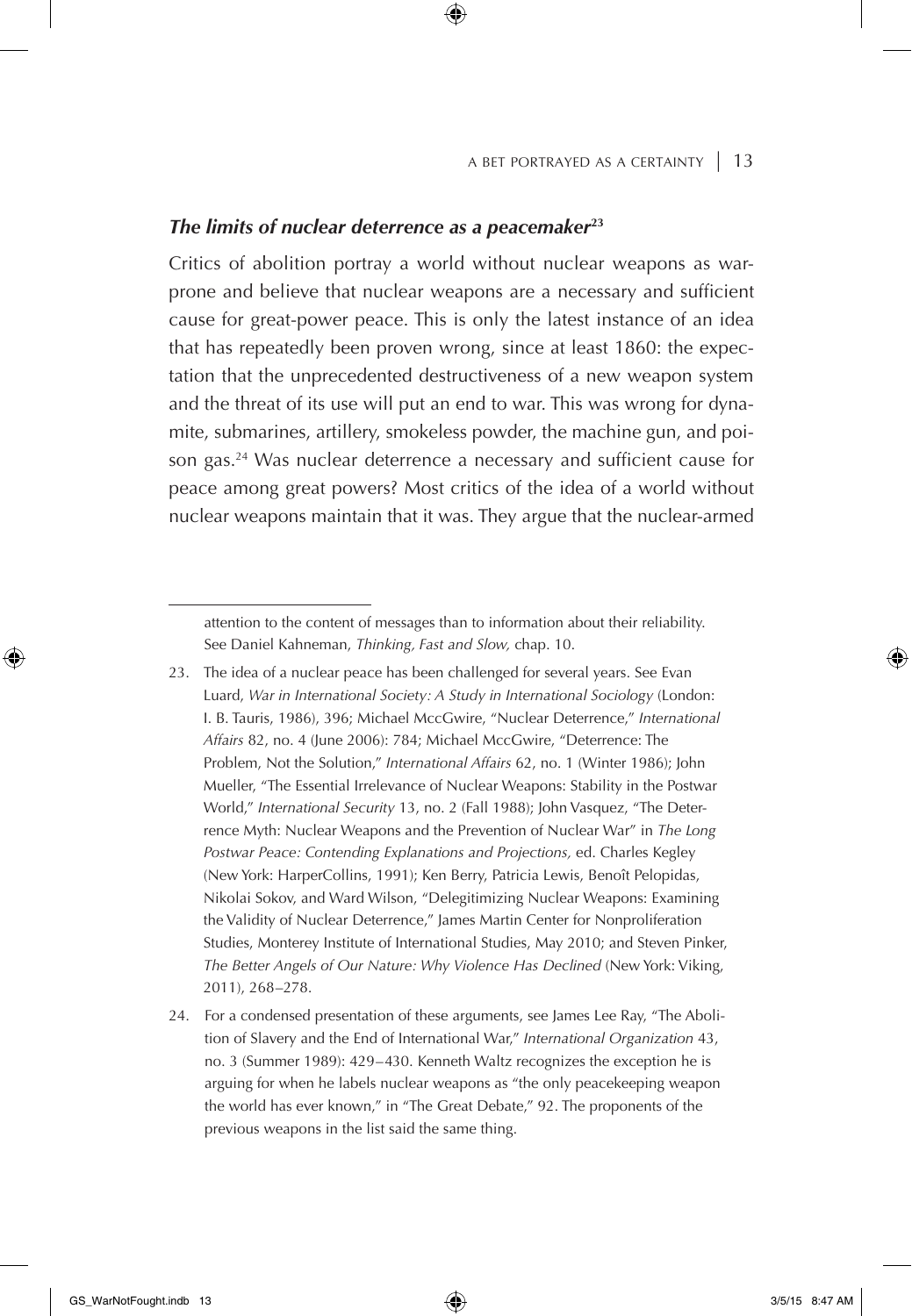### *The limits of nuclear deterrence as a peacemaker*[23]

Critics of abolition portray a world without nuclear weapons as war-prone and believe that nuclear weapons are a necessary and sufficient cause for great-power peace. This is only the latest instance of an idea that has repeatedly been proven wrong, since at least 1860: the expectation that the unprecedented destructiveness of a new weapon system and the threat of its use will put an end to war. This was wrong for dynamite, submarines, artillery, smokeless powder, the machine gun, and poison gas.[24] Was nuclear deterrence a necessary and sufficient cause for peace among great powers? Most critics of the idea of a world without nuclear weapons maintain that it was. They argue that the nuclear-armed

---

attention to the content of messages than to information about their reliability. See Daniel Kahneman, *Thinking, Fast and Slow,* chap. 10.

23. The idea of a nuclear peace has been challenged for several years. See Evan Luard, *War in International Society: A Study in International Sociology* (London: I. B. Tauris, 1986), 396; Michael MccGwire, "Nuclear Deterrence," *International Affairs* 82, no. 4 (June 2006): 784; Michael MccGwire, "Deterrence: The Problem, Not the Solution," *International Affairs* 62, no. 1 (Winter 1986); John Mueller, "The Essential Irrelevance of Nuclear Weapons: Stability in the Postwar World," *International Security* 13, no. 2 (Fall 1988); John Vasquez, "The Deterrence Myth: Nuclear Weapons and the Prevention of Nuclear War" in *The Long Postwar Peace: Contending Explanations and Projections,* ed. Charles Kegley (New York: HarperCollins, 1991); Ken Berry, Patricia Lewis, Benoît Pelopidas, Nikolai Sokov, and Ward Wilson, "Delegitimizing Nuclear Weapons: Examining the Validity of Nuclear Deterrence," James Martin Center for Nonproliferation Studies, Monterey Institute of International Studies, May 2010; and Steven Pinker, *The Better Angels of Our Nature: Why Violence Has Declined* (New York: Viking, 2011), 268–278.

24. For a condensed presentation of these arguments, see James Lee Ray, "The Abolition of Slavery and the End of International War," *International Organization* 43, no. 3 (Summer 1989): 429–430. Kenneth Waltz recognizes the exception he is arguing for when he labels nuclear weapons as "the only peacekeeping weapon the world has ever known," in "The Great Debate," 92. The proponents of the previous weapons in the list said the same thing.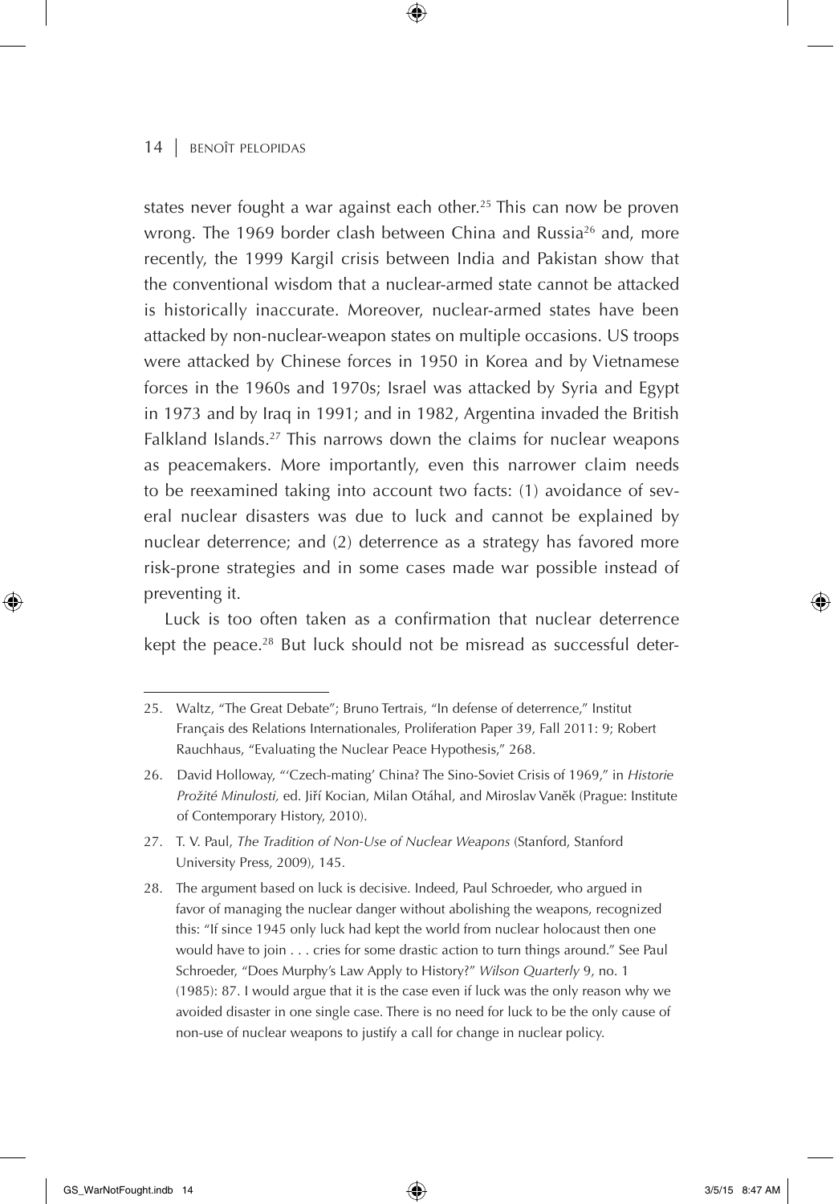states never fought a war against each other.[25] This can now be proven wrong. The 1969 border clash between China and Russia[26] and, more recently, the 1999 Kargil crisis between India and Pakistan show that the conventional wisdom that a nuclear-armed state cannot be attacked is historically inaccurate. Moreover, nuclear-armed states have been attacked by non-nuclear-weapon states on multiple occasions. US troops were attacked by Chinese forces in 1950 in Korea and by Vietnamese forces in the 1960s and 1970s; Israel was attacked by Syria and Egypt in 1973 and by Iraq in 1991; and in 1982, Argentina invaded the British Falkland Islands.[27] This narrows down the claims for nuclear weapons as peacemakers. More importantly, even this narrower claim needs to be reexamined taking into account two facts: (1) avoidance of several nuclear disasters was due to luck and cannot be explained by nuclear deterrence; and (2) deterrence as a strategy has favored more risk-prone strategies and in some cases made war possible instead of preventing it.

Luck is too often taken as a confirmation that nuclear deterrence kept the peace.[28] But luck should not be misread as successful deter-

---

25. Waltz, "The Great Debate"; Bruno Tertrais, "In defense of deterrence," Institut Français des Relations Internationales, Proliferation Paper 39, Fall 2011: 9; Robert Rauchhaus, "Evaluating the Nuclear Peace Hypothesis," 268.

26. David Holloway, "'Czech-mating' China? The Sino-Soviet Crisis of 1969," in *Historie Prožité Minulosti,* ed. Jiří Kocian, Milan Otáhal, and Miroslav Vaněk (Prague: Institute of Contemporary History, 2010).

27. T. V. Paul, *The Tradition of Non-Use of Nuclear Weapons* (Stanford, Stanford University Press, 2009), 145.

28. The argument based on luck is decisive. Indeed, Paul Schroeder, who argued in favor of managing the nuclear danger without abolishing the weapons, recognized this: "If since 1945 only luck had kept the world from nuclear holocaust then one would have to join . . . cries for some drastic action to turn things around." See Paul Schroeder, "Does Murphy's Law Apply to History?" *Wilson Quarterly* 9, no. 1 (1985): 87. I would argue that it is the case even if luck was the only reason why we avoided disaster in one single case. There is no need for luck to be the only cause of non-use of nuclear weapons to justify a call for change in nuclear policy.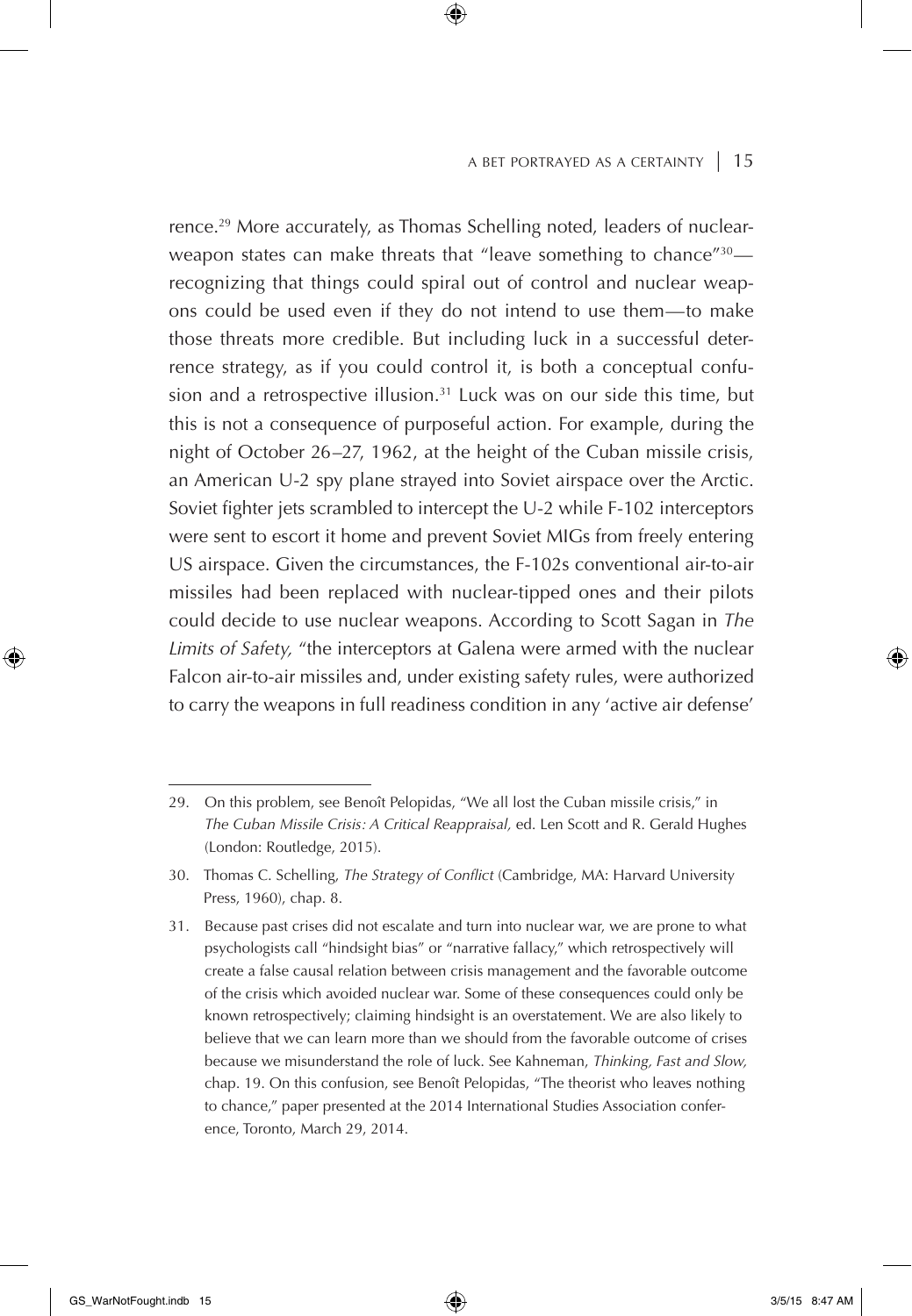rence.[29] More accurately, as Thomas Schelling noted, leaders of nuclear-weapon states can make threats that "leave something to chance"[30]—recognizing that things could spiral out of control and nuclear weapons could be used even if they do not intend to use them—to make those threats more credible. But including luck in a successful deterrence strategy, as if you could control it, is both a conceptual confusion and a retrospective illusion.[31] Luck was on our side this time, but this is not a consequence of purposeful action. For example, during the night of October 26–27, 1962, at the height of the Cuban missile crisis, an American U-2 spy plane strayed into Soviet airspace over the Arctic. Soviet fighter jets scrambled to intercept the U-2 while F-102 interceptors were sent to escort it home and prevent Soviet MIGs from freely entering US airspace. Given the circumstances, the F-102s conventional air-to-air missiles had been replaced with nuclear-tipped ones and their pilots could decide to use nuclear weapons. According to Scott Sagan in *The Limits of Safety,* "the interceptors at Galena were armed with the nuclear Falcon air-to-air missiles and, under existing safety rules, were authorized to carry the weapons in full readiness condition in any 'active air defense'

---

29. On this problem, see Benoît Pelopidas, "We all lost the Cuban missile crisis," in *The Cuban Missile Crisis: A Critical Reappraisal,* ed. Len Scott and R. Gerald Hughes (London: Routledge, 2015).

30. Thomas C. Schelling, *The Strategy of Conflict* (Cambridge, MA: Harvard University Press, 1960), chap. 8.

31. Because past crises did not escalate and turn into nuclear war, we are prone to what psychologists call "hindsight bias" or "narrative fallacy," which retrospectively will create a false causal relation between crisis management and the favorable outcome of the crisis which avoided nuclear war. Some of these consequences could only be known retrospectively; claiming hindsight is an overstatement. We are also likely to believe that we can learn more than we should from the favorable outcome of crises because we misunderstand the role of luck. See Kahneman, *Thinking, Fast and Slow,* chap. 19. On this confusion, see Benoît Pelopidas, "The theorist who leaves nothing to chance," paper presented at the 2014 International Studies Association conference, Toronto, March 29, 2014.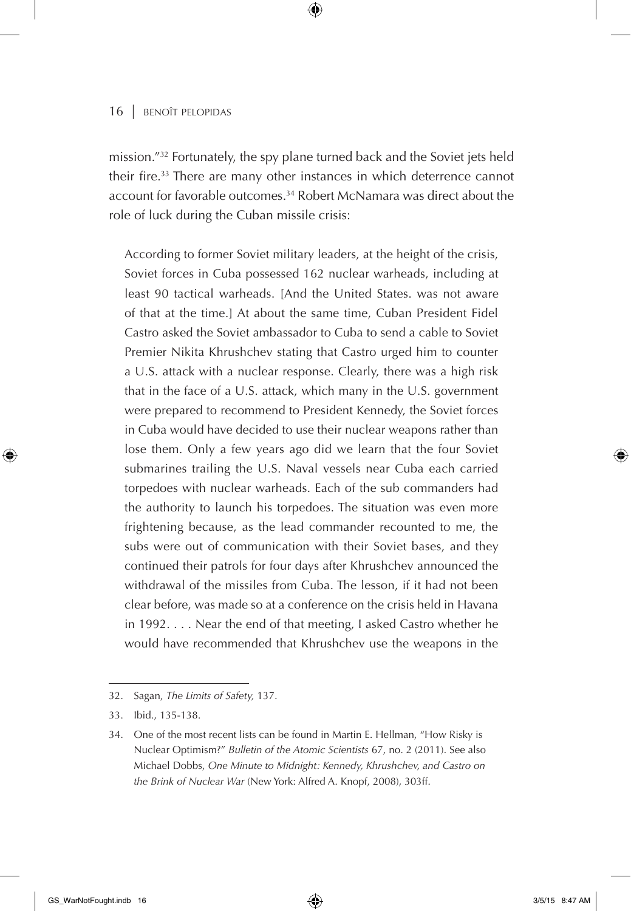mission."[32] Fortunately, the spy plane turned back and the Soviet jets held their fire.[33] There are many other instances in which deterrence cannot account for favorable outcomes.[34] Robert McNamara was direct about the role of luck during the Cuban missile crisis:

> According to former Soviet military leaders, at the height of the crisis, Soviet forces in Cuba possessed 162 nuclear warheads, including at least 90 tactical warheads. [And the United States. was not aware of that at the time.] At about the same time, Cuban President Fidel Castro asked the Soviet ambassador to Cuba to send a cable to Soviet Premier Nikita Khrushchev stating that Castro urged him to counter a U.S. attack with a nuclear response. Clearly, there was a high risk that in the face of a U.S. attack, which many in the U.S. government were prepared to recommend to President Kennedy, the Soviet forces in Cuba would have decided to use their nuclear weapons rather than lose them. Only a few years ago did we learn that the four Soviet submarines trailing the U.S. Naval vessels near Cuba each carried torpedoes with nuclear warheads. Each of the sub commanders had the authority to launch his torpedoes. The situation was even more frightening because, as the lead commander recounted to me, the subs were out of communication with their Soviet bases, and they continued their patrols for four days after Khrushchev announced the withdrawal of the missiles from Cuba. The lesson, if it had not been clear before, was made so at a conference on the crisis held in Havana in 1992. . . . Near the end of that meeting, I asked Castro whether he would have recommended that Khrushchev use the weapons in the

---

32. Sagan, *The Limits of Safety,* 137.

33. Ibid., 135-138.

34. One of the most recent lists can be found in Martin E. Hellman, "How Risky is Nuclear Optimism?" *Bulletin of the Atomic Scientists* 67, no. 2 (2011). See also Michael Dobbs, *One Minute to Midnight: Kennedy, Khrushchev, and Castro on the Brink of Nuclear War* (New York: Alfred A. Knopf, 2008), 303ff.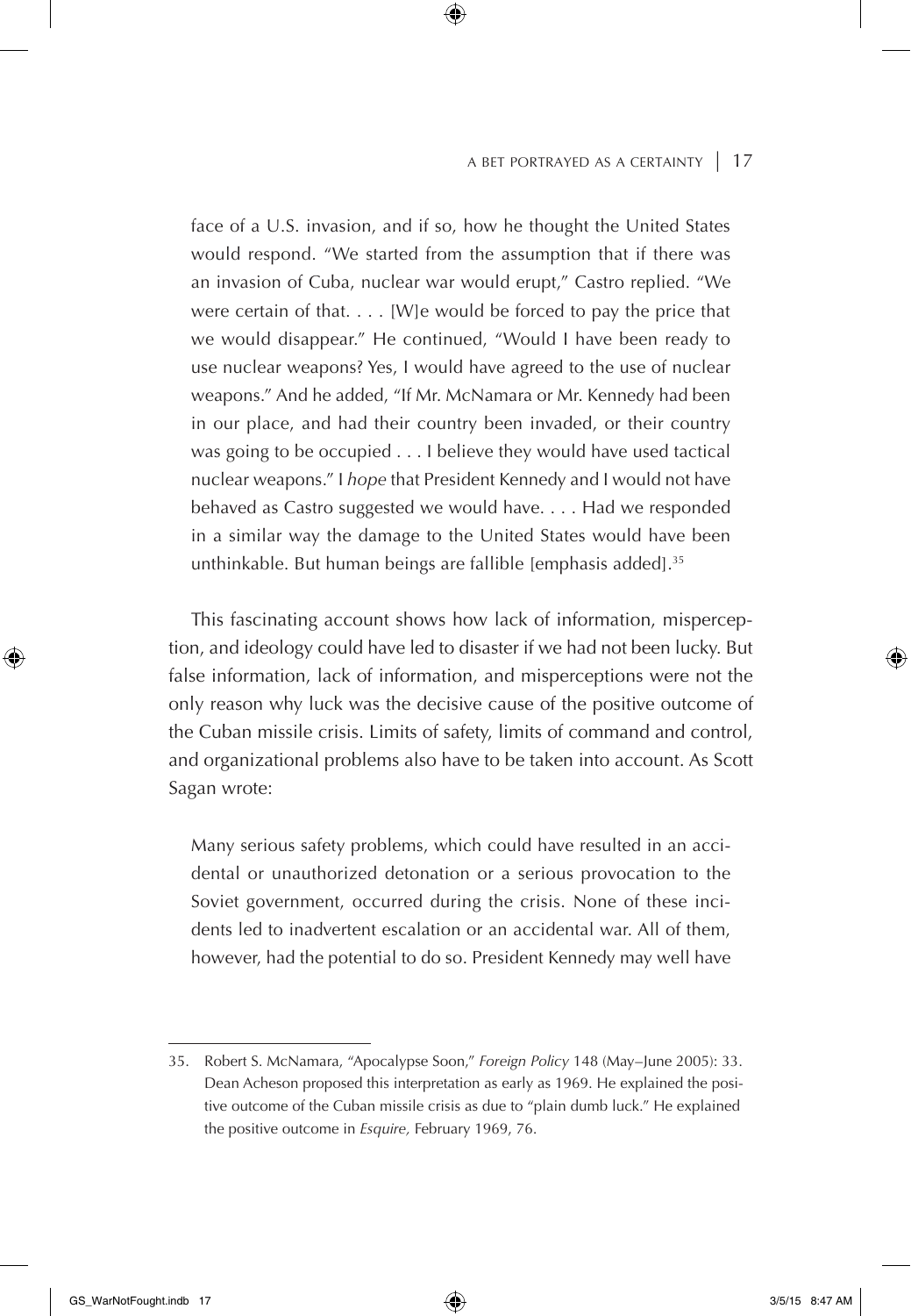> face of a U.S. invasion, and if so, how he thought the United States would respond. "We started from the assumption that if there was an invasion of Cuba, nuclear war would erupt," Castro replied. "We were certain of that. . . . [W]e would be forced to pay the price that we would disappear." He continued, "Would I have been ready to use nuclear weapons? Yes, I would have agreed to the use of nuclear weapons." And he added, "If Mr. McNamara or Mr. Kennedy had been in our place, and had their country been invaded, or their country was going to be occupied . . . I believe they would have used tactical nuclear weapons." I *hope* that President Kennedy and I would not have behaved as Castro suggested we would have. . . . Had we responded in a similar way the damage to the United States would have been unthinkable. But human beings are fallible [emphasis added].[35]

This fascinating account shows how lack of information, misperception, and ideology could have led to disaster if we had not been lucky. But false information, lack of information, and misperceptions were not the only reason why luck was the decisive cause of the positive outcome of the Cuban missile crisis. Limits of safety, limits of command and control, and organizational problems also have to be taken into account. As Scott Sagan wrote:

> Many serious safety problems, which could have resulted in an accidental or unauthorized detonation or a serious provocation to the Soviet government, occurred during the crisis. None of these incidents led to inadvertent escalation or an accidental war. All of them, however, had the potential to do so. President Kennedy may well have

---

35. Robert S. McNamara, "Apocalypse Soon," *Foreign Policy* 148 (May–June 2005): 33. Dean Acheson proposed this interpretation as early as 1969. He explained the positive outcome of the Cuban missile crisis as due to "plain dumb luck." He explained the positive outcome in *Esquire,* February 1969, 76.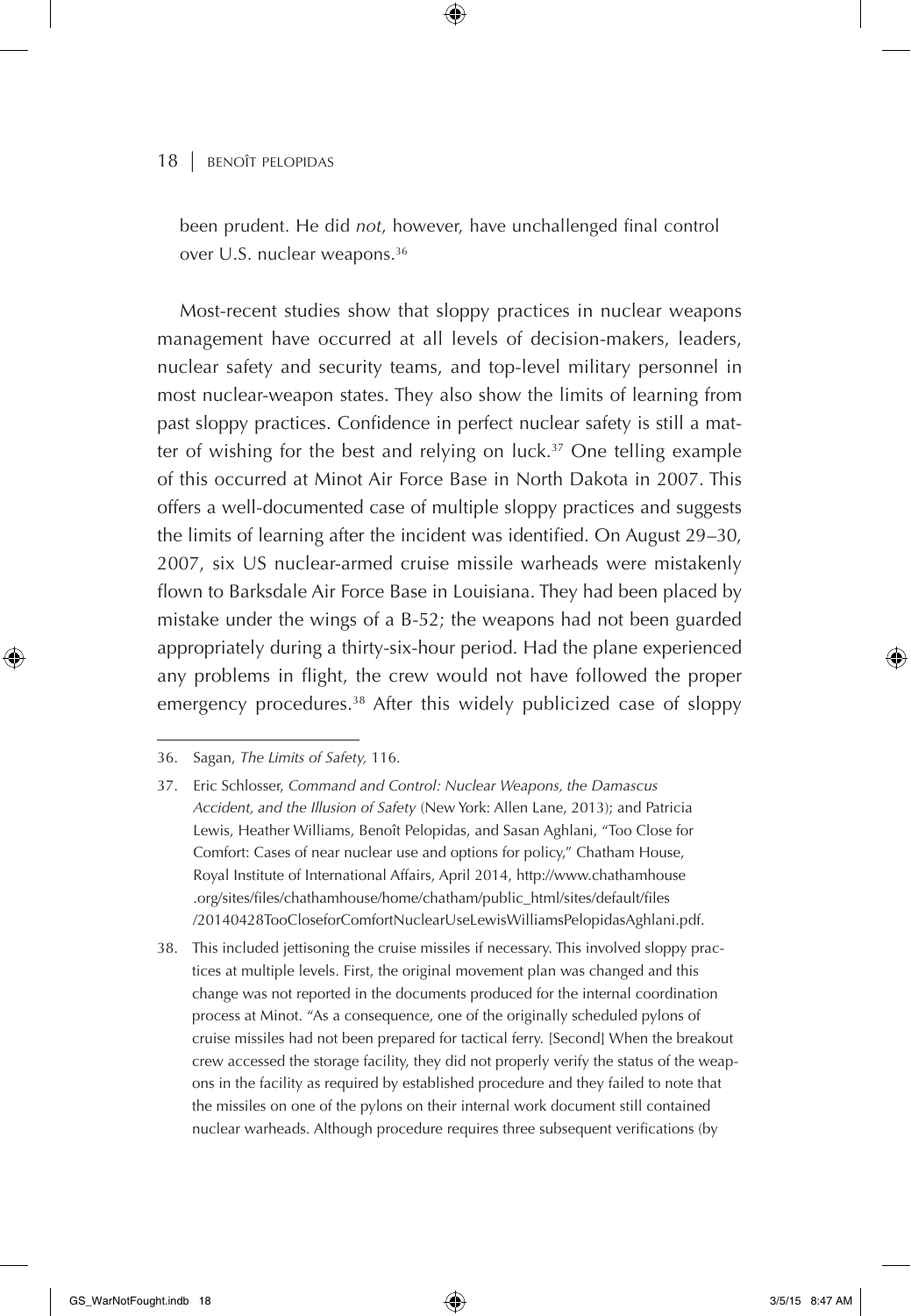been prudent. He did *not*, however, have unchallenged final control over U.S. nuclear weapons.[36]

Most-recent studies show that sloppy practices in nuclear weapons management have occurred at all levels of decision-makers, leaders, nuclear safety and security teams, and top-level military personnel in most nuclear-weapon states. They also show the limits of learning from past sloppy practices. Confidence in perfect nuclear safety is still a matter of wishing for the best and relying on luck.[37] One telling example of this occurred at Minot Air Force Base in North Dakota in 2007. This offers a well-documented case of multiple sloppy practices and suggests the limits of learning after the incident was identified. On August 29–30, 2007, six US nuclear-armed cruise missile warheads were mistakenly flown to Barksdale Air Force Base in Louisiana. They had been placed by mistake under the wings of a B-52; the weapons had not been guarded appropriately during a thirty-six-hour period. Had the plane experienced any problems in flight, the crew would not have followed the proper emergency procedures.[38] After this widely publicized case of sloppy

---

36. Sagan, *The Limits of Safety,* 116.

37. Eric Schlosser, *Command and Control: Nuclear Weapons, the Damascus Accident, and the Illusion of Safety* (New York: Allen Lane, 2013); and Patricia Lewis, Heather Williams, Benoît Pelopidas, and Sasan Aghlani, "Too Close for Comfort: Cases of near nuclear use and options for policy," Chatham House, Royal Institute of International Affairs, April 2014, http://www.chathamhouse.org/sites/files/chathamhouse/home/chatham/public_html/sites/default/files/20140428TooCloseforComfortNuclearUseLewisWilliamsPelopidasAghlani.pdf.

38. This included jettisoning the cruise missiles if necessary. This involved sloppy practices at multiple levels. First, the original movement plan was changed and this change was not reported in the documents produced for the internal coordination process at Minot. "As a consequence, one of the originally scheduled pylons of cruise missiles had not been prepared for tactical ferry. [Second] When the breakout crew accessed the storage facility, they did not properly verify the status of the weapons in the facility as required by established procedure and they failed to note that the missiles on one of the pylons on their internal work document still contained nuclear warheads. Although procedure requires three subsequent verifications (by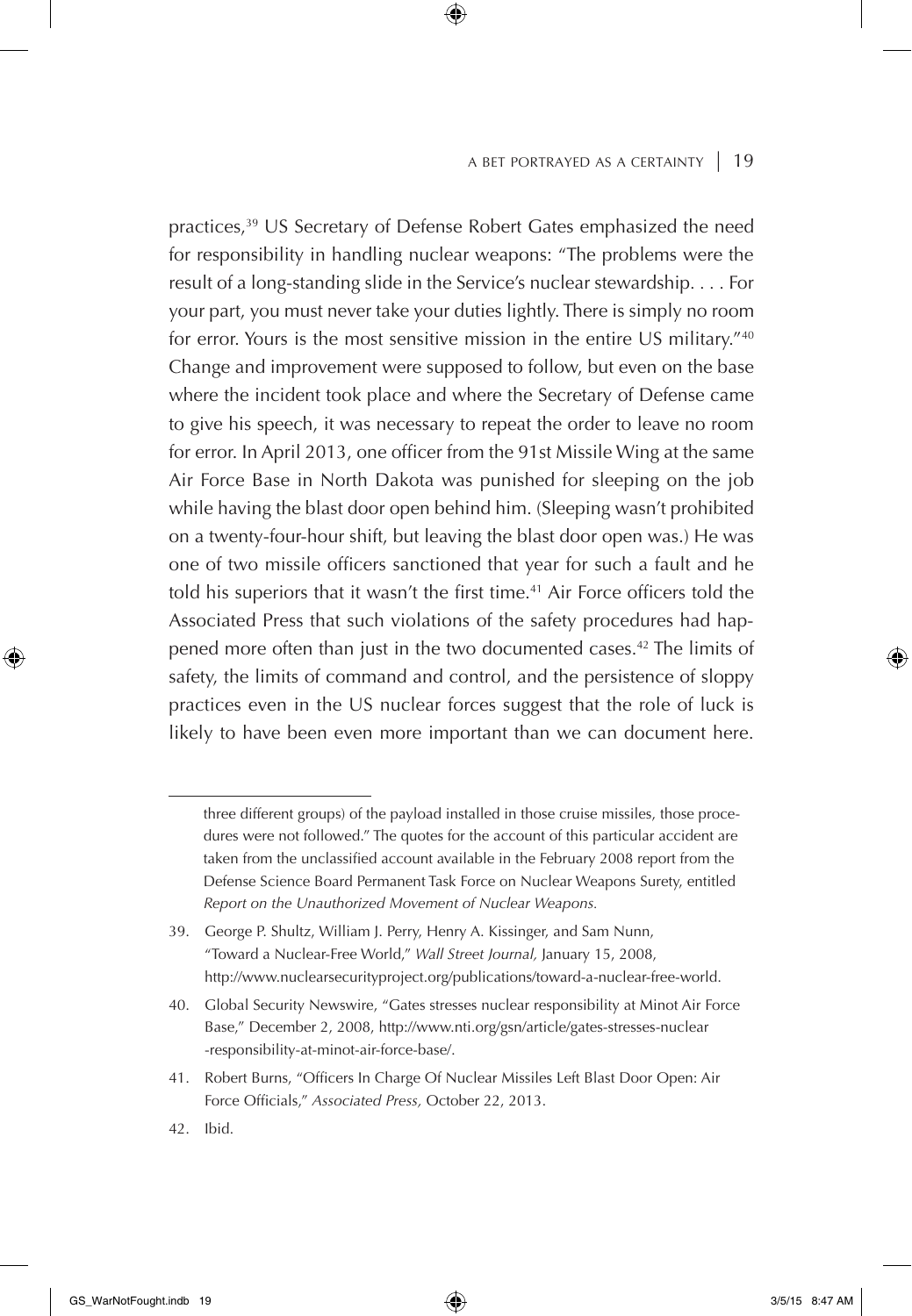practices,[39] US Secretary of Defense Robert Gates emphasized the need for responsibility in handling nuclear weapons: "The problems were the result of a long-standing slide in the Service's nuclear stewardship. . . . For your part, you must never take your duties lightly. There is simply no room for error. Yours is the most sensitive mission in the entire US military."[40] Change and improvement were supposed to follow, but even on the base where the incident took place and where the Secretary of Defense came to give his speech, it was necessary to repeat the order to leave no room for error. In April 2013, one officer from the 91st Missile Wing at the same Air Force Base in North Dakota was punished for sleeping on the job while having the blast door open behind him. (Sleeping wasn't prohibited on a twenty-four-hour shift, but leaving the blast door open was.) He was one of two missile officers sanctioned that year for such a fault and he told his superiors that it wasn't the first time.[41] Air Force officers told the Associated Press that such violations of the safety procedures had happened more often than just in the two documented cases.[42] The limits of safety, the limits of command and control, and the persistence of sloppy practices even in the US nuclear forces suggest that the role of luck is likely to have been even more important than we can document here.

---

three different groups) of the payload installed in those cruise missiles, those procedures were not followed." The quotes for the account of this particular accident are taken from the unclassified account available in the February 2008 report from the Defense Science Board Permanent Task Force on Nuclear Weapons Surety, entitled *Report on the Unauthorized Movement of Nuclear Weapons.*

39. George P. Shultz, William J. Perry, Henry A. Kissinger, and Sam Nunn, "Toward a Nuclear-Free World," *Wall Street Journal,* January 15, 2008, http://www.nuclearsecurityproject.org/publications/toward-a-nuclear-free-world.

40. Global Security Newswire, "Gates stresses nuclear responsibility at Minot Air Force Base," December 2, 2008, http://www.nti.org/gsn/article/gates-stresses-nuclear-responsibility-at-minot-air-force-base/.

41. Robert Burns, "Officers In Charge Of Nuclear Missiles Left Blast Door Open: Air Force Officials," *Associated Press,* October 22, 2013.

42. Ibid.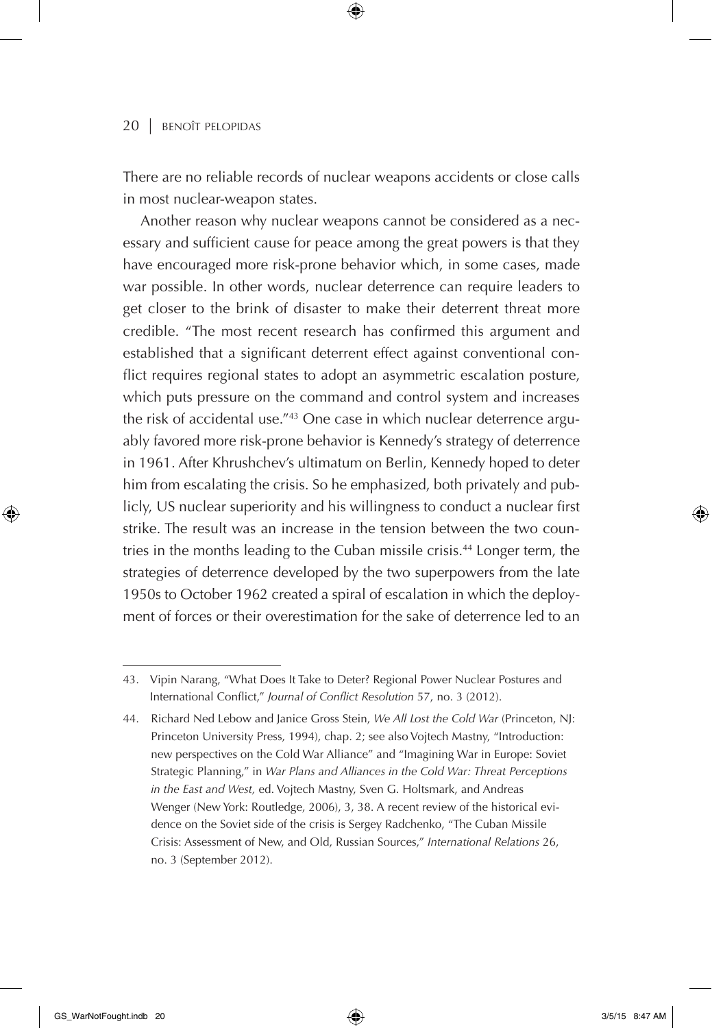There are no reliable records of nuclear weapons accidents or close calls in most nuclear-weapon states.

Another reason why nuclear weapons cannot be considered as a necessary and sufficient cause for peace among the great powers is that they have encouraged more risk-prone behavior which, in some cases, made war possible. In other words, nuclear deterrence can require leaders to get closer to the brink of disaster to make their deterrent threat more credible. "The most recent research has confirmed this argument and established that a significant deterrent effect against conventional conflict requires regional states to adopt an asymmetric escalation posture, which puts pressure on the command and control system and increases the risk of accidental use."[43] One case in which nuclear deterrence arguably favored more risk-prone behavior is Kennedy's strategy of deterrence in 1961. After Khrushchev's ultimatum on Berlin, Kennedy hoped to deter him from escalating the crisis. So he emphasized, both privately and publicly, US nuclear superiority and his willingness to conduct a nuclear first strike. The result was an increase in the tension between the two countries in the months leading to the Cuban missile crisis.[44] Longer term, the strategies of deterrence developed by the two superpowers from the late 1950s to October 1962 created a spiral of escalation in which the deployment of forces or their overestimation for the sake of deterrence led to an

---

43. Vipin Narang, "What Does It Take to Deter? Regional Power Nuclear Postures and International Conflict," *Journal of Conflict Resolution* 57, no. 3 (2012).

44. Richard Ned Lebow and Janice Gross Stein, *We All Lost the Cold War* (Princeton, NJ: Princeton University Press, 1994), chap. 2; see also Vojtech Mastny, "Introduction: new perspectives on the Cold War Alliance" and "Imagining War in Europe: Soviet Strategic Planning," in *War Plans and Alliances in the Cold War: Threat Perceptions in the East and West,* ed. Vojtech Mastny, Sven G. Holtsmark, and Andreas Wenger (New York: Routledge, 2006), 3, 38. A recent review of the historical evidence on the Soviet side of the crisis is Sergey Radchenko, "The Cuban Missile Crisis: Assessment of New, and Old, Russian Sources," *International Relations* 26, no. 3 (September 2012).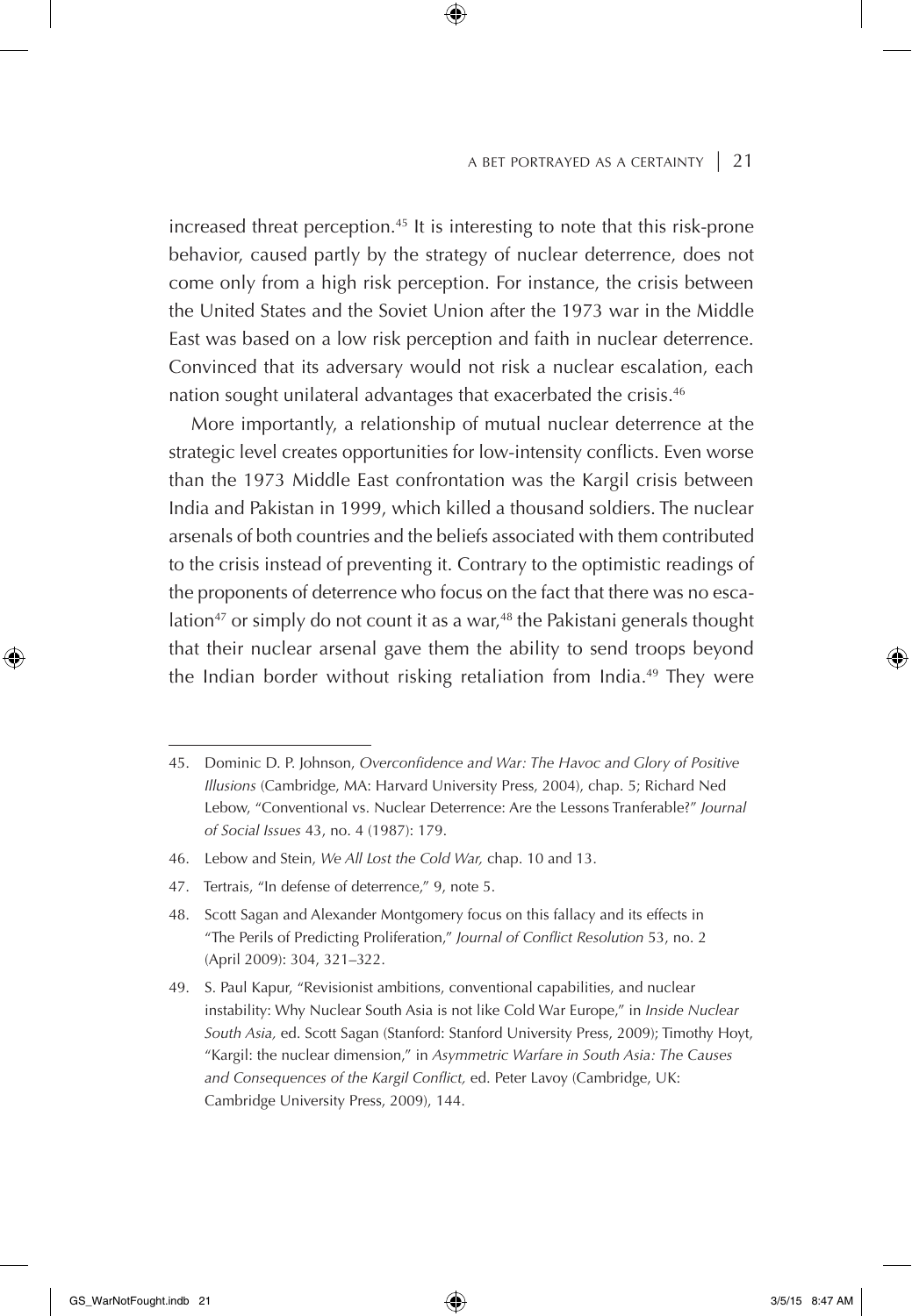increased threat perception.[45] It is interesting to note that this risk-prone behavior, caused partly by the strategy of nuclear deterrence, does not come only from a high risk perception. For instance, the crisis between the United States and the Soviet Union after the 1973 war in the Middle East was based on a low risk perception and faith in nuclear deterrence. Convinced that its adversary would not risk a nuclear escalation, each nation sought unilateral advantages that exacerbated the crisis.[46]

More importantly, a relationship of mutual nuclear deterrence at the strategic level creates opportunities for low-intensity conflicts. Even worse than the 1973 Middle East confrontation was the Kargil crisis between India and Pakistan in 1999, which killed a thousand soldiers. The nuclear arsenals of both countries and the beliefs associated with them contributed to the crisis instead of preventing it. Contrary to the optimistic readings of the proponents of deterrence who focus on the fact that there was no escalation[47] or simply do not count it as a war,[48] the Pakistani generals thought that their nuclear arsenal gave them the ability to send troops beyond the Indian border without risking retaliation from India.[49] They were

---

45. Dominic D. P. Johnson, *Overconfidence and War: The Havoc and Glory of Positive Illusions* (Cambridge, MA: Harvard University Press, 2004), chap. 5; Richard Ned Lebow, "Conventional vs. Nuclear Deterrence: Are the Lessons Tranferable?" *Journal of Social Issues* 43, no. 4 (1987): 179.
46. Lebow and Stein, *We All Lost the Cold War,* chap. 10 and 13.
47. Tertrais, "In defense of deterrence," 9, note 5.
48. Scott Sagan and Alexander Montgomery focus on this fallacy and its effects in "The Perils of Predicting Proliferation," *Journal of Conflict Resolution* 53, no. 2 (April 2009): 304, 321–322.
49. S. Paul Kapur, "Revisionist ambitions, conventional capabilities, and nuclear instability: Why Nuclear South Asia is not like Cold War Europe," in *Inside Nuclear South Asia,* ed. Scott Sagan (Stanford: Stanford University Press, 2009); Timothy Hoyt, "Kargil: the nuclear dimension," in *Asymmetric Warfare in South Asia: The Causes and Consequences of the Kargil Conflict,* ed. Peter Lavoy (Cambridge, UK: Cambridge University Press, 2009), 144.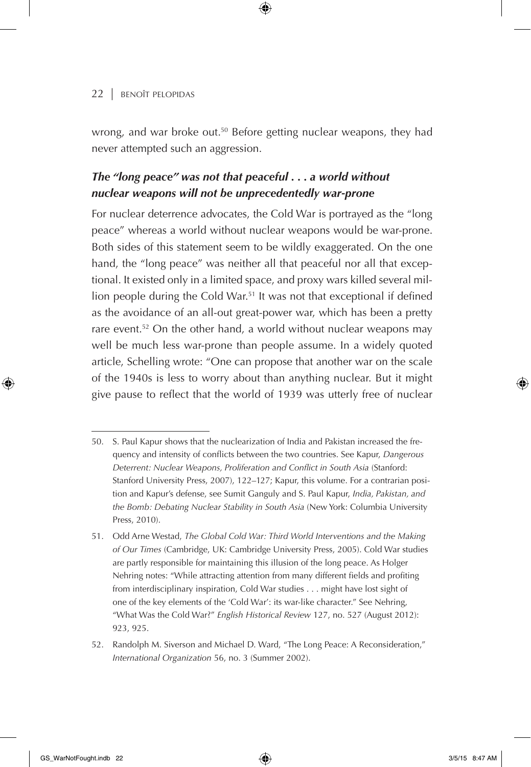wrong, and war broke out.[50] Before getting nuclear weapons, they had never attempted such an aggression.

### *The "long peace" was not that peaceful . . . a world without nuclear weapons will not be unprecedentedly war-prone*

For nuclear deterrence advocates, the Cold War is portrayed as the "long peace" whereas a world without nuclear weapons would be war-prone. Both sides of this statement seem to be wildly exaggerated. On the one hand, the "long peace" was neither all that peaceful nor all that exceptional. It existed only in a limited space, and proxy wars killed several million people during the Cold War.[51] It was not that exceptional if defined as the avoidance of an all-out great-power war, which has been a pretty rare event.[52] On the other hand, a world without nuclear weapons may well be much less war-prone than people assume. In a widely quoted article, Schelling wrote: "One can propose that another war on the scale of the 1940s is less to worry about than anything nuclear. But it might give pause to reflect that the world of 1939 was utterly free of nuclear

---

50. S. Paul Kapur shows that the nuclearization of India and Pakistan increased the frequency and intensity of conflicts between the two countries. See Kapur, *Dangerous Deterrent: Nuclear Weapons, Proliferation and Conflict in South Asia* (Stanford: Stanford University Press, 2007), 122–127; Kapur, this volume. For a contrarian position and Kapur's defense, see Sumit Ganguly and S. Paul Kapur, *India, Pakistan, and the Bomb: Debating Nuclear Stability in South Asia* (New York: Columbia University Press, 2010).

51. Odd Arne Westad, *The Global Cold War: Third World Interventions and the Making of Our Times* (Cambridge, UK: Cambridge University Press, 2005). Cold War studies are partly responsible for maintaining this illusion of the long peace. As Holger Nehring notes: "While attracting attention from many different fields and profiting from interdisciplinary inspiration, Cold War studies . . . might have lost sight of one of the key elements of the 'Cold War': its war-like character." See Nehring, "What Was the Cold War?" *English Historical Review* 127, no. 527 (August 2012): 923, 925.

52. Randolph M. Siverson and Michael D. Ward, "The Long Peace: A Reconsideration," *International Organization* 56, no. 3 (Summer 2002).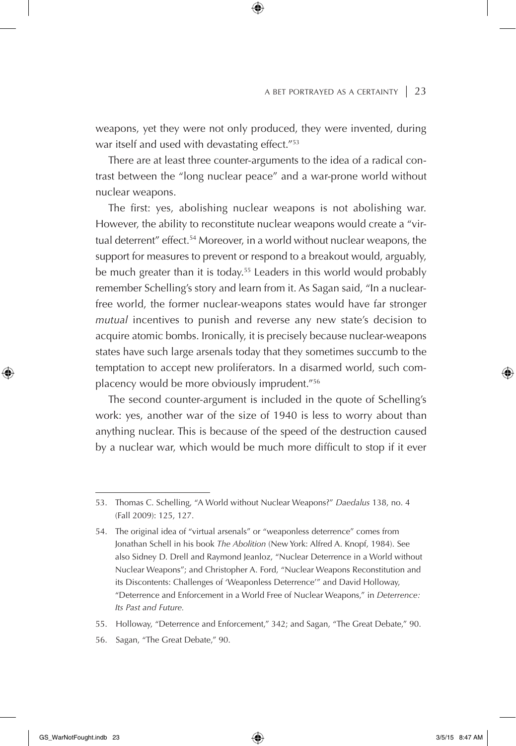weapons, yet they were not only produced, they were invented, during war itself and used with devastating effect."[53]

There are at least three counter-arguments to the idea of a radical contrast between the "long nuclear peace" and a war-prone world without nuclear weapons.

The first: yes, abolishing nuclear weapons is not abolishing war. However, the ability to reconstitute nuclear weapons would create a "virtual deterrent" effect.[54] Moreover, in a world without nuclear weapons, the support for measures to prevent or respond to a breakout would, arguably, be much greater than it is today.[55] Leaders in this world would probably remember Schelling's story and learn from it. As Sagan said, "In a nuclear-free world, the former nuclear-weapons states would have far stronger *mutual* incentives to punish and reverse any new state's decision to acquire atomic bombs. Ironically, it is precisely because nuclear-weapons states have such large arsenals today that they sometimes succumb to the temptation to accept new proliferators. In a disarmed world, such complacency would be more obviously imprudent."[56]

The second counter-argument is included in the quote of Schelling's work: yes, another war of the size of 1940 is less to worry about than anything nuclear. This is because of the speed of the destruction caused by a nuclear war, which would be much more difficult to stop if it ever

---

53. Thomas C. Schelling, "A World without Nuclear Weapons?" *Daedalus* 138, no. 4 (Fall 2009): 125, 127.

54. The original idea of "virtual arsenals" or "weaponless deterrence" comes from Jonathan Schell in his book *The Abolition* (New York: Alfred A. Knopf, 1984). See also Sidney D. Drell and Raymond Jeanloz, "Nuclear Deterrence in a World without Nuclear Weapons"; and Christopher A. Ford, "Nuclear Weapons Reconstitution and its Discontents: Challenges of 'Weaponless Deterrence'" and David Holloway, "Deterrence and Enforcement in a World Free of Nuclear Weapons," in *Deterrence: Its Past and Future.*

55. Holloway, "Deterrence and Enforcement," 342; and Sagan, "The Great Debate," 90.

56. Sagan, "The Great Debate," 90.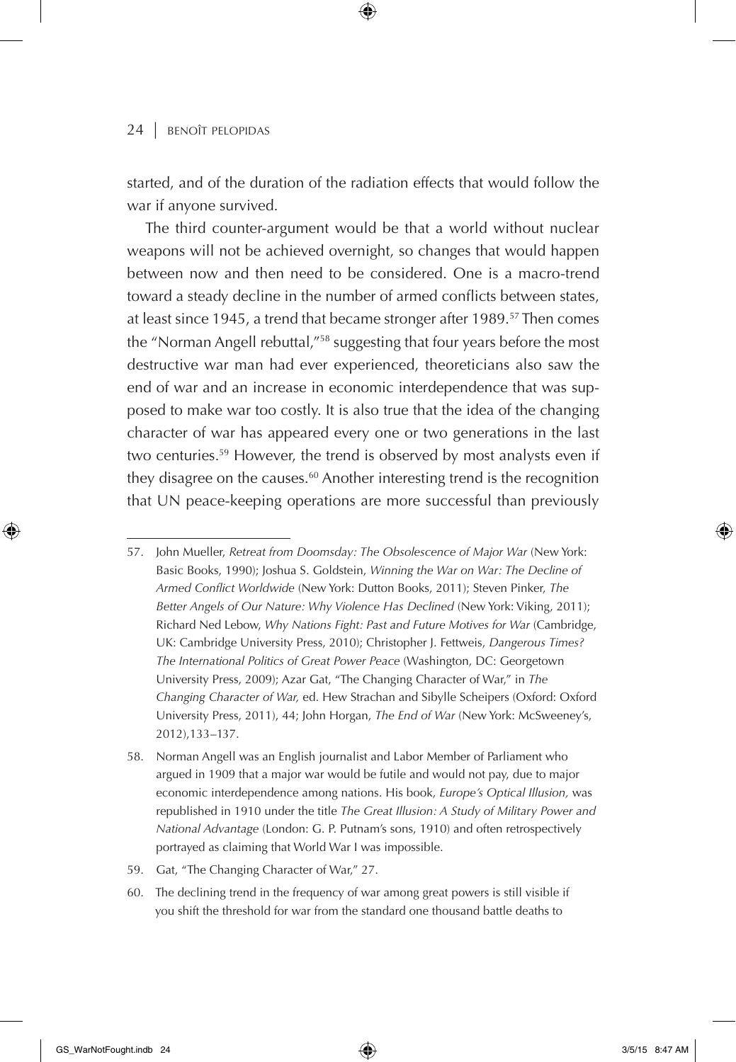started, and of the duration of the radiation effects that would follow the war if anyone survived.

The third counter-argument would be that a world without nuclear weapons will not be achieved overnight, so changes that would happen between now and then need to be considered. One is a macro-trend toward a steady decline in the number of armed conflicts between states, at least since 1945, a trend that became stronger after 1989.[57] Then comes the "Norman Angell rebuttal,"[58] suggesting that four years before the most destructive war man had ever experienced, theoreticians also saw the end of war and an increase in economic interdependence that was supposed to make war too costly. It is also true that the idea of the changing character of war has appeared every one or two generations in the last two centuries.[59] However, the trend is observed by most analysts even if they disagree on the causes.[60] Another interesting trend is the recognition that UN peace-keeping operations are more successful than previously

---

57. John Mueller, *Retreat from Doomsday: The Obsolescence of Major War* (New York: Basic Books, 1990); Joshua S. Goldstein, *Winning the War on War: The Decline of Armed Conflict Worldwide* (New York: Dutton Books, 2011); Steven Pinker, *The Better Angels of Our Nature: Why Violence Has Declined* (New York: Viking, 2011); Richard Ned Lebow, *Why Nations Fight: Past and Future Motives for War* (Cambridge, UK: Cambridge University Press, 2010); Christopher J. Fettweis, *Dangerous Times? The International Politics of Great Power Peace* (Washington, DC: Georgetown University Press, 2009); Azar Gat, "The Changing Character of War," in *The Changing Character of War,* ed. Hew Strachan and Sibylle Scheipers (Oxford: Oxford University Press, 2011), 44; John Horgan, *The End of War* (New York: McSweeney's, 2012),133–137.

58. Norman Angell was an English journalist and Labor Member of Parliament who argued in 1909 that a major war would be futile and would not pay, due to major economic interdependence among nations. His book, *Europe's Optical Illusion,* was republished in 1910 under the title *The Great Illusion: A Study of Military Power and National Advantage* (London: G. P. Putnam's sons, 1910) and often retrospectively portrayed as claiming that World War I was impossible.

59. Gat, "The Changing Character of War," 27.

60. The declining trend in the frequency of war among great powers is still visible if you shift the threshold for war from the standard one thousand battle deaths to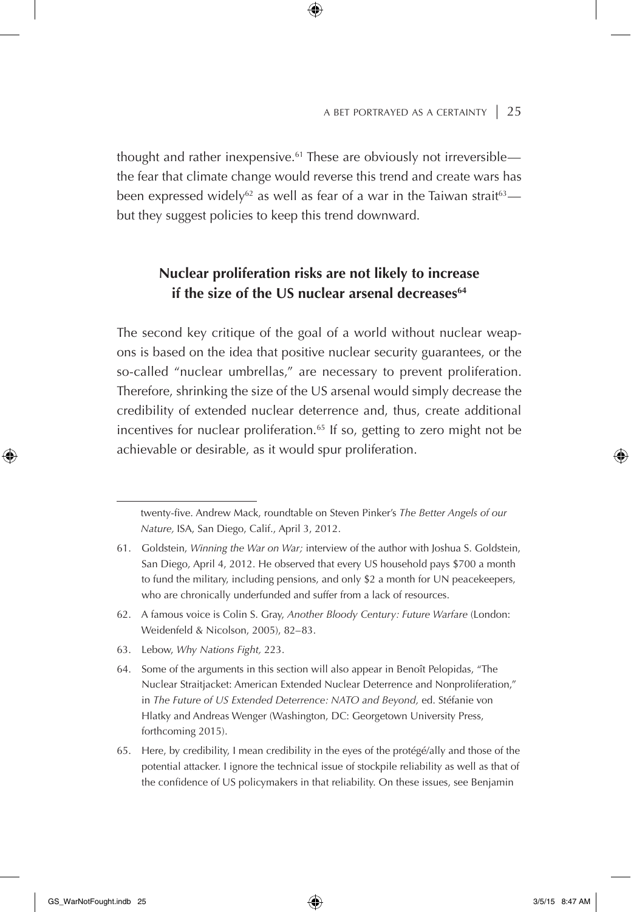thought and rather inexpensive.[61] These are obviously not irreversible—the fear that climate change would reverse this trend and create wars has been expressed widely[62] as well as fear of a war in the Taiwan strait[63]—but they suggest policies to keep this trend downward.

## Nuclear proliferation risks are not likely to increase if the size of the US nuclear arsenal decreases[64]

The second key critique of the goal of a world without nuclear weapons is based on the idea that positive nuclear security guarantees, or the so-called "nuclear umbrellas," are necessary to prevent proliferation. Therefore, shrinking the size of the US arsenal would simply decrease the credibility of extended nuclear deterrence and, thus, create additional incentives for nuclear proliferation.[65] If so, getting to zero might not be achievable or desirable, as it would spur proliferation.

---

twenty-five. Andrew Mack, roundtable on Steven Pinker's *The Better Angels of our Nature,* ISA, San Diego, Calif., April 3, 2012.

61. Goldstein, *Winning the War on War;* interview of the author with Joshua S. Goldstein, San Diego, April 4, 2012. He observed that every US household pays $700 a month to fund the military, including pensions, and only $2 a month for UN peacekeepers, who are chronically underfunded and suffer from a lack of resources.

62. A famous voice is Colin S. Gray, *Another Bloody Century: Future Warfare* (London: Weidenfeld & Nicolson, 2005), 82–83.

63. Lebow, *Why Nations Fight,* 223.

64. Some of the arguments in this section will also appear in Benoît Pelopidas, "The Nuclear Straitjacket: American Extended Nuclear Deterrence and Nonproliferation," in *The Future of US Extended Deterrence: NATO and Beyond,* ed. Stéfanie von Hlatky and Andreas Wenger (Washington, DC: Georgetown University Press, forthcoming 2015).

65. Here, by credibility, I mean credibility in the eyes of the protégé/ally and those of the potential attacker. I ignore the technical issue of stockpile reliability as well as that of the confidence of US policymakers in that reliability. On these issues, see Benjamin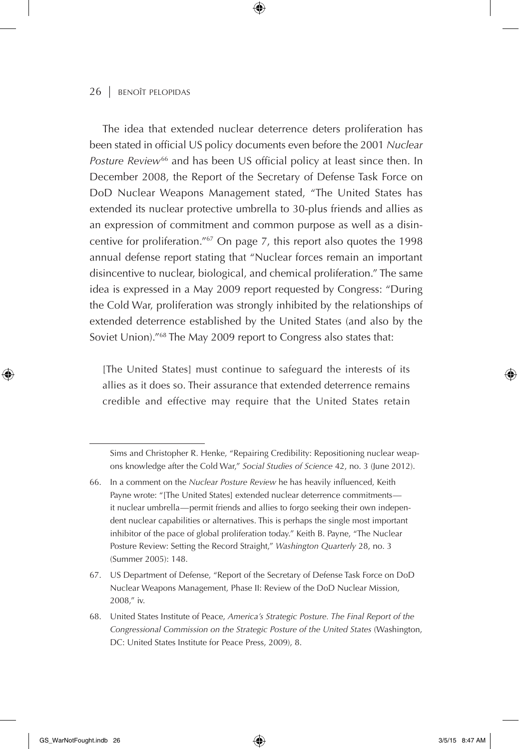The idea that extended nuclear deterrence deters proliferation has been stated in official US policy documents even before the 2001 *Nuclear Posture Review*[66] and has been US official policy at least since then. In December 2008, the Report of the Secretary of Defense Task Force on DoD Nuclear Weapons Management stated, "The United States has extended its nuclear protective umbrella to 30-plus friends and allies as an expression of commitment and common purpose as well as a disincentive for proliferation."[67] On page 7, this report also quotes the 1998 annual defense report stating that "Nuclear forces remain an important disincentive to nuclear, biological, and chemical proliferation." The same idea is expressed in a May 2009 report requested by Congress: "During the Cold War, proliferation was strongly inhibited by the relationships of extended deterrence established by the United States (and also by the Soviet Union)."[68] The May 2009 report to Congress also states that:

> [The United States] must continue to safeguard the interests of its allies as it does so. Their assurance that extended deterrence remains credible and effective may require that the United States retain

---

Sims and Christopher R. Henke, "Repairing Credibility: Repositioning nuclear weapons knowledge after the Cold War," *Social Studies of Science* 42, no. 3 (June 2012).

66. In a comment on the *Nuclear Posture Review* he has heavily influenced, Keith Payne wrote: "[The United States] extended nuclear deterrence commitments—it nuclear umbrella—permit friends and allies to forgo seeking their own independent nuclear capabilities or alternatives. This is perhaps the single most important inhibitor of the pace of global proliferation today." Keith B. Payne, "The Nuclear Posture Review: Setting the Record Straight," *Washington Quarterly* 28, no. 3 (Summer 2005): 148.

67. US Department of Defense, "Report of the Secretary of Defense Task Force on DoD Nuclear Weapons Management, Phase II: Review of the DoD Nuclear Mission, 2008," iv.

68. United States Institute of Peace, *America's Strategic Posture. The Final Report of the Congressional Commission on the Strategic Posture of the United States* (Washington, DC: United States Institute for Peace Press, 2009), 8.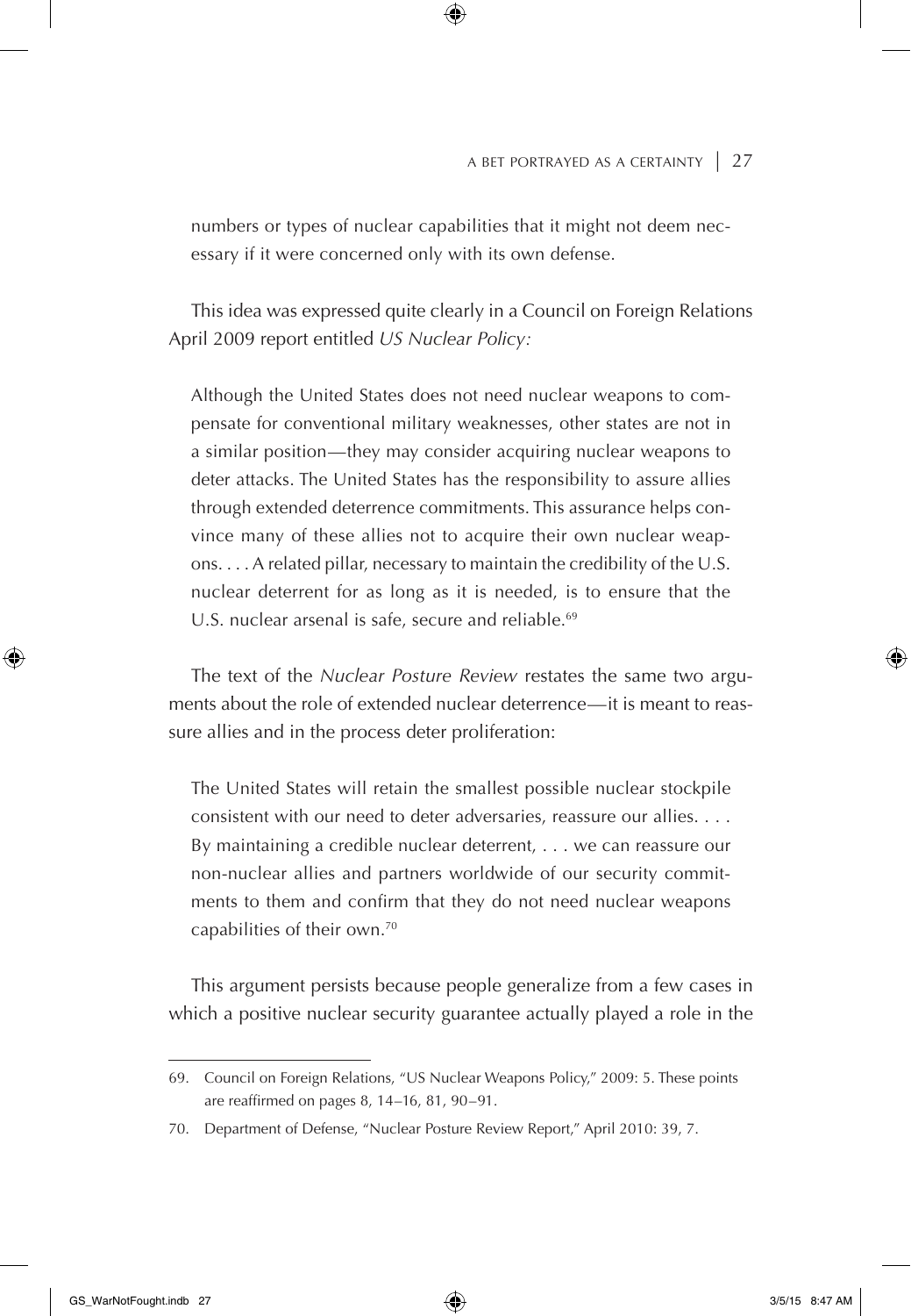numbers or types of nuclear capabilities that it might not deem necessary if it were concerned only with its own defense.

This idea was expressed quite clearly in a Council on Foreign Relations April 2009 report entitled *US Nuclear Policy:*

> Although the United States does not need nuclear weapons to compensate for conventional military weaknesses, other states are not in a similar position—they may consider acquiring nuclear weapons to deter attacks. The United States has the responsibility to assure allies through extended deterrence commitments. This assurance helps convince many of these allies not to acquire their own nuclear weapons. . . . A related pillar, necessary to maintain the credibility of the U.S. nuclear deterrent for as long as it is needed, is to ensure that the U.S. nuclear arsenal is safe, secure and reliable.[69]

The text of the *Nuclear Posture Review* restates the same two arguments about the role of extended nuclear deterrence—it is meant to reassure allies and in the process deter proliferation:

> The United States will retain the smallest possible nuclear stockpile consistent with our need to deter adversaries, reassure our allies. . . . By maintaining a credible nuclear deterrent, . . . we can reassure our non-nuclear allies and partners worldwide of our security commitments to them and confirm that they do not need nuclear weapons capabilities of their own.[70]

This argument persists because people generalize from a few cases in which a positive nuclear security guarantee actually played a role in the

---

69. Council on Foreign Relations, "US Nuclear Weapons Policy," 2009: 5. These points are reaffirmed on pages 8, 14–16, 81, 90–91.

70. Department of Defense, "Nuclear Posture Review Report," April 2010: 39, 7.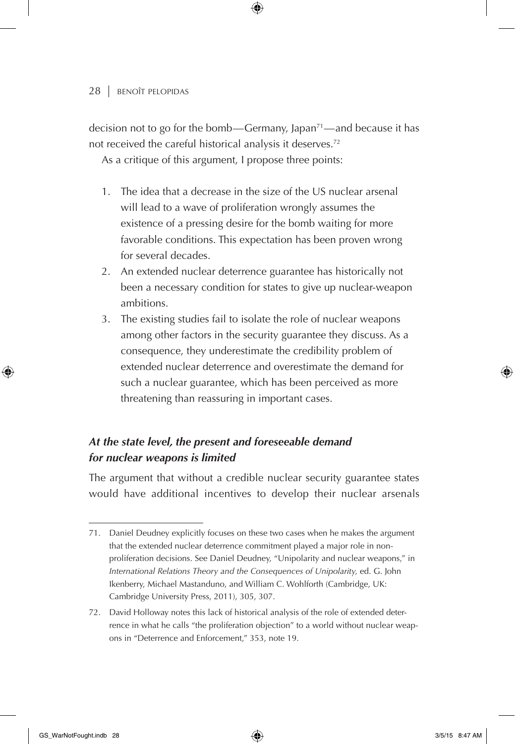decision not to go for the bomb—Germany, Japan[71]—and because it has not received the careful historical analysis it deserves.[72]

As a critique of this argument, I propose three points:

1. The idea that a decrease in the size of the US nuclear arsenal will lead to a wave of proliferation wrongly assumes the existence of a pressing desire for the bomb waiting for more favorable conditions. This expectation has been proven wrong for several decades.
2. An extended nuclear deterrence guarantee has historically not been a necessary condition for states to give up nuclear-weapon ambitions.
3. The existing studies fail to isolate the role of nuclear weapons among other factors in the security guarantee they discuss. As a consequence, they underestimate the credibility problem of extended nuclear deterrence and overestimate the demand for such a nuclear guarantee, which has been perceived as more threatening than reassuring in important cases.

### *At the state level, the present and foreseeable demand for nuclear weapons is limited*

The argument that without a credible nuclear security guarantee states would have additional incentives to develop their nuclear arsenals

---

71. Daniel Deudney explicitly focuses on these two cases when he makes the argument that the extended nuclear deterrence commitment played a major role in nonproliferation decisions. See Daniel Deudney, "Unipolarity and nuclear weapons," in *International Relations Theory and the Consequences of Unipolarity,* ed. G. John Ikenberry, Michael Mastanduno, and William C. Wohlforth (Cambridge, UK: Cambridge University Press, 2011), 305, 307.

72. David Holloway notes this lack of historical analysis of the role of extended deterrence in what he calls "the proliferation objection" to a world without nuclear weapons in "Deterrence and Enforcement," 353, note 19.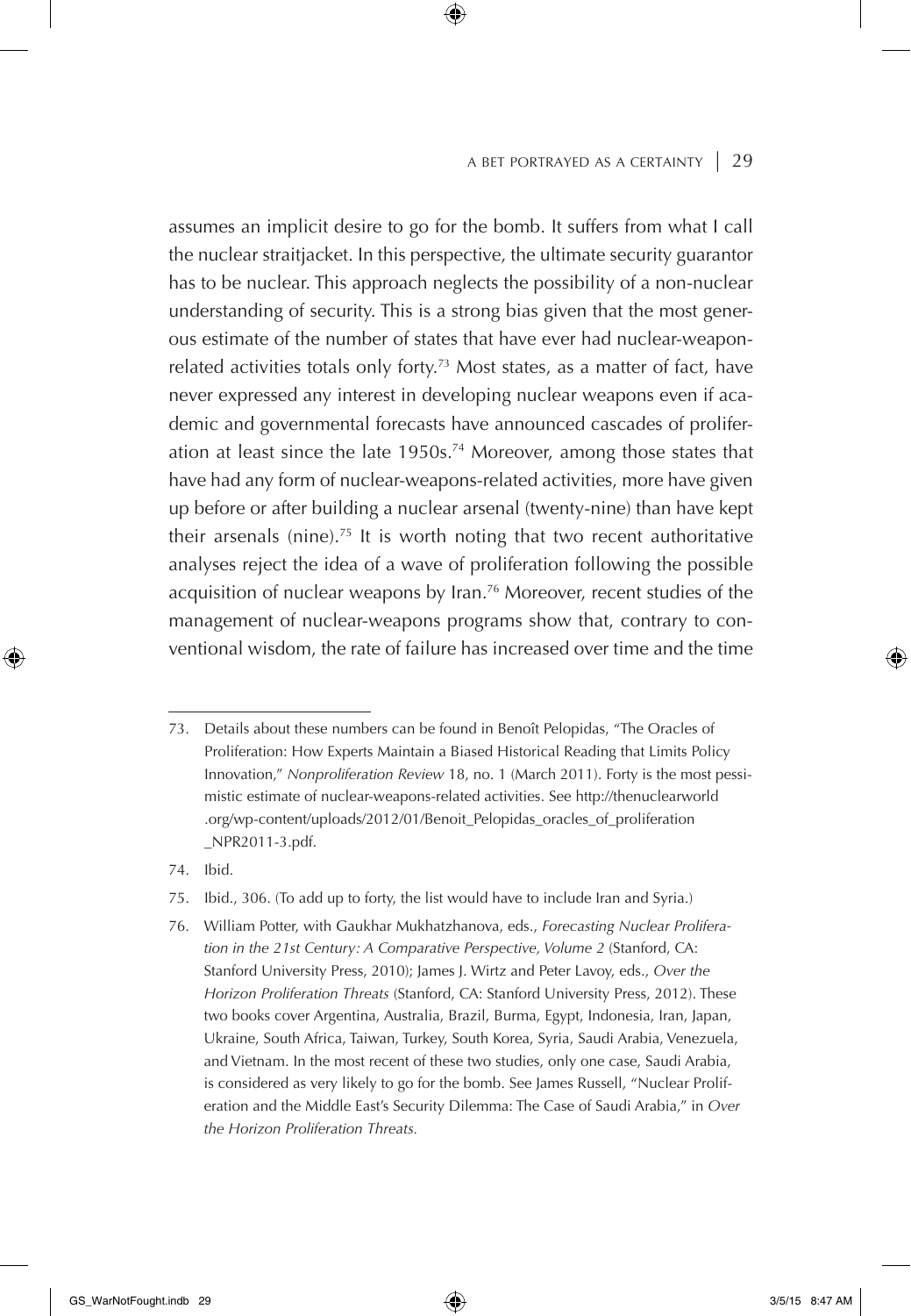assumes an implicit desire to go for the bomb. It suffers from what I call the nuclear straitjacket. In this perspective, the ultimate security guarantor has to be nuclear. This approach neglects the possibility of a non-nuclear understanding of security. This is a strong bias given that the most generous estimate of the number of states that have ever had nuclear-weapon-related activities totals only forty.[73] Most states, as a matter of fact, have never expressed any interest in developing nuclear weapons even if academic and governmental forecasts have announced cascades of proliferation at least since the late 1950s.[74] Moreover, among those states that have had any form of nuclear-weapons-related activities, more have given up before or after building a nuclear arsenal (twenty-nine) than have kept their arsenals (nine).[75] It is worth noting that two recent authoritative analyses reject the idea of a wave of proliferation following the possible acquisition of nuclear weapons by Iran.[76] Moreover, recent studies of the management of nuclear-weapons programs show that, contrary to conventional wisdom, the rate of failure has increased over time and the time

---

73. Details about these numbers can be found in Benoît Pelopidas, "The Oracles of Proliferation: How Experts Maintain a Biased Historical Reading that Limits Policy Innovation," *Nonproliferation Review* 18, no. 1 (March 2011). Forty is the most pessimistic estimate of nuclear-weapons-related activities. See http://thenuclearworld.org/wp-content/uploads/2012/01/Benoit_Pelopidas_oracles_of_proliferation_NPR2011-3.pdf.

74. Ibid.

75. Ibid., 306. (To add up to forty, the list would have to include Iran and Syria.)

76. William Potter, with Gaukhar Mukhatzhanova, eds., *Forecasting Nuclear Proliferation in the 21st Century: A Comparative Perspective, Volume 2* (Stanford, CA: Stanford University Press, 2010); James J. Wirtz and Peter Lavoy, eds., *Over the Horizon Proliferation Threats* (Stanford, CA: Stanford University Press, 2012). These two books cover Argentina, Australia, Brazil, Burma, Egypt, Indonesia, Iran, Japan, Ukraine, South Africa, Taiwan, Turkey, South Korea, Syria, Saudi Arabia, Venezuela, and Vietnam. In the most recent of these two studies, only one case, Saudi Arabia, is considered as very likely to go for the bomb. See James Russell, "Nuclear Proliferation and the Middle East's Security Dilemma: The Case of Saudi Arabia," in *Over the Horizon Proliferation Threats.*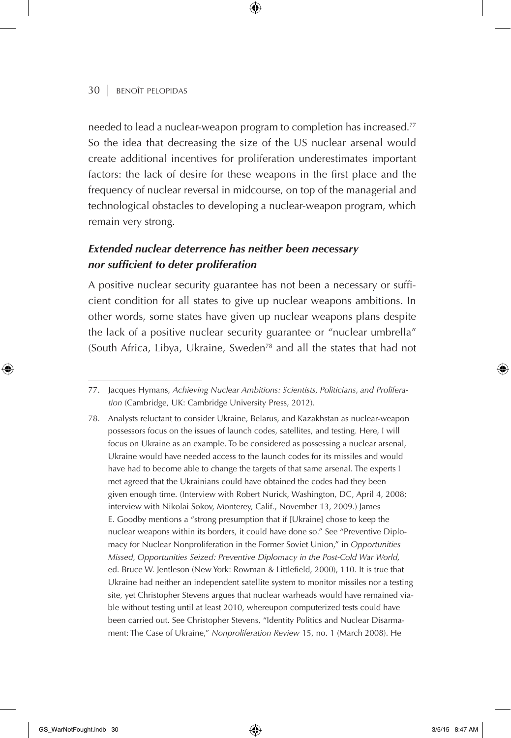needed to lead a nuclear-weapon program to completion has increased.[77] So the idea that decreasing the size of the US nuclear arsenal would create additional incentives for proliferation underestimates important factors: the lack of desire for these weapons in the first place and the frequency of nuclear reversal in midcourse, on top of the managerial and technological obstacles to developing a nuclear-weapon program, which remain very strong.

### *Extended nuclear deterrence has neither been necessary nor sufficient to deter proliferation*

A positive nuclear security guarantee has not been a necessary or sufficient condition for all states to give up nuclear weapons ambitions. In other words, some states have given up nuclear weapons plans despite the lack of a positive nuclear security guarantee or "nuclear umbrella" (South Africa, Libya, Ukraine, Sweden[78] and all the states that had not

---

77. Jacques Hymans, *Achieving Nuclear Ambitions: Scientists, Politicians, and Proliferation* (Cambridge, UK: Cambridge University Press, 2012).

78. Analysts reluctant to consider Ukraine, Belarus, and Kazakhstan as nuclear-weapon possessors focus on the issues of launch codes, satellites, and testing. Here, I will focus on Ukraine as an example. To be considered as possessing a nuclear arsenal, Ukraine would have needed access to the launch codes for its missiles and would have had to become able to change the targets of that same arsenal. The experts I met agreed that the Ukrainians could have obtained the codes had they been given enough time. (Interview with Robert Nurick, Washington, DC, April 4, 2008; interview with Nikolai Sokov, Monterey, Calif., November 13, 2009.) James E. Goodby mentions a "strong presumption that if [Ukraine] chose to keep the nuclear weapons within its borders, it could have done so." See "Preventive Diplomacy for Nuclear Nonproliferation in the Former Soviet Union," in *Opportunities Missed, Opportunities Seized: Preventive Diplomacy in the Post-Cold War World,* ed. Bruce W. Jentleson (New York: Rowman & Littlefield, 2000), 110. It is true that Ukraine had neither an independent satellite system to monitor missiles nor a testing site, yet Christopher Stevens argues that nuclear warheads would have remained viable without testing until at least 2010, whereupon computerized tests could have been carried out. See Christopher Stevens, "Identity Politics and Nuclear Disarmament: The Case of Ukraine," *Nonproliferation Review* 15, no. 1 (March 2008). He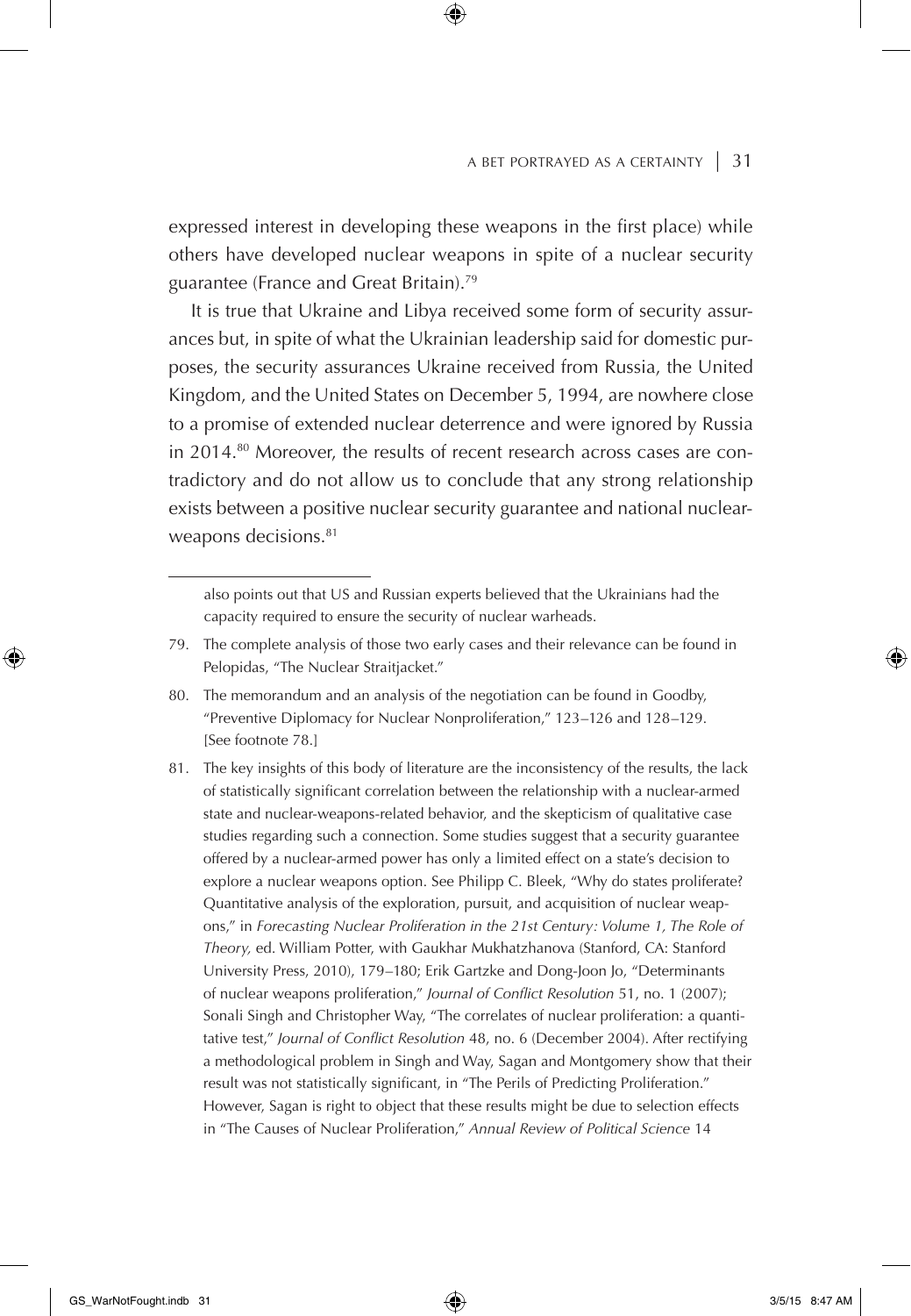expressed interest in developing these weapons in the first place) while others have developed nuclear weapons in spite of a nuclear security guarantee (France and Great Britain).[79]

It is true that Ukraine and Libya received some form of security assurances but, in spite of what the Ukrainian leadership said for domestic purposes, the security assurances Ukraine received from Russia, the United Kingdom, and the United States on December 5, 1994, are nowhere close to a promise of extended nuclear deterrence and were ignored by Russia in 2014.[80] Moreover, the results of recent research across cases are contradictory and do not allow us to conclude that any strong relationship exists between a positive nuclear security guarantee and national nuclear-weapons decisions.[81]

---

also points out that US and Russian experts believed that the Ukrainians had the capacity required to ensure the security of nuclear warheads.

79. The complete analysis of those two early cases and their relevance can be found in Pelopidas, "The Nuclear Straitjacket."

80. The memorandum and an analysis of the negotiation can be found in Goodby, "Preventive Diplomacy for Nuclear Nonproliferation," 123–126 and 128–129. [See footnote 78.]

81. The key insights of this body of literature are the inconsistency of the results, the lack of statistically significant correlation between the relationship with a nuclear-armed state and nuclear-weapons-related behavior, and the skepticism of qualitative case studies regarding such a connection. Some studies suggest that a security guarantee offered by a nuclear-armed power has only a limited effect on a state's decision to explore a nuclear weapons option. See Philipp C. Bleek, "Why do states proliferate? Quantitative analysis of the exploration, pursuit, and acquisition of nuclear weapons," in *Forecasting Nuclear Proliferation in the 21st Century: Volume 1, The Role of Theory,* ed. William Potter, with Gaukhar Mukhatzhanova (Stanford, CA: Stanford University Press, 2010), 179–180; Erik Gartzke and Dong-Joon Jo, "Determinants of nuclear weapons proliferation," *Journal of Conflict Resolution* 51, no. 1 (2007); Sonali Singh and Christopher Way, "The correlates of nuclear proliferation: a quantitative test," *Journal of Conflict Resolution* 48, no. 6 (December 2004). After rectifying a methodological problem in Singh and Way, Sagan and Montgomery show that their result was not statistically significant, in "The Perils of Predicting Proliferation." However, Sagan is right to object that these results might be due to selection effects in "The Causes of Nuclear Proliferation," *Annual Review of Political Science* 14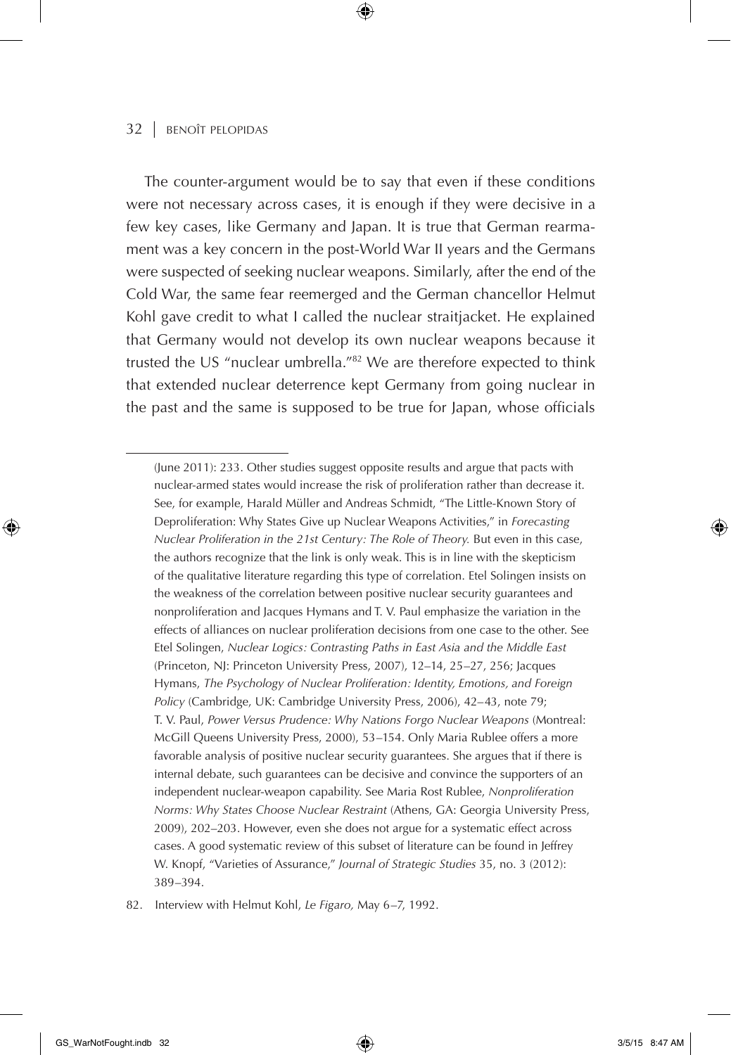The counter-argument would be to say that even if these conditions were not necessary across cases, it is enough if they were decisive in a few key cases, like Germany and Japan. It is true that German rearmament was a key concern in the post-World War II years and the Germans were suspected of seeking nuclear weapons. Similarly, after the end of the Cold War, the same fear reemerged and the German chancellor Helmut Kohl gave credit to what I called the nuclear straitjacket. He explained that Germany would not develop its own nuclear weapons because it trusted the US "nuclear umbrella."[82] We are therefore expected to think that extended nuclear deterrence kept Germany from going nuclear in the past and the same is supposed to be true for Japan, whose officials

---

(June 2011): 233. Other studies suggest opposite results and argue that pacts with nuclear-armed states would increase the risk of proliferation rather than decrease it. See, for example, Harald Müller and Andreas Schmidt, "The Little-Known Story of Deproliferation: Why States Give up Nuclear Weapons Activities," in *Forecasting Nuclear Proliferation in the 21st Century: The Role of Theory.* But even in this case, the authors recognize that the link is only weak. This is in line with the skepticism of the qualitative literature regarding this type of correlation. Etel Solingen insists on the weakness of the correlation between positive nuclear security guarantees and nonproliferation and Jacques Hymans and T. V. Paul emphasize the variation in the effects of alliances on nuclear proliferation decisions from one case to the other. See Etel Solingen, *Nuclear Logics: Contrasting Paths in East Asia and the Middle East* (Princeton, NJ: Princeton University Press, 2007), 12–14, 25–27, 256; Jacques Hymans, *The Psychology of Nuclear Proliferation: Identity, Emotions, and Foreign Policy* (Cambridge, UK: Cambridge University Press, 2006), 42–43, note 79; T. V. Paul, *Power Versus Prudence: Why Nations Forgo Nuclear Weapons* (Montreal: McGill Queens University Press, 2000), 53–154. Only Maria Rublee offers a more favorable analysis of positive nuclear security guarantees. She argues that if there is internal debate, such guarantees can be decisive and convince the supporters of an independent nuclear-weapon capability. See Maria Rost Rublee, *Nonproliferation Norms: Why States Choose Nuclear Restraint* (Athens, GA: Georgia University Press, 2009), 202–203. However, even she does not argue for a systematic effect across cases. A good systematic review of this subset of literature can be found in Jeffrey W. Knopf, "Varieties of Assurance," *Journal of Strategic Studies* 35, no. 3 (2012): 389–394.

82. Interview with Helmut Kohl, *Le Figaro,* May 6–7, 1992.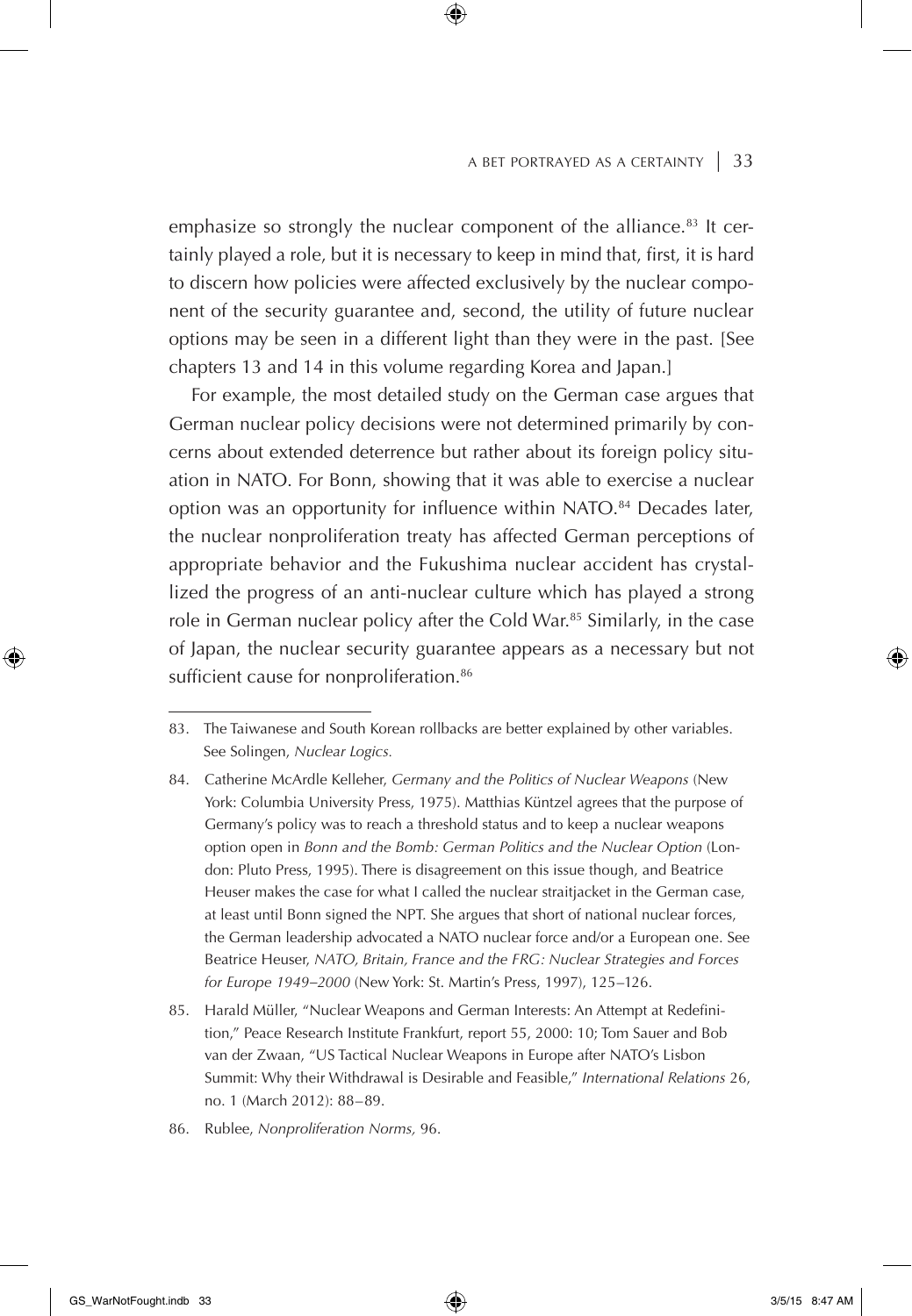emphasize so strongly the nuclear component of the alliance.[83] It certainly played a role, but it is necessary to keep in mind that, first, it is hard to discern how policies were affected exclusively by the nuclear component of the security guarantee and, second, the utility of future nuclear options may be seen in a different light than they were in the past. [See chapters 13 and 14 in this volume regarding Korea and Japan.]

For example, the most detailed study on the German case argues that German nuclear policy decisions were not determined primarily by concerns about extended deterrence but rather about its foreign policy situation in NATO. For Bonn, showing that it was able to exercise a nuclear option was an opportunity for influence within NATO.[84] Decades later, the nuclear nonproliferation treaty has affected German perceptions of appropriate behavior and the Fukushima nuclear accident has crystallized the progress of an anti-nuclear culture which has played a strong role in German nuclear policy after the Cold War.[85] Similarly, in the case of Japan, the nuclear security guarantee appears as a necessary but not sufficient cause for nonproliferation.[86]

---

83. The Taiwanese and South Korean rollbacks are better explained by other variables. See Solingen, *Nuclear Logics.*

84. Catherine McArdle Kelleher, *Germany and the Politics of Nuclear Weapons* (New York: Columbia University Press, 1975). Matthias Küntzel agrees that the purpose of Germany's policy was to reach a threshold status and to keep a nuclear weapons option open in *Bonn and the Bomb: German Politics and the Nuclear Option* (London: Pluto Press, 1995). There is disagreement on this issue though, and Beatrice Heuser makes the case for what I called the nuclear straitjacket in the German case, at least until Bonn signed the NPT. She argues that short of national nuclear forces, the German leadership advocated a NATO nuclear force and/or a European one. See Beatrice Heuser, *NATO, Britain, France and the FRG: Nuclear Strategies and Forces for Europe 1949–2000* (New York: St. Martin's Press, 1997), 125–126.

85. Harald Müller, "Nuclear Weapons and German Interests: An Attempt at Redefinition," Peace Research Institute Frankfurt, report 55, 2000: 10; Tom Sauer and Bob van der Zwaan, "US Tactical Nuclear Weapons in Europe after NATO's Lisbon Summit: Why their Withdrawal is Desirable and Feasible," *International Relations* 26, no. 1 (March 2012): 88–89.

86. Rublee, *Nonproliferation Norms,* 96.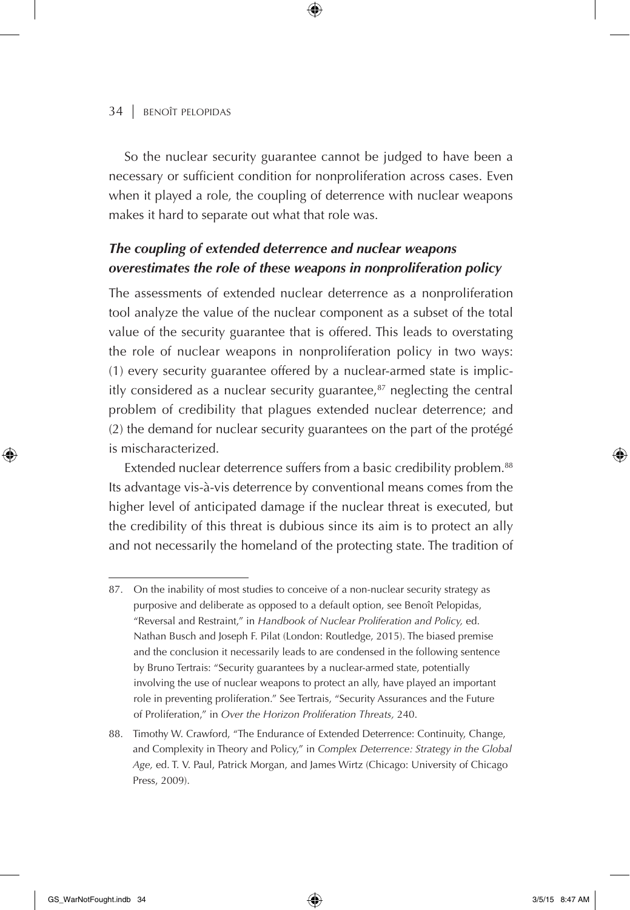So the nuclear security guarantee cannot be judged to have been a necessary or sufficient condition for nonproliferation across cases. Even when it played a role, the coupling of deterrence with nuclear weapons makes it hard to separate out what that role was.

### *The coupling of extended deterrence and nuclear weapons overestimates the role of these weapons in nonproliferation policy*

The assessments of extended nuclear deterrence as a nonproliferation tool analyze the value of the nuclear component as a subset of the total value of the security guarantee that is offered. This leads to overstating the role of nuclear weapons in nonproliferation policy in two ways: (1) every security guarantee offered by a nuclear-armed state is implicitly considered as a nuclear security guarantee,[87] neglecting the central problem of credibility that plagues extended nuclear deterrence; and (2) the demand for nuclear security guarantees on the part of the protégé is mischaracterized.

Extended nuclear deterrence suffers from a basic credibility problem.[88] Its advantage vis-à-vis deterrence by conventional means comes from the higher level of anticipated damage if the nuclear threat is executed, but the credibility of this threat is dubious since its aim is to protect an ally and not necessarily the homeland of the protecting state. The tradition of

---

87. On the inability of most studies to conceive of a non-nuclear security strategy as purposive and deliberate as opposed to a default option, see Benoît Pelopidas, "Reversal and Restraint," in *Handbook of Nuclear Proliferation and Policy,* ed. Nathan Busch and Joseph F. Pilat (London: Routledge, 2015). The biased premise and the conclusion it necessarily leads to are condensed in the following sentence by Bruno Tertrais: "Security guarantees by a nuclear-armed state, potentially involving the use of nuclear weapons to protect an ally, have played an important role in preventing proliferation." See Tertrais, "Security Assurances and the Future of Proliferation," in *Over the Horizon Proliferation Threats,* 240.

88. Timothy W. Crawford, "The Endurance of Extended Deterrence: Continuity, Change, and Complexity in Theory and Policy," in *Complex Deterrence: Strategy in the Global Age,* ed. T. V. Paul, Patrick Morgan, and James Wirtz (Chicago: University of Chicago Press, 2009).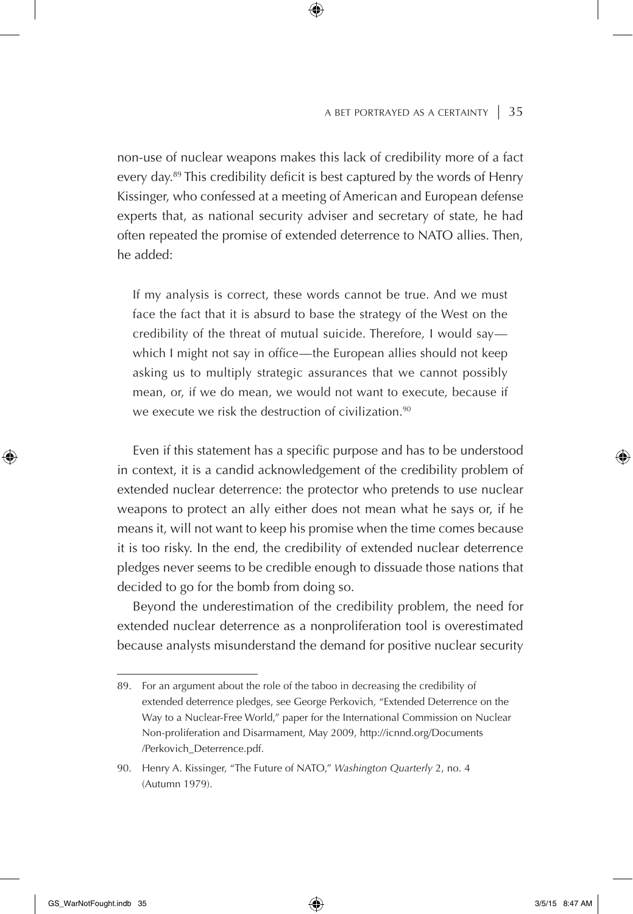non-use of nuclear weapons makes this lack of credibility more of a fact every day.[89] This credibility deficit is best captured by the words of Henry Kissinger, who confessed at a meeting of American and European defense experts that, as national security adviser and secretary of state, he had often repeated the promise of extended deterrence to NATO allies. Then, he added:

> If my analysis is correct, these words cannot be true. And we must face the fact that it is absurd to base the strategy of the West on the credibility of the threat of mutual suicide. Therefore, I would say—which I might not say in office—the European allies should not keep asking us to multiply strategic assurances that we cannot possibly mean, or, if we do mean, we would not want to execute, because if we execute we risk the destruction of civilization.[90]

Even if this statement has a specific purpose and has to be understood in context, it is a candid acknowledgement of the credibility problem of extended nuclear deterrence: the protector who pretends to use nuclear weapons to protect an ally either does not mean what he says or, if he means it, will not want to keep his promise when the time comes because it is too risky. In the end, the credibility of extended nuclear deterrence pledges never seems to be credible enough to dissuade those nations that decided to go for the bomb from doing so.

Beyond the underestimation of the credibility problem, the need for extended nuclear deterrence as a nonproliferation tool is overestimated because analysts misunderstand the demand for positive nuclear security

---

89. For an argument about the role of the taboo in decreasing the credibility of extended deterrence pledges, see George Perkovich, "Extended Deterrence on the Way to a Nuclear-Free World," paper for the International Commission on Nuclear Non-proliferation and Disarmament, May 2009, http://icnnd.org/Documents/Perkovich_Deterrence.pdf.

90. Henry A. Kissinger, "The Future of NATO," *Washington Quarterly* 2, no. 4 (Autumn 1979).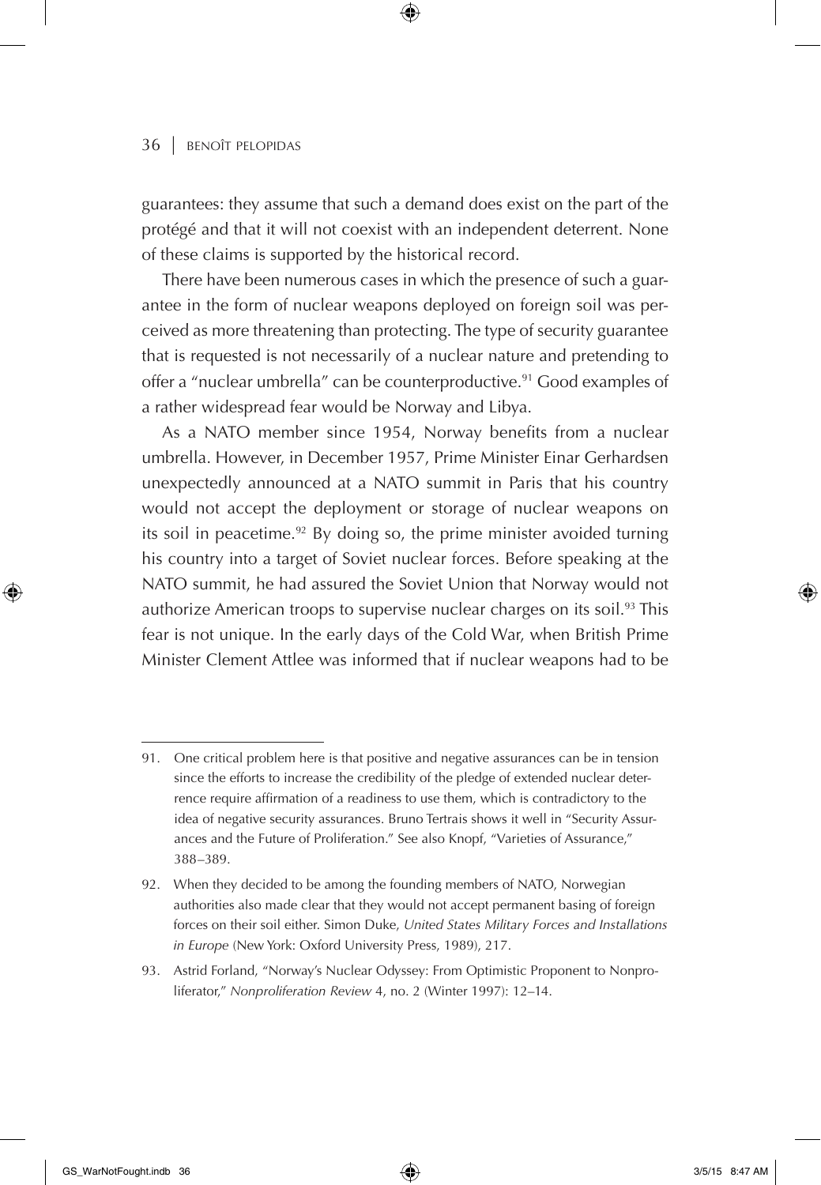guarantees: they assume that such a demand does exist on the part of the protégé and that it will not coexist with an independent deterrent. None of these claims is supported by the historical record.

There have been numerous cases in which the presence of such a guarantee in the form of nuclear weapons deployed on foreign soil was perceived as more threatening than protecting. The type of security guarantee that is requested is not necessarily of a nuclear nature and pretending to offer a "nuclear umbrella" can be counterproductive.[91] Good examples of a rather widespread fear would be Norway and Libya.

As a NATO member since 1954, Norway benefits from a nuclear umbrella. However, in December 1957, Prime Minister Einar Gerhardsen unexpectedly announced at a NATO summit in Paris that his country would not accept the deployment or storage of nuclear weapons on its soil in peacetime.[92] By doing so, the prime minister avoided turning his country into a target of Soviet nuclear forces. Before speaking at the NATO summit, he had assured the Soviet Union that Norway would not authorize American troops to supervise nuclear charges on its soil.[93] This fear is not unique. In the early days of the Cold War, when British Prime Minister Clement Attlee was informed that if nuclear weapons had to be

---

91. One critical problem here is that positive and negative assurances can be in tension since the efforts to increase the credibility of the pledge of extended nuclear deterrence require affirmation of a readiness to use them, which is contradictory to the idea of negative security assurances. Bruno Tertrais shows it well in "Security Assurances and the Future of Proliferation." See also Knopf, "Varieties of Assurance," 388–389.

92. When they decided to be among the founding members of NATO, Norwegian authorities also made clear that they would not accept permanent basing of foreign forces on their soil either. Simon Duke, *United States Military Forces and Installations in Europe* (New York: Oxford University Press, 1989), 217.

93. Astrid Forland, "Norway's Nuclear Odyssey: From Optimistic Proponent to Nonproliferator," *Nonproliferation Review* 4, no. 2 (Winter 1997): 12–14.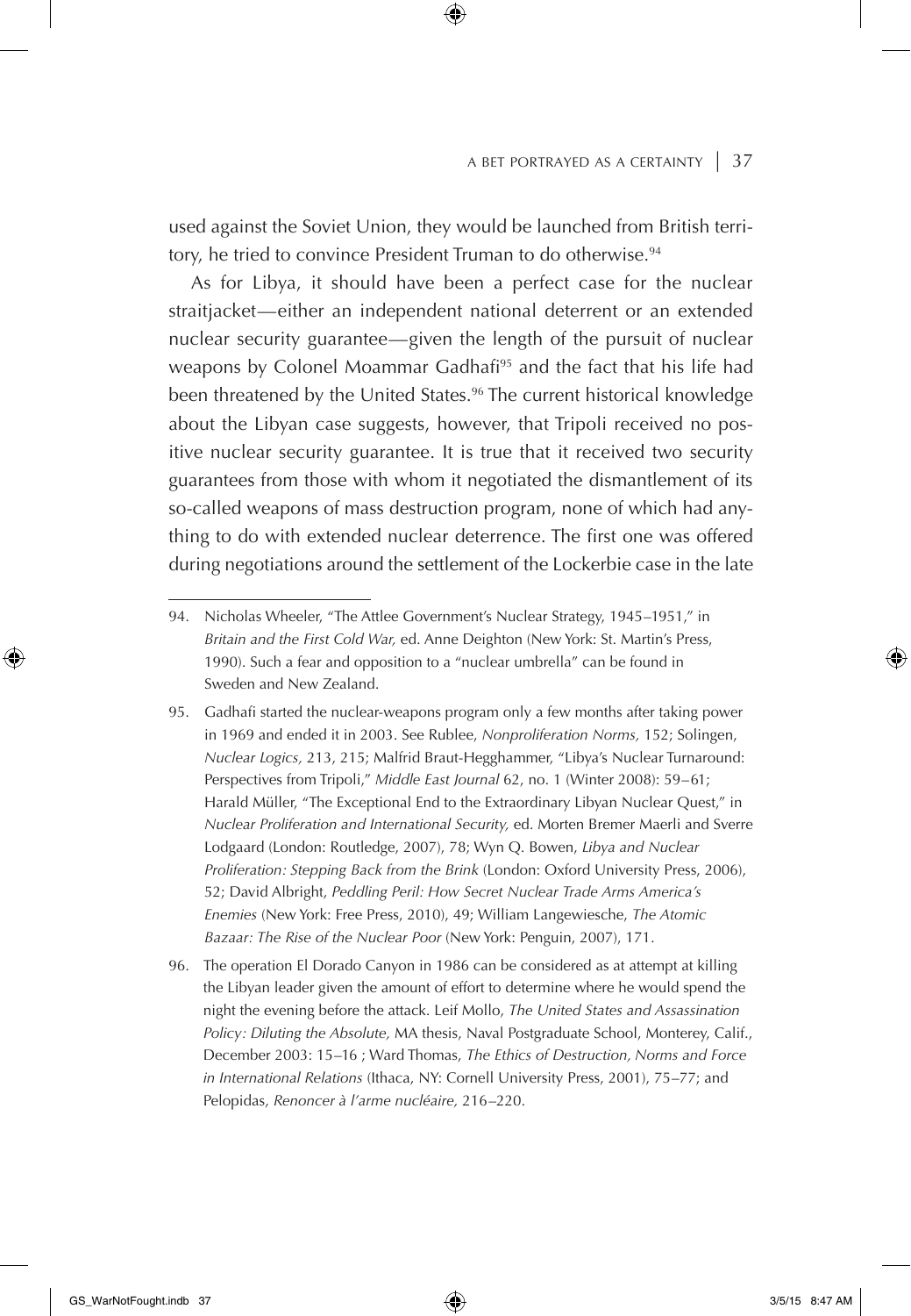used against the Soviet Union, they would be launched from British territory, he tried to convince President Truman to do otherwise.[94]

As for Libya, it should have been a perfect case for the nuclear straitjacket—either an independent national deterrent or an extended nuclear security guarantee—given the length of the pursuit of nuclear weapons by Colonel Moammar Gadhafi[95] and the fact that his life had been threatened by the United States.[96] The current historical knowledge about the Libyan case suggests, however, that Tripoli received no positive nuclear security guarantee. It is true that it received two security guarantees from those with whom it negotiated the dismantlement of its so-called weapons of mass destruction program, none of which had anything to do with extended nuclear deterrence. The first one was offered during negotiations around the settlement of the Lockerbie case in the late

---

94. Nicholas Wheeler, "The Attlee Government's Nuclear Strategy, 1945–1951," in *Britain and the First Cold War,* ed. Anne Deighton (New York: St. Martin's Press, 1990). Such a fear and opposition to a "nuclear umbrella" can be found in Sweden and New Zealand.

95. Gadhafi started the nuclear-weapons program only a few months after taking power in 1969 and ended it in 2003. See Rublee, *Nonproliferation Norms,* 152; Solingen, *Nuclear Logics,* 213, 215; Malfrid Braut-Hegghammer, "Libya's Nuclear Turnaround: Perspectives from Tripoli," *Middle East Journal* 62, no. 1 (Winter 2008): 59–61; Harald Müller, "The Exceptional End to the Extraordinary Libyan Nuclear Quest," in *Nuclear Proliferation and International Security,* ed. Morten Bremer Maerli and Sverre Lodgaard (London: Routledge, 2007), 78; Wyn Q. Bowen, *Libya and Nuclear Proliferation: Stepping Back from the Brink* (London: Oxford University Press, 2006), 52; David Albright, *Peddling Peril: How Secret Nuclear Trade Arms America's Enemies* (New York: Free Press, 2010), 49; William Langewiesche, *The Atomic Bazaar: The Rise of the Nuclear Poor* (New York: Penguin, 2007), 171.

96. The operation El Dorado Canyon in 1986 can be considered as at attempt at killing the Libyan leader given the amount of effort to determine where he would spend the night the evening before the attack. Leif Mollo, *The United States and Assassination Policy: Diluting the Absolute,* MA thesis, Naval Postgraduate School, Monterey, Calif., December 2003: 15–16 ; Ward Thomas, *The Ethics of Destruction, Norms and Force in International Relations* (Ithaca, NY: Cornell University Press, 2001), 75–77; and Pelopidas, *Renoncer à l'arme nucléaire,* 216–220.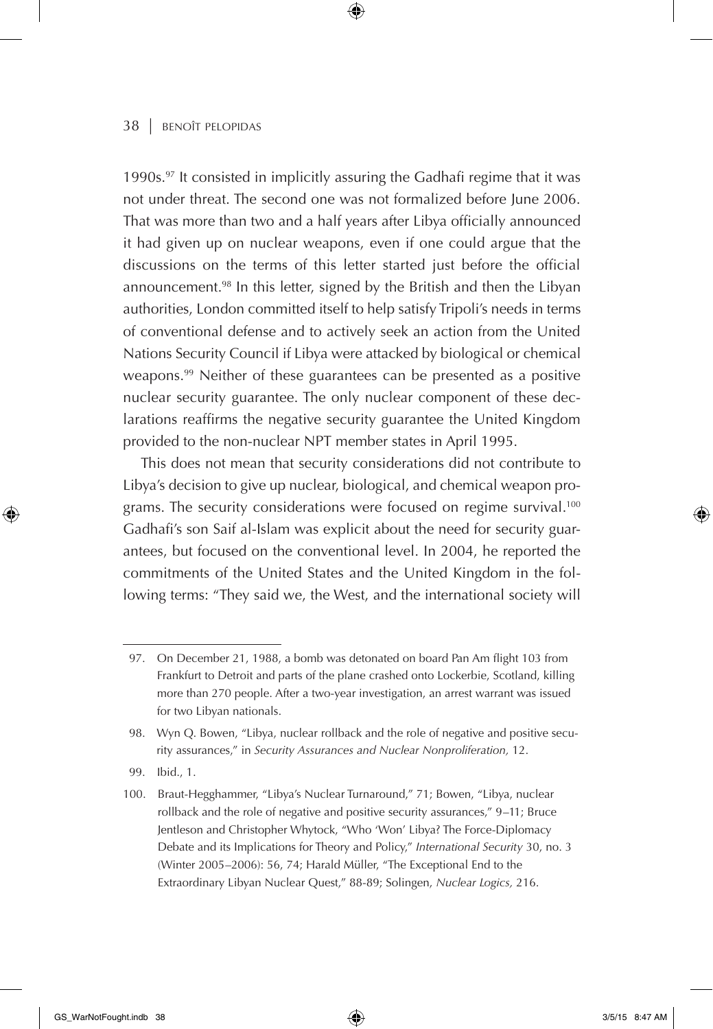1990s.[97] It consisted in implicitly assuring the Gadhafi regime that it was not under threat. The second one was not formalized before June 2006. That was more than two and a half years after Libya officially announced it had given up on nuclear weapons, even if one could argue that the discussions on the terms of this letter started just before the official announcement.[98] In this letter, signed by the British and then the Libyan authorities, London committed itself to help satisfy Tripoli's needs in terms of conventional defense and to actively seek an action from the United Nations Security Council if Libya were attacked by biological or chemical weapons.[99] Neither of these guarantees can be presented as a positive nuclear security guarantee. The only nuclear component of these declarations reaffirms the negative security guarantee the United Kingdom provided to the non-nuclear NPT member states in April 1995.

This does not mean that security considerations did not contribute to Libya's decision to give up nuclear, biological, and chemical weapon programs. The security considerations were focused on regime survival.[100] Gadhafi's son Saif al-Islam was explicit about the need for security guarantees, but focused on the conventional level. In 2004, he reported the commitments of the United States and the United Kingdom in the following terms: "They said we, the West, and the international society will

---

97. On December 21, 1988, a bomb was detonated on board Pan Am flight 103 from Frankfurt to Detroit and parts of the plane crashed onto Lockerbie, Scotland, killing more than 270 people. After a two-year investigation, an arrest warrant was issued for two Libyan nationals.

98. Wyn Q. Bowen, "Libya, nuclear rollback and the role of negative and positive security assurances," in *Security Assurances and Nuclear Nonproliferation,* 12.

99. Ibid., 1.

100. Braut-Hegghammer, "Libya's Nuclear Turnaround," 71; Bowen, "Libya, nuclear rollback and the role of negative and positive security assurances," 9–11; Bruce Jentleson and Christopher Whytock, "Who 'Won' Libya? The Force-Diplomacy Debate and its Implications for Theory and Policy," *International Security* 30, no. 3 (Winter 2005–2006): 56, 74; Harald Müller, "The Exceptional End to the Extraordinary Libyan Nuclear Quest," 88-89; Solingen, *Nuclear Logics,* 216.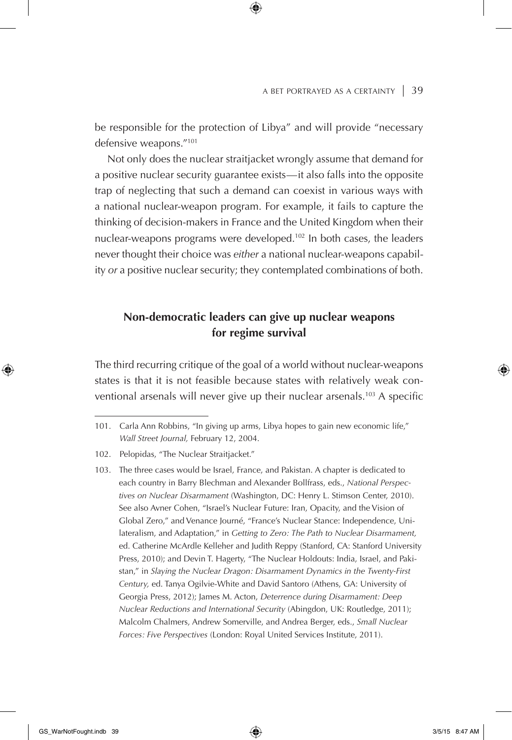be responsible for the protection of Libya" and will provide "necessary defensive weapons."[101]

Not only does the nuclear straitjacket wrongly assume that demand for a positive nuclear security guarantee exists—it also falls into the opposite trap of neglecting that such a demand can coexist in various ways with a national nuclear-weapon program. For example, it fails to capture the thinking of decision-makers in France and the United Kingdom when their nuclear-weapons programs were developed.[102] In both cases, the leaders never thought their choice was *either* a national nuclear-weapons capability *or* a positive nuclear security; they contemplated combinations of both.

## Non-democratic leaders can give up nuclear weapons for regime survival

The third recurring critique of the goal of a world without nuclear-weapons states is that it is not feasible because states with relatively weak conventional arsenals will never give up their nuclear arsenals.[103] A specific

---

101. Carla Ann Robbins, "In giving up arms, Libya hopes to gain new economic life," *Wall Street Journal,* February 12, 2004.

102. Pelopidas, "The Nuclear Straitjacket."

103. The three cases would be Israel, France, and Pakistan. A chapter is dedicated to each country in Barry Blechman and Alexander Bollfrass, eds., *National Perspectives on Nuclear Disarmament* (Washington, DC: Henry L. Stimson Center, 2010). See also Avner Cohen, "Israel's Nuclear Future: Iran, Opacity, and the Vision of Global Zero," and Venance Journé, "France's Nuclear Stance: Independence, Unilateralism, and Adaptation," in *Getting to Zero: The Path to Nuclear Disarmament,* ed. Catherine McArdle Kelleher and Judith Reppy (Stanford, CA: Stanford University Press, 2010); and Devin T. Hagerty, "The Nuclear Holdouts: India, Israel, and Pakistan," in *Slaying the Nuclear Dragon: Disarmament Dynamics in the Twenty-First Century,* ed. Tanya Ogilvie-White and David Santoro (Athens, GA: University of Georgia Press, 2012); James M. Acton, *Deterrence during Disarmament: Deep Nuclear Reductions and International Security* (Abingdon, UK: Routledge, 2011); Malcolm Chalmers, Andrew Somerville, and Andrea Berger, eds., *Small Nuclear Forces: Five Perspectives* (London: Royal United Services Institute, 2011).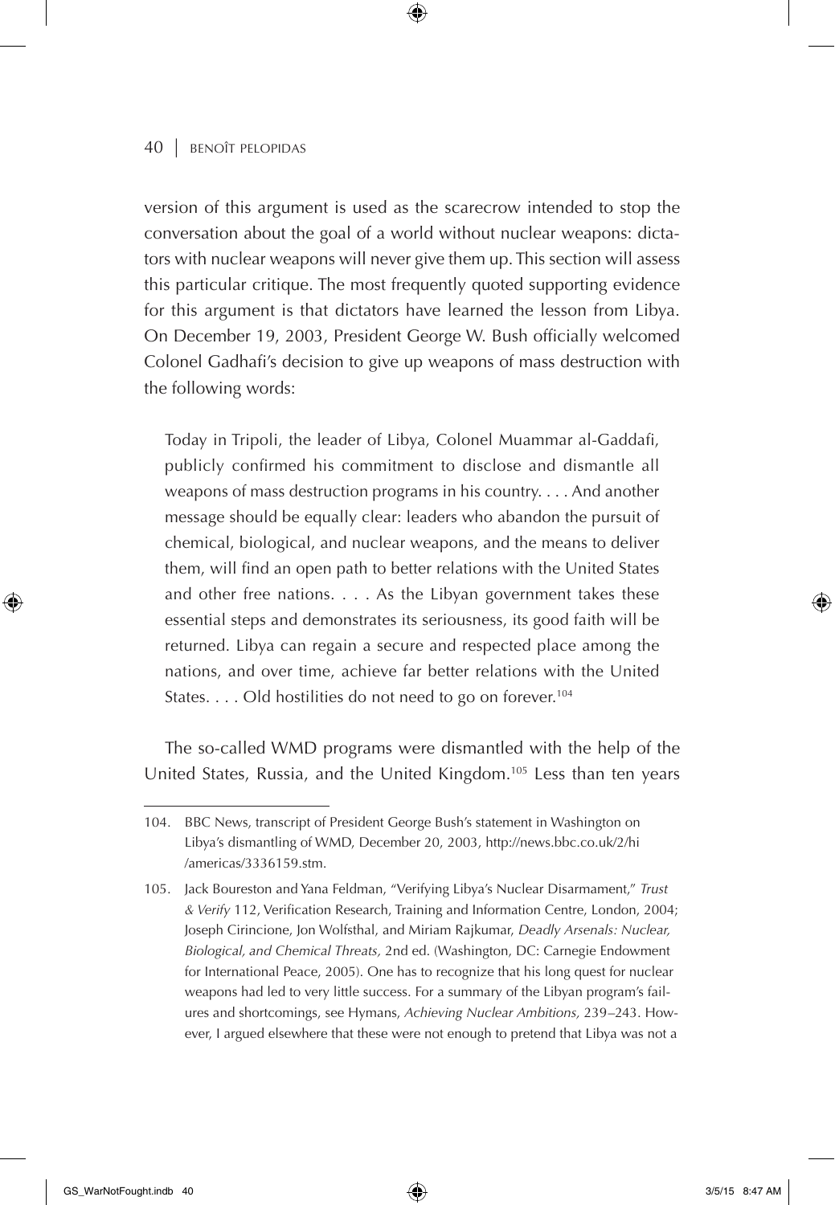version of this argument is used as the scarecrow intended to stop the conversation about the goal of a world without nuclear weapons: dictators with nuclear weapons will never give them up. This section will assess this particular critique. The most frequently quoted supporting evidence for this argument is that dictators have learned the lesson from Libya. On December 19, 2003, President George W. Bush officially welcomed Colonel Gadhafi's decision to give up weapons of mass destruction with the following words:

> Today in Tripoli, the leader of Libya, Colonel Muammar al-Gaddafi, publicly confirmed his commitment to disclose and dismantle all weapons of mass destruction programs in his country. . . . And another message should be equally clear: leaders who abandon the pursuit of chemical, biological, and nuclear weapons, and the means to deliver them, will find an open path to better relations with the United States and other free nations. . . . As the Libyan government takes these essential steps and demonstrates its seriousness, its good faith will be returned. Libya can regain a secure and respected place among the nations, and over time, achieve far better relations with the United States. . . . Old hostilities do not need to go on forever.[104]

The so-called WMD programs were dismantled with the help of the United States, Russia, and the United Kingdom.[105] Less than ten years

---

104. BBC News, transcript of President George Bush's statement in Washington on Libya's dismantling of WMD, December 20, 2003, http://news.bbc.co.uk/2/hi/americas/3336159.stm.

105. Jack Boureston and Yana Feldman, "Verifying Libya's Nuclear Disarmament," *Trust & Verify* 112, Verification Research, Training and Information Centre, London, 2004; Joseph Cirincione, Jon Wolfsthal, and Miriam Rajkumar, *Deadly Arsenals: Nuclear, Biological, and Chemical Threats,* 2nd ed. (Washington, DC: Carnegie Endowment for International Peace, 2005). One has to recognize that his long quest for nuclear weapons had led to very little success. For a summary of the Libyan program's failures and shortcomings, see Hymans, *Achieving Nuclear Ambitions,* 239–243. However, I argued elsewhere that these were not enough to pretend that Libya was not a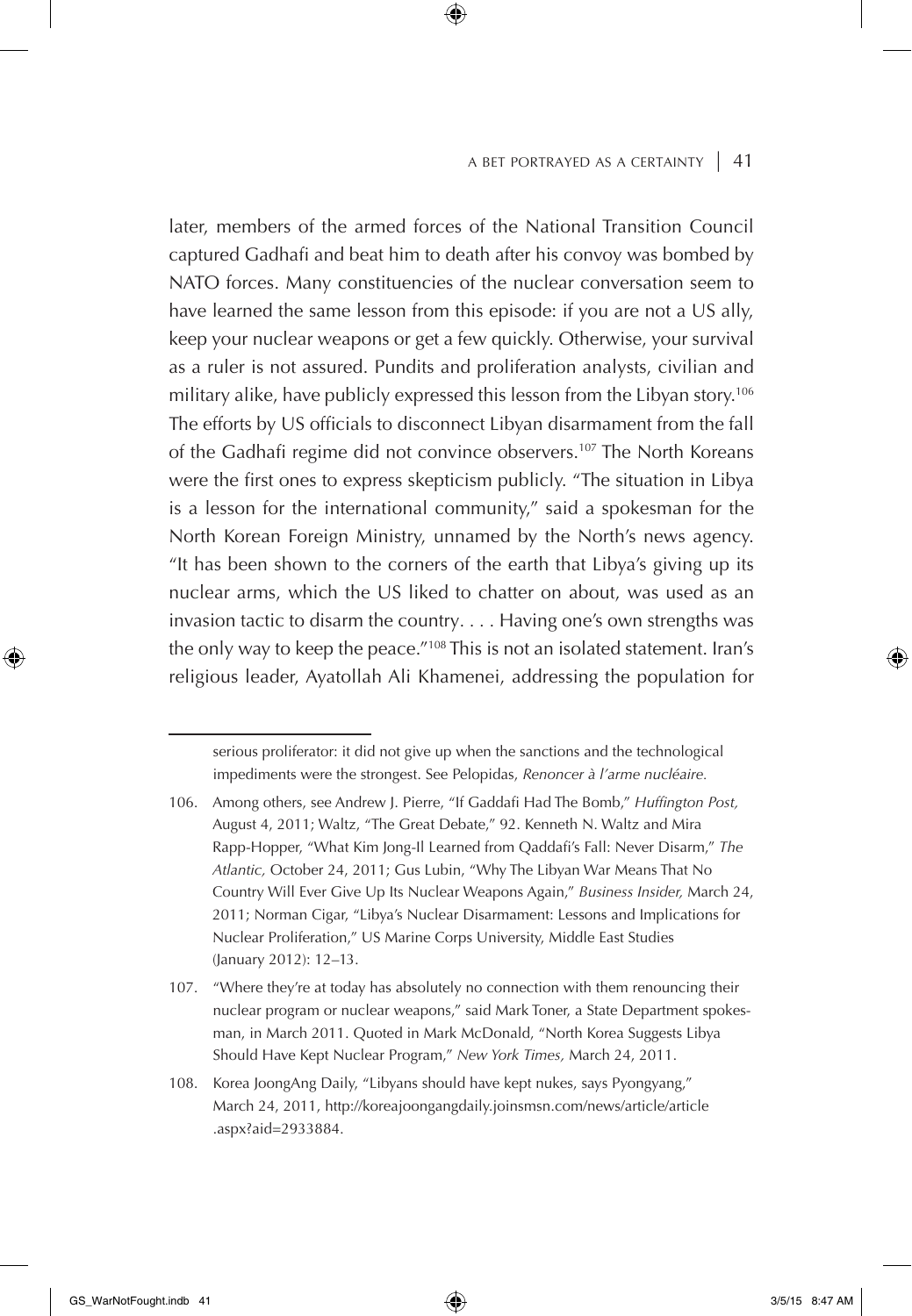later, members of the armed forces of the National Transition Council captured Gadhafi and beat him to death after his convoy was bombed by NATO forces. Many constituencies of the nuclear conversation seem to have learned the same lesson from this episode: if you are not a US ally, keep your nuclear weapons or get a few quickly. Otherwise, your survival as a ruler is not assured. Pundits and proliferation analysts, civilian and military alike, have publicly expressed this lesson from the Libyan story.[106] The efforts by US officials to disconnect Libyan disarmament from the fall of the Gadhafi regime did not convince observers.[107] The North Koreans were the first ones to express skepticism publicly. "The situation in Libya is a lesson for the international community," said a spokesman for the North Korean Foreign Ministry, unnamed by the North's news agency. "It has been shown to the corners of the earth that Libya's giving up its nuclear arms, which the US liked to chatter on about, was used as an invasion tactic to disarm the country. . . . Having one's own strengths was the only way to keep the peace."[108] This is not an isolated statement. Iran's religious leader, Ayatollah Ali Khamenei, addressing the population for

---

serious proliferator: it did not give up when the sanctions and the technological impediments were the strongest. See Pelopidas, *Renoncer à l'arme nucléaire.*

106. Among others, see Andrew J. Pierre, "If Gaddafi Had The Bomb," *Huffington Post,* August 4, 2011; Waltz, "The Great Debate," 92. Kenneth N. Waltz and Mira Rapp-Hopper, "What Kim Jong-Il Learned from Qaddafi's Fall: Never Disarm," *The Atlantic,* October 24, 2011; Gus Lubin, "Why The Libyan War Means That No Country Will Ever Give Up Its Nuclear Weapons Again," *Business Insider,* March 24, 2011; Norman Cigar, "Libya's Nuclear Disarmament: Lessons and Implications for Nuclear Proliferation," US Marine Corps University, Middle East Studies (January 2012): 12–13.

107. "Where they're at today has absolutely no connection with them renouncing their nuclear program or nuclear weapons," said Mark Toner, a State Department spokesman, in March 2011. Quoted in Mark McDonald, "North Korea Suggests Libya Should Have Kept Nuclear Program," *New York Times,* March 24, 2011.

108. Korea JoongAng Daily, "Libyans should have kept nukes, says Pyongyang," March 24, 2011, http://koreajoongangdaily.joinsmsn.com/news/article/article.aspx?aid=2933884.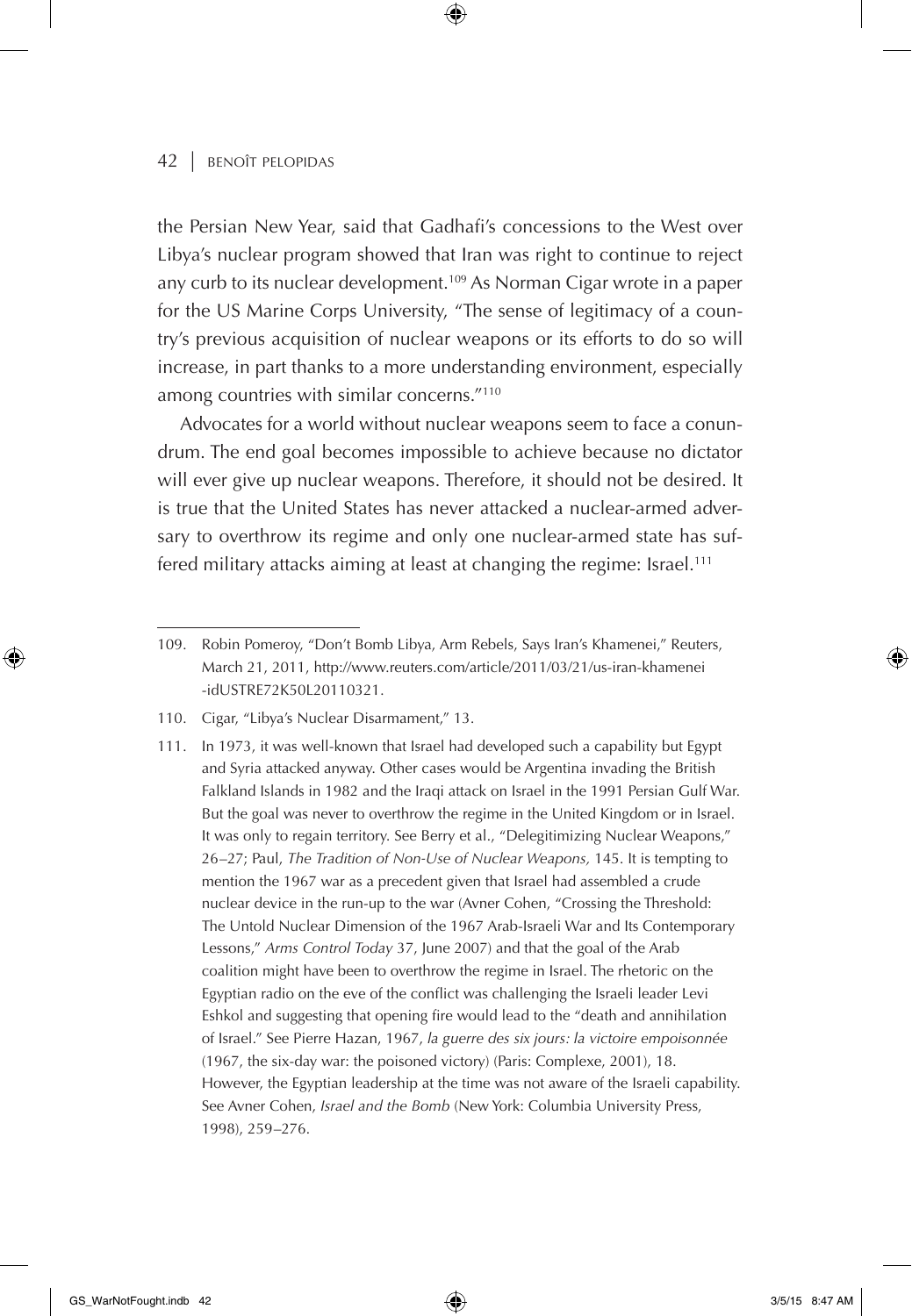the Persian New Year, said that Gadhafi's concessions to the West over Libya's nuclear program showed that Iran was right to continue to reject any curb to its nuclear development.[109] As Norman Cigar wrote in a paper for the US Marine Corps University, "The sense of legitimacy of a country's previous acquisition of nuclear weapons or its efforts to do so will increase, in part thanks to a more understanding environment, especially among countries with similar concerns."[110]

Advocates for a world without nuclear weapons seem to face a conundrum. The end goal becomes impossible to achieve because no dictator will ever give up nuclear weapons. Therefore, it should not be desired. It is true that the United States has never attacked a nuclear-armed adversary to overthrow its regime and only one nuclear-armed state has suffered military attacks aiming at least at changing the regime: Israel.[111]

---

109. Robin Pomeroy, "Don't Bomb Libya, Arm Rebels, Says Iran's Khamenei," Reuters, March 21, 2011, http://www.reuters.com/article/2011/03/21/us-iran-khamenei-idUSTRE72K50L20110321.

110. Cigar, "Libya's Nuclear Disarmament," 13.

111. In 1973, it was well-known that Israel had developed such a capability but Egypt and Syria attacked anyway. Other cases would be Argentina invading the British Falkland Islands in 1982 and the Iraqi attack on Israel in the 1991 Persian Gulf War. But the goal was never to overthrow the regime in the United Kingdom or in Israel. It was only to regain territory. See Berry et al., "Delegitimizing Nuclear Weapons," 26–27; Paul, *The Tradition of Non-Use of Nuclear Weapons,* 145. It is tempting to mention the 1967 war as a precedent given that Israel had assembled a crude nuclear device in the run-up to the war (Avner Cohen, "Crossing the Threshold: The Untold Nuclear Dimension of the 1967 Arab-Israeli War and Its Contemporary Lessons," *Arms Control Today* 37, June 2007) and that the goal of the Arab coalition might have been to overthrow the regime in Israel. The rhetoric on the Egyptian radio on the eve of the conflict was challenging the Israeli leader Levi Eshkol and suggesting that opening fire would lead to the "death and annihilation of Israel." See Pierre Hazan, 1967, *la guerre des six jours: la victoire empoisonnée* (1967, the six-day war: the poisoned victory) (Paris: Complexe, 2001), 18. However, the Egyptian leadership at the time was not aware of the Israeli capability. See Avner Cohen, *Israel and the Bomb* (New York: Columbia University Press, 1998), 259–276.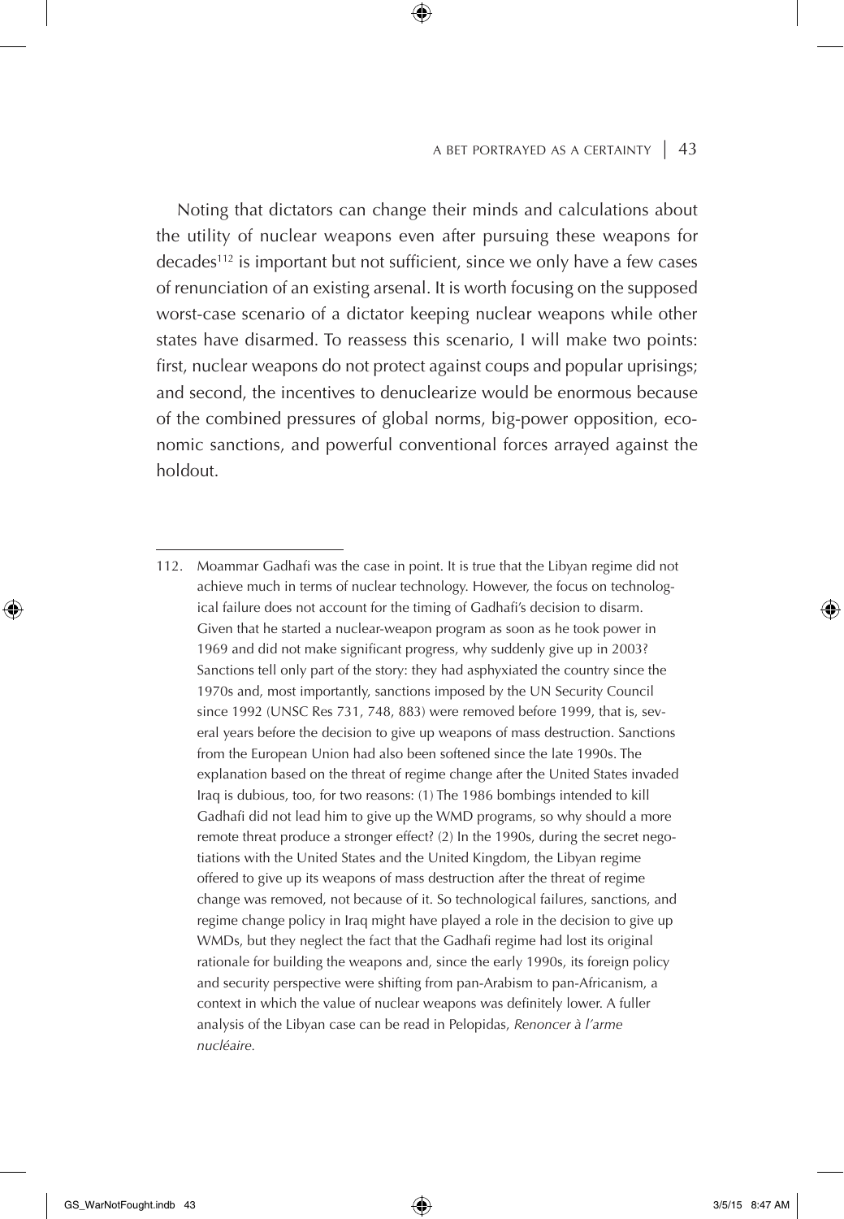Noting that dictators can change their minds and calculations about the utility of nuclear weapons even after pursuing these weapons for decades[112] is important but not sufficient, since we only have a few cases of renunciation of an existing arsenal. It is worth focusing on the supposed worst-case scenario of a dictator keeping nuclear weapons while other states have disarmed. To reassess this scenario, I will make two points: first, nuclear weapons do not protect against coups and popular uprisings; and second, the incentives to denuclearize would be enormous because of the combined pressures of global norms, big-power opposition, economic sanctions, and powerful conventional forces arrayed against the holdout.

---

112. Moammar Gadhafi was the case in point. It is true that the Libyan regime did not achieve much in terms of nuclear technology. However, the focus on technological failure does not account for the timing of Gadhafi's decision to disarm. Given that he started a nuclear-weapon program as soon as he took power in 1969 and did not make significant progress, why suddenly give up in 2003? Sanctions tell only part of the story: they had asphyxiated the country since the 1970s and, most importantly, sanctions imposed by the UN Security Council since 1992 (UNSC Res 731, 748, 883) were removed before 1999, that is, several years before the decision to give up weapons of mass destruction. Sanctions from the European Union had also been softened since the late 1990s. The explanation based on the threat of regime change after the United States invaded Iraq is dubious, too, for two reasons: (1) The 1986 bombings intended to kill Gadhafi did not lead him to give up the WMD programs, so why should a more remote threat produce a stronger effect? (2) In the 1990s, during the secret negotiations with the United States and the United Kingdom, the Libyan regime offered to give up its weapons of mass destruction after the threat of regime change was removed, not because of it. So technological failures, sanctions, and regime change policy in Iraq might have played a role in the decision to give up WMDs, but they neglect the fact that the Gadhafi regime had lost its original rationale for building the weapons and, since the early 1990s, its foreign policy and security perspective were shifting from pan-Arabism to pan-Africanism, a context in which the value of nuclear weapons was definitely lower. A fuller analysis of the Libyan case can be read in Pelopidas, *Renoncer à l'arme nucléaire.*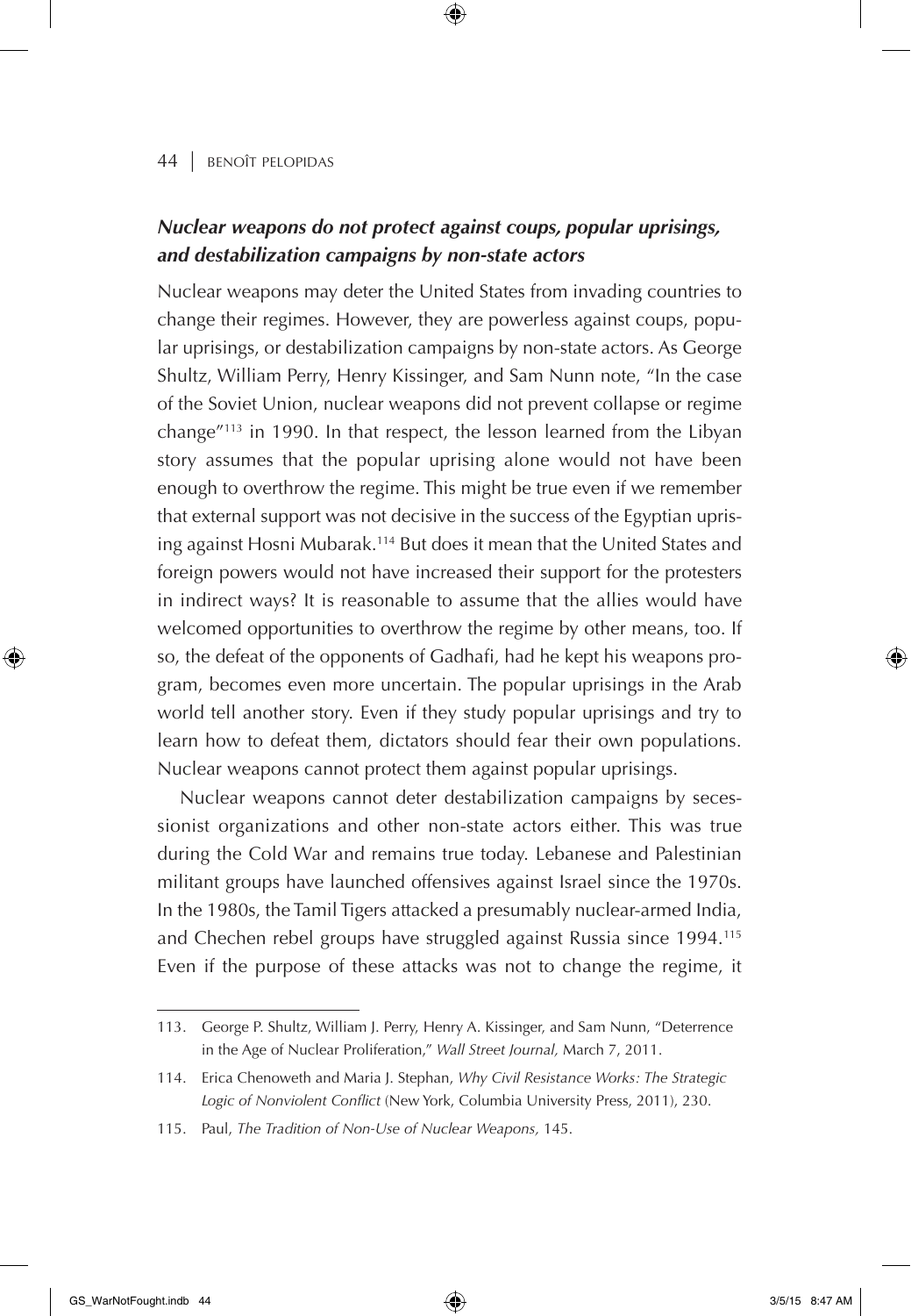### *Nuclear weapons do not protect against coups, popular uprisings, and destabilization campaigns by non-state actors*

Nuclear weapons may deter the United States from invading countries to change their regimes. However, they are powerless against coups, popular uprisings, or destabilization campaigns by non-state actors. As George Shultz, William Perry, Henry Kissinger, and Sam Nunn note, "In the case of the Soviet Union, nuclear weapons did not prevent collapse or regime change"[113] in 1990. In that respect, the lesson learned from the Libyan story assumes that the popular uprising alone would not have been enough to overthrow the regime. This might be true even if we remember that external support was not decisive in the success of the Egyptian uprising against Hosni Mubarak.[114] But does it mean that the United States and foreign powers would not have increased their support for the protesters in indirect ways? It is reasonable to assume that the allies would have welcomed opportunities to overthrow the regime by other means, too. If so, the defeat of the opponents of Gadhafi, had he kept his weapons program, becomes even more uncertain. The popular uprisings in the Arab world tell another story. Even if they study popular uprisings and try to learn how to defeat them, dictators should fear their own populations. Nuclear weapons cannot protect them against popular uprisings.

Nuclear weapons cannot deter destabilization campaigns by secessionist organizations and other non-state actors either. This was true during the Cold War and remains true today. Lebanese and Palestinian militant groups have launched offensives against Israel since the 1970s. In the 1980s, the Tamil Tigers attacked a presumably nuclear-armed India, and Chechen rebel groups have struggled against Russia since 1994.[115] Even if the purpose of these attacks was not to change the regime, it

---

113. George P. Shultz, William J. Perry, Henry A. Kissinger, and Sam Nunn, "Deterrence in the Age of Nuclear Proliferation," *Wall Street Journal,* March 7, 2011.

114. Erica Chenoweth and Maria J. Stephan, *Why Civil Resistance Works: The Strategic Logic of Nonviolent Conflict* (New York, Columbia University Press, 2011), 230.

115. Paul, *The Tradition of Non-Use of Nuclear Weapons,* 145.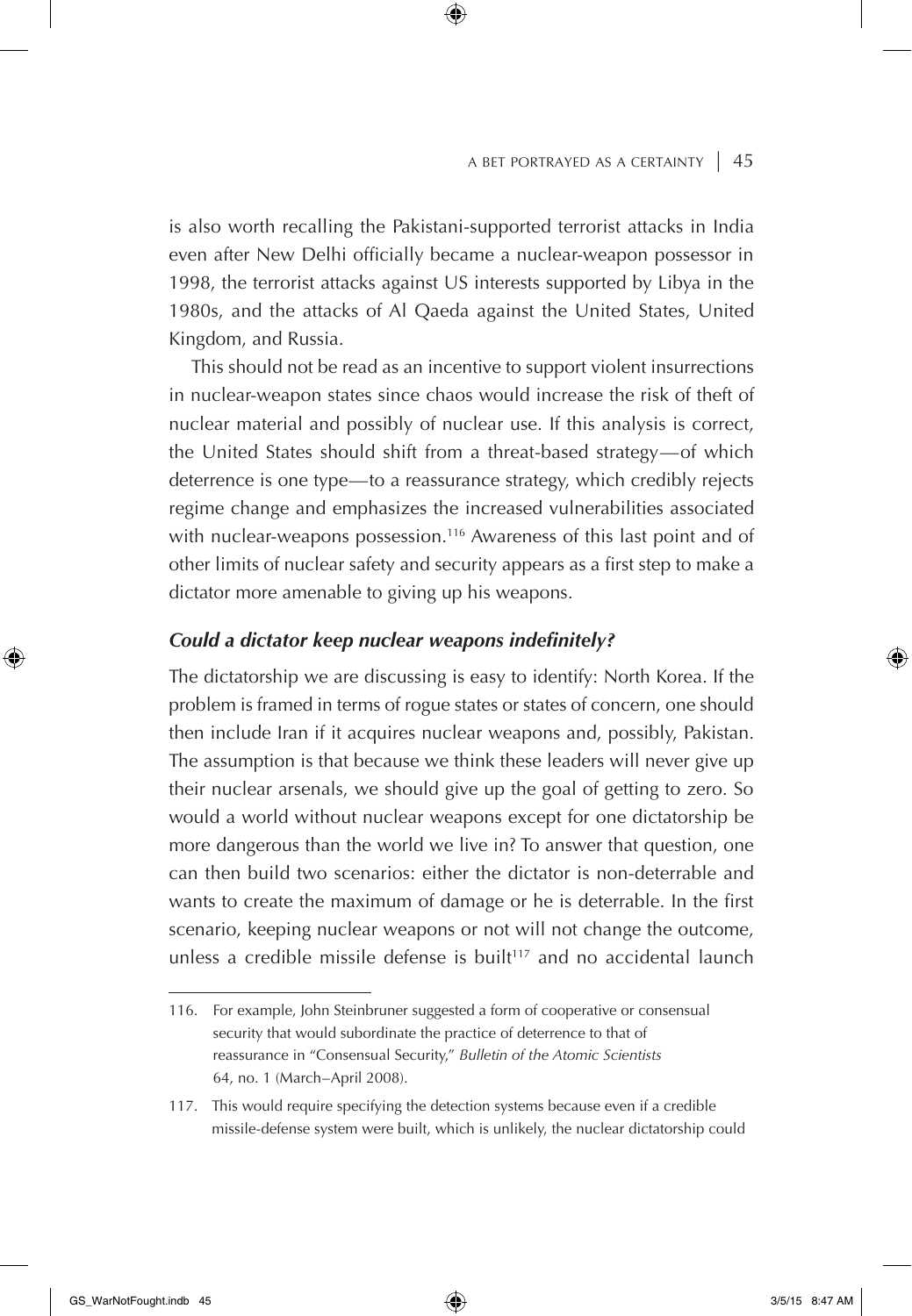is also worth recalling the Pakistani-supported terrorist attacks in India even after New Delhi officially became a nuclear-weapon possessor in 1998, the terrorist attacks against US interests supported by Libya in the 1980s, and the attacks of Al Qaeda against the United States, United Kingdom, and Russia.

This should not be read as an incentive to support violent insurrections in nuclear-weapon states since chaos would increase the risk of theft of nuclear material and possibly of nuclear use. If this analysis is correct, the United States should shift from a threat-based strategy—of which deterrence is one type—to a reassurance strategy, which credibly rejects regime change and emphasizes the increased vulnerabilities associated with nuclear-weapons possession.[116] Awareness of this last point and of other limits of nuclear safety and security appears as a first step to make a dictator more amenable to giving up his weapons.

### *Could a dictator keep nuclear weapons indefinitely?*

The dictatorship we are discussing is easy to identify: North Korea. If the problem is framed in terms of rogue states or states of concern, one should then include Iran if it acquires nuclear weapons and, possibly, Pakistan. The assumption is that because we think these leaders will never give up their nuclear arsenals, we should give up the goal of getting to zero. So would a world without nuclear weapons except for one dictatorship be more dangerous than the world we live in? To answer that question, one can then build two scenarios: either the dictator is non-deterrable and wants to create the maximum of damage or he is deterrable. In the first scenario, keeping nuclear weapons or not will not change the outcome, unless a credible missile defense is built[117] and no accidental launch

116. For example, John Steinbruner suggested a form of cooperative or consensual security that would subordinate the practice of deterrence to that of reassurance in "Consensual Security," *Bulletin of the Atomic Scientists* 64, no. 1 (March–April 2008).

117. This would require specifying the detection systems because even if a credible missile-defense system were built, which is unlikely, the nuclear dictatorship could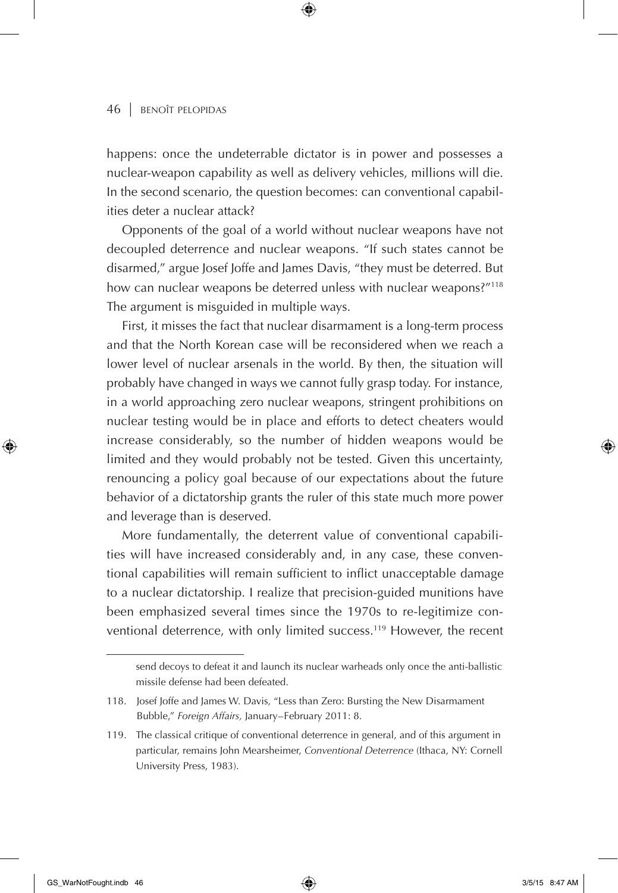happens: once the undeterrable dictator is in power and possesses a nuclear-weapon capability as well as delivery vehicles, millions will die. In the second scenario, the question becomes: can conventional capabilities deter a nuclear attack?

Opponents of the goal of a world without nuclear weapons have not decoupled deterrence and nuclear weapons. "If such states cannot be disarmed," argue Josef Joffe and James Davis, "they must be deterred. But how can nuclear weapons be deterred unless with nuclear weapons?"[118] The argument is misguided in multiple ways.

First, it misses the fact that nuclear disarmament is a long-term process and that the North Korean case will be reconsidered when we reach a lower level of nuclear arsenals in the world. By then, the situation will probably have changed in ways we cannot fully grasp today. For instance, in a world approaching zero nuclear weapons, stringent prohibitions on nuclear testing would be in place and efforts to detect cheaters would increase considerably, so the number of hidden weapons would be limited and they would probably not be tested. Given this uncertainty, renouncing a policy goal because of our expectations about the future behavior of a dictatorship grants the ruler of this state much more power and leverage than is deserved.

More fundamentally, the deterrent value of conventional capabilities will have increased considerably and, in any case, these conventional capabilities will remain sufficient to inflict unacceptable damage to a nuclear dictatorship. I realize that precision-guided munitions have been emphasized several times since the 1970s to re-legitimize conventional deterrence, with only limited success.[119] However, the recent

---

send decoys to defeat it and launch its nuclear warheads only once the anti-ballistic missile defense had been defeated.

118. Josef Joffe and James W. Davis, "Less than Zero: Bursting the New Disarmament Bubble," *Foreign Affairs,* January–February 2011: 8.

119. The classical critique of conventional deterrence in general, and of this argument in particular, remains John Mearsheimer, *Conventional Deterrence* (Ithaca, NY: Cornell University Press, 1983).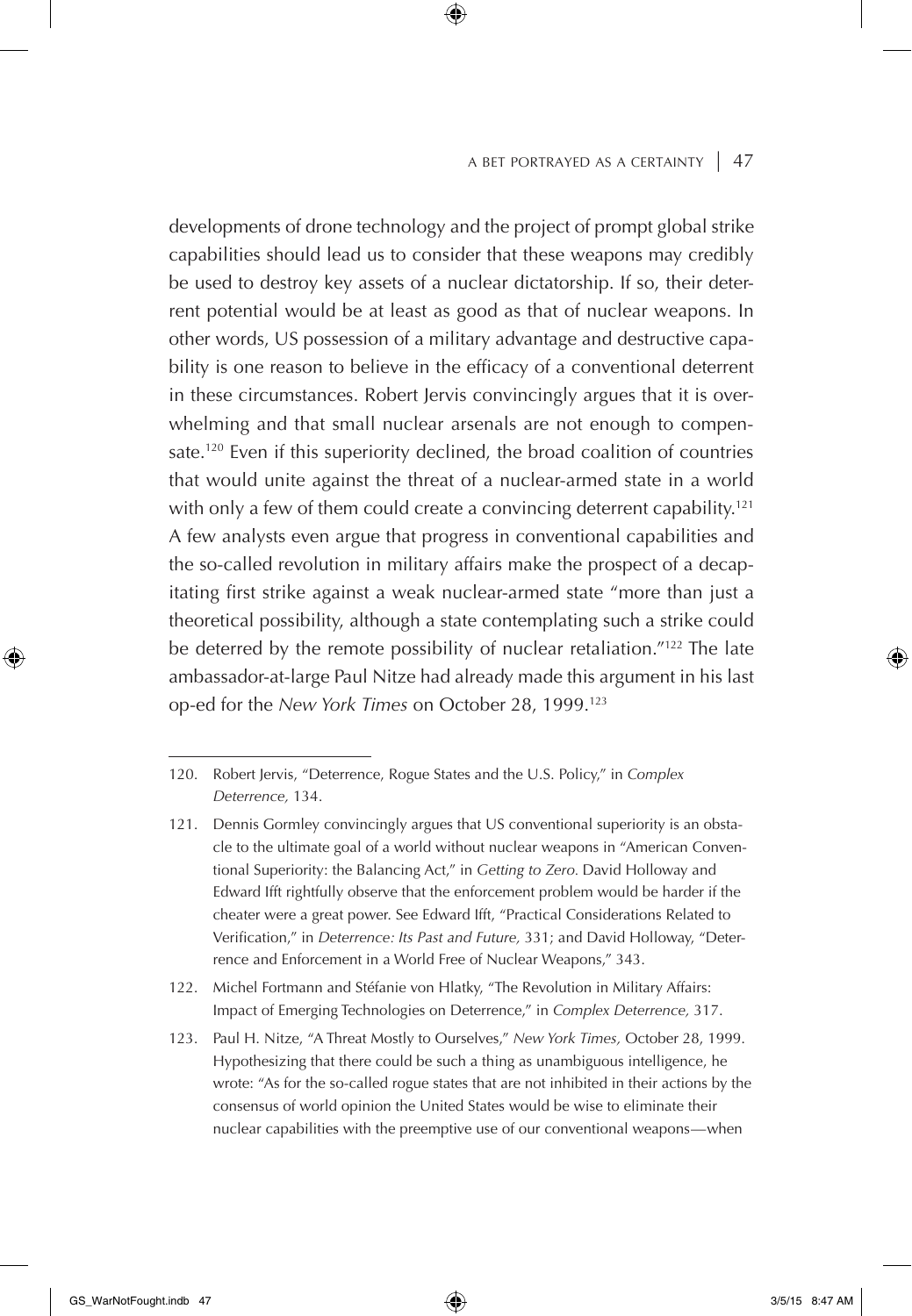developments of drone technology and the project of prompt global strike capabilities should lead us to consider that these weapons may credibly be used to destroy key assets of a nuclear dictatorship. If so, their deterrent potential would be at least as good as that of nuclear weapons. In other words, US possession of a military advantage and destructive capability is one reason to believe in the efficacy of a conventional deterrent in these circumstances. Robert Jervis convincingly argues that it is overwhelming and that small nuclear arsenals are not enough to compensate.[120] Even if this superiority declined, the broad coalition of countries that would unite against the threat of a nuclear-armed state in a world with only a few of them could create a convincing deterrent capability.[121] A few analysts even argue that progress in conventional capabilities and the so-called revolution in military affairs make the prospect of a decapitating first strike against a weak nuclear-armed state "more than just a theoretical possibility, although a state contemplating such a strike could be deterred by the remote possibility of nuclear retaliation."[122] The late ambassador-at-large Paul Nitze had already made this argument in his last op-ed for the *New York Times* on October 28, 1999.[123]

---

120. Robert Jervis, "Deterrence, Rogue States and the U.S. Policy," in *Complex Deterrence,* 134.

121. Dennis Gormley convincingly argues that US conventional superiority is an obstacle to the ultimate goal of a world without nuclear weapons in "American Conventional Superiority: the Balancing Act," in *Getting to Zero.* David Holloway and Edward Ifft rightfully observe that the enforcement problem would be harder if the cheater were a great power. See Edward Ifft, "Practical Considerations Related to Verification," in *Deterrence: Its Past and Future,* 331; and David Holloway, "Deterrence and Enforcement in a World Free of Nuclear Weapons," 343.

122. Michel Fortmann and Stéfanie von Hlatky, "The Revolution in Military Affairs: Impact of Emerging Technologies on Deterrence," in *Complex Deterrence,* 317.

123. Paul H. Nitze, "A Threat Mostly to Ourselves," *New York Times,* October 28, 1999. Hypothesizing that there could be such a thing as unambiguous intelligence, he wrote: "As for the so-called rogue states that are not inhibited in their actions by the consensus of world opinion the United States would be wise to eliminate their nuclear capabilities with the preemptive use of our conventional weapons—when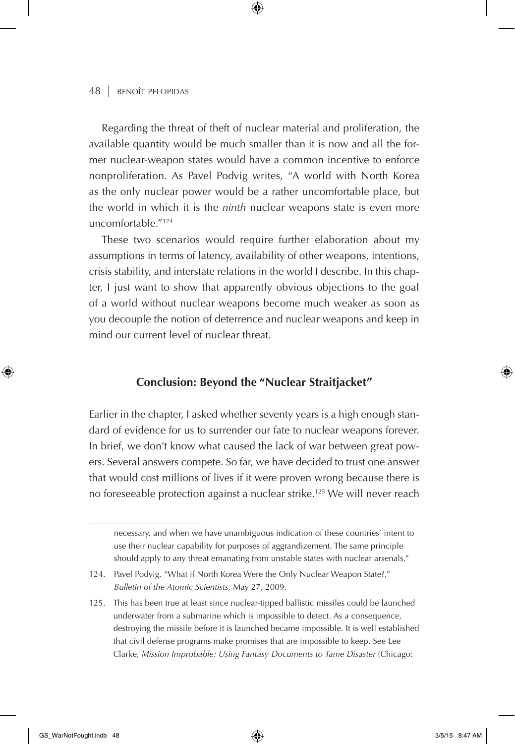Regarding the threat of theft of nuclear material and proliferation, the available quantity would be much smaller than it is now and all the former nuclear-weapon states would have a common incentive to enforce nonproliferation. As Pavel Podvig writes, "A world with North Korea as the only nuclear power would be a rather uncomfortable place, but the world in which it is the *ninth* nuclear weapons state is even more uncomfortable."[124]

These two scenarios would require further elaboration about my assumptions in terms of latency, availability of other weapons, intentions, crisis stability, and interstate relations in the world I describe. In this chapter, I just want to show that apparently obvious objections to the goal of a world without nuclear weapons become much weaker as soon as you decouple the notion of deterrence and nuclear weapons and keep in mind our current level of nuclear threat.

## Conclusion: Beyond the "Nuclear Straitjacket"

Earlier in the chapter, I asked whether seventy years is a high enough standard of evidence for us to surrender our fate to nuclear weapons forever. In brief, we don't know what caused the lack of war between great powers. Several answers compete. So far, we have decided to trust one answer that would cost millions of lives if it were proven wrong because there is no foreseeable protection against a nuclear strike.[125] We will never reach

---

necessary, and when we have unambiguous indication of these countries' intent to use their nuclear capability for purposes of aggrandizement. The same principle should apply to any threat emanating from unstable states with nuclear arsenals."

124. Pavel Podvig, "What if North Korea Were the Only Nuclear Weapon State?," *Bulletin of the Atomic Scientists,* May 27, 2009.

125. This has been true at least since nuclear-tipped ballistic missiles could be launched underwater from a submarine which is impossible to detect. As a consequence, destroying the missile before it is launched became impossible. It is well established that civil defense programs make promises that are impossible to keep. See Lee Clarke, *Mission Improbable: Using Fantasy Documents to Tame Disaster* (Chicago: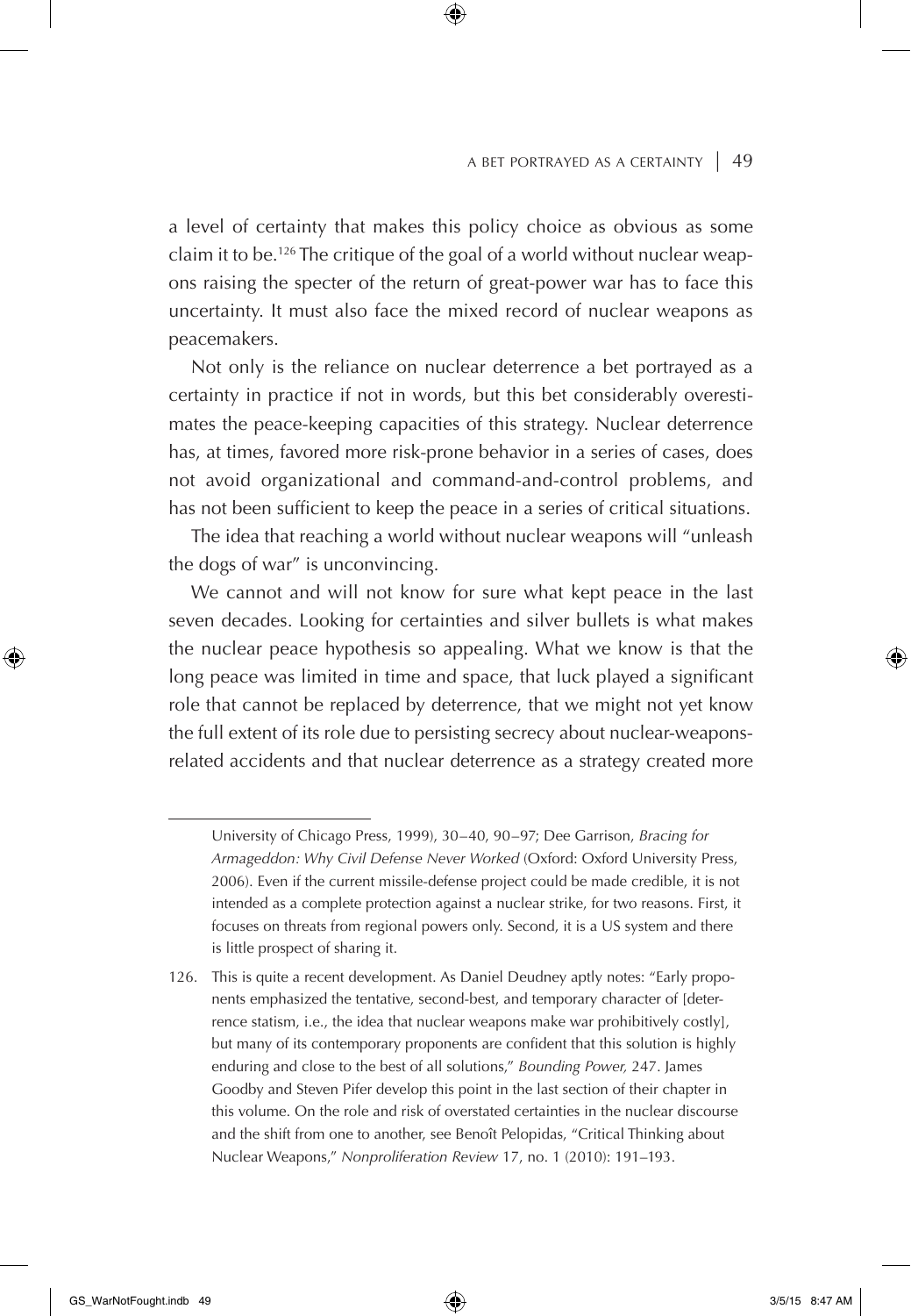a level of certainty that makes this policy choice as obvious as some claim it to be.[126] The critique of the goal of a world without nuclear weapons raising the specter of the return of great-power war has to face this uncertainty. It must also face the mixed record of nuclear weapons as peacemakers.

Not only is the reliance on nuclear deterrence a bet portrayed as a certainty in practice if not in words, but this bet considerably overestimates the peace-keeping capacities of this strategy. Nuclear deterrence has, at times, favored more risk-prone behavior in a series of cases, does not avoid organizational and command-and-control problems, and has not been sufficient to keep the peace in a series of critical situations.

The idea that reaching a world without nuclear weapons will "unleash the dogs of war" is unconvincing.

We cannot and will not know for sure what kept peace in the last seven decades. Looking for certainties and silver bullets is what makes the nuclear peace hypothesis so appealing. What we know is that the long peace was limited in time and space, that luck played a significant role that cannot be replaced by deterrence, that we might not yet know the full extent of its role due to persisting secrecy about nuclear-weapons-related accidents and that nuclear deterrence as a strategy created more

---

University of Chicago Press, 1999), 30–40, 90–97; Dee Garrison, *Bracing for Armageddon: Why Civil Defense Never Worked* (Oxford: Oxford University Press, 2006). Even if the current missile-defense project could be made credible, it is not intended as a complete protection against a nuclear strike, for two reasons. First, it focuses on threats from regional powers only. Second, it is a US system and there is little prospect of sharing it.

126. This is quite a recent development. As Daniel Deudney aptly notes: "Early proponents emphasized the tentative, second-best, and temporary character of [deterrence statism, i.e., the idea that nuclear weapons make war prohibitively costly], but many of its contemporary proponents are confident that this solution is highly enduring and close to the best of all solutions," *Bounding Power,* 247. James Goodby and Steven Pifer develop this point in the last section of their chapter in this volume. On the role and risk of overstated certainties in the nuclear discourse and the shift from one to another, see Benoît Pelopidas, "Critical Thinking about Nuclear Weapons," *Nonproliferation Review* 17, no. 1 (2010): 191–193.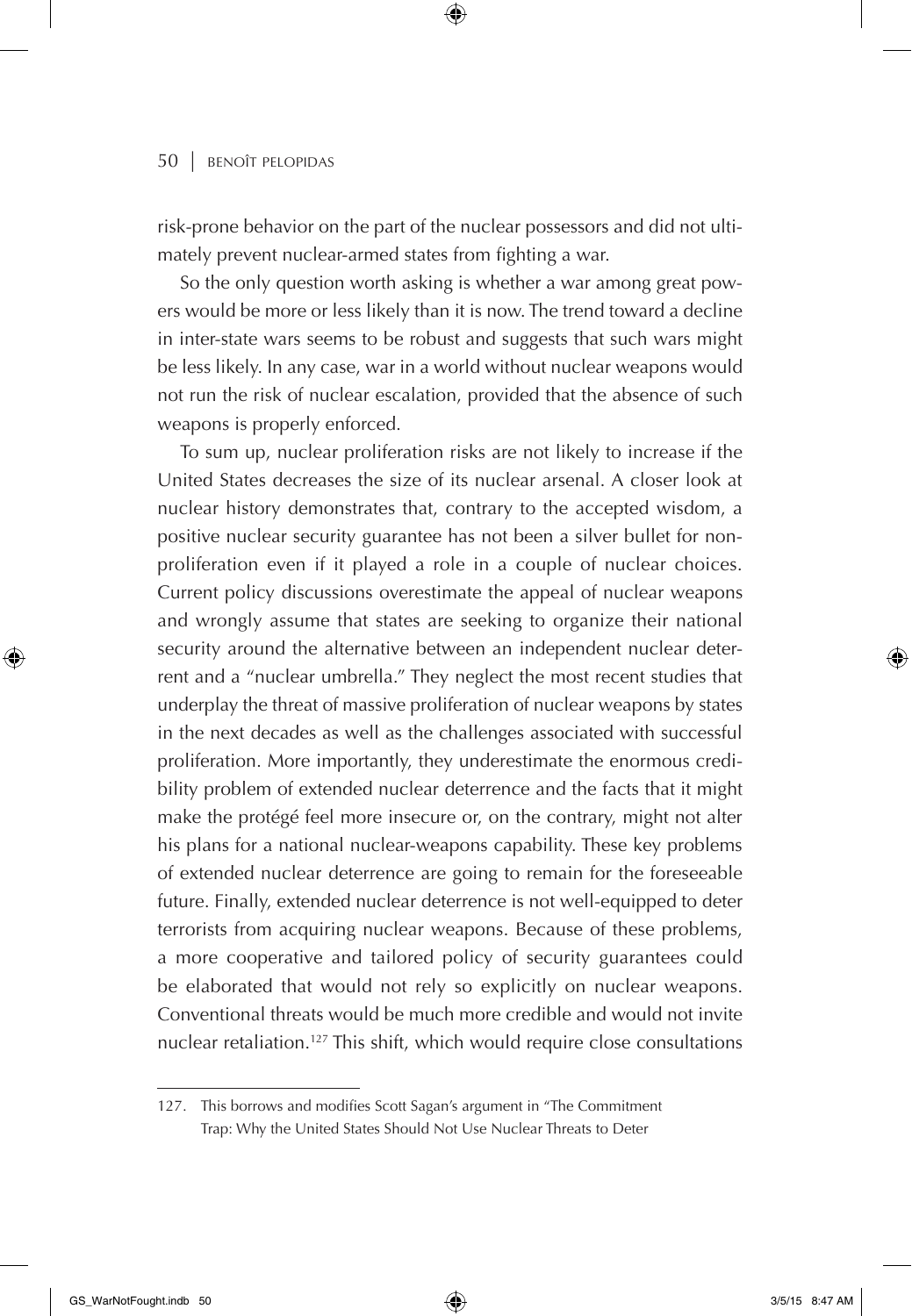risk-prone behavior on the part of the nuclear possessors and did not ultimately prevent nuclear-armed states from fighting a war.

So the only question worth asking is whether a war among great powers would be more or less likely than it is now. The trend toward a decline in inter-state wars seems to be robust and suggests that such wars might be less likely. In any case, war in a world without nuclear weapons would not run the risk of nuclear escalation, provided that the absence of such weapons is properly enforced.

To sum up, nuclear proliferation risks are not likely to increase if the United States decreases the size of its nuclear arsenal. A closer look at nuclear history demonstrates that, contrary to the accepted wisdom, a positive nuclear security guarantee has not been a silver bullet for nonproliferation even if it played a role in a couple of nuclear choices. Current policy discussions overestimate the appeal of nuclear weapons and wrongly assume that states are seeking to organize their national security around the alternative between an independent nuclear deterrent and a "nuclear umbrella." They neglect the most recent studies that underplay the threat of massive proliferation of nuclear weapons by states in the next decades as well as the challenges associated with successful proliferation. More importantly, they underestimate the enormous credibility problem of extended nuclear deterrence and the facts that it might make the protégé feel more insecure or, on the contrary, might not alter his plans for a national nuclear-weapons capability. These key problems of extended nuclear deterrence are going to remain for the foreseeable future. Finally, extended nuclear deterrence is not well-equipped to deter terrorists from acquiring nuclear weapons. Because of these problems, a more cooperative and tailored policy of security guarantees could be elaborated that would not rely so explicitly on nuclear weapons. Conventional threats would be much more credible and would not invite nuclear retaliation.[127] This shift, which would require close consultations

127. This borrows and modifies Scott Sagan's argument in "The Commitment Trap: Why the United States Should Not Use Nuclear Threats to Deter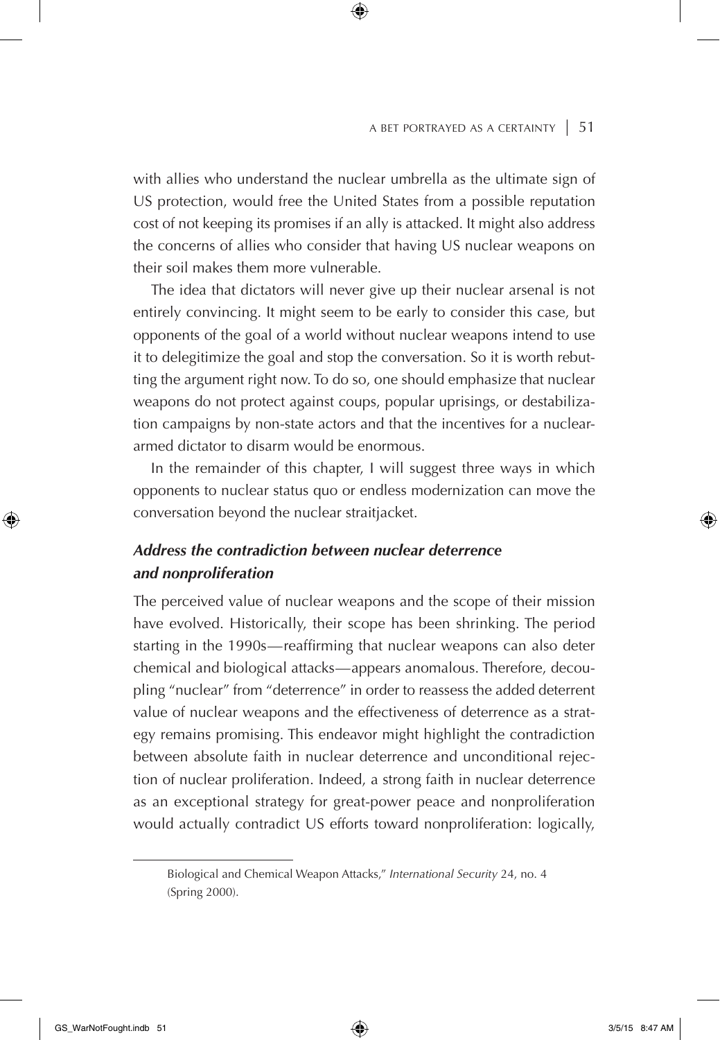with allies who understand the nuclear umbrella as the ultimate sign of US protection, would free the United States from a possible reputation cost of not keeping its promises if an ally is attacked. It might also address the concerns of allies who consider that having US nuclear weapons on their soil makes them more vulnerable.

The idea that dictators will never give up their nuclear arsenal is not entirely convincing. It might seem to be early to consider this case, but opponents of the goal of a world without nuclear weapons intend to use it to delegitimize the goal and stop the conversation. So it is worth rebutting the argument right now. To do so, one should emphasize that nuclear weapons do not protect against coups, popular uprisings, or destabilization campaigns by non-state actors and that the incentives for a nuclear-armed dictator to disarm would be enormous.

In the remainder of this chapter, I will suggest three ways in which opponents to nuclear status quo or endless modernization can move the conversation beyond the nuclear straitjacket.

### *Address the contradiction between nuclear deterrence and nonproliferation*

The perceived value of nuclear weapons and the scope of their mission have evolved. Historically, their scope has been shrinking. The period starting in the 1990s—reaffirming that nuclear weapons can also deter chemical and biological attacks—appears anomalous. Therefore, decoupling "nuclear" from "deterrence" in order to reassess the added deterrent value of nuclear weapons and the effectiveness of deterrence as a strategy remains promising. This endeavor might highlight the contradiction between absolute faith in nuclear deterrence and unconditional rejection of nuclear proliferation. Indeed, a strong faith in nuclear deterrence as an exceptional strategy for great-power peace and nonproliferation would actually contradict US efforts toward nonproliferation: logically,

---

Biological and Chemical Weapon Attacks," *International Security* 24, no. 4 (Spring 2000).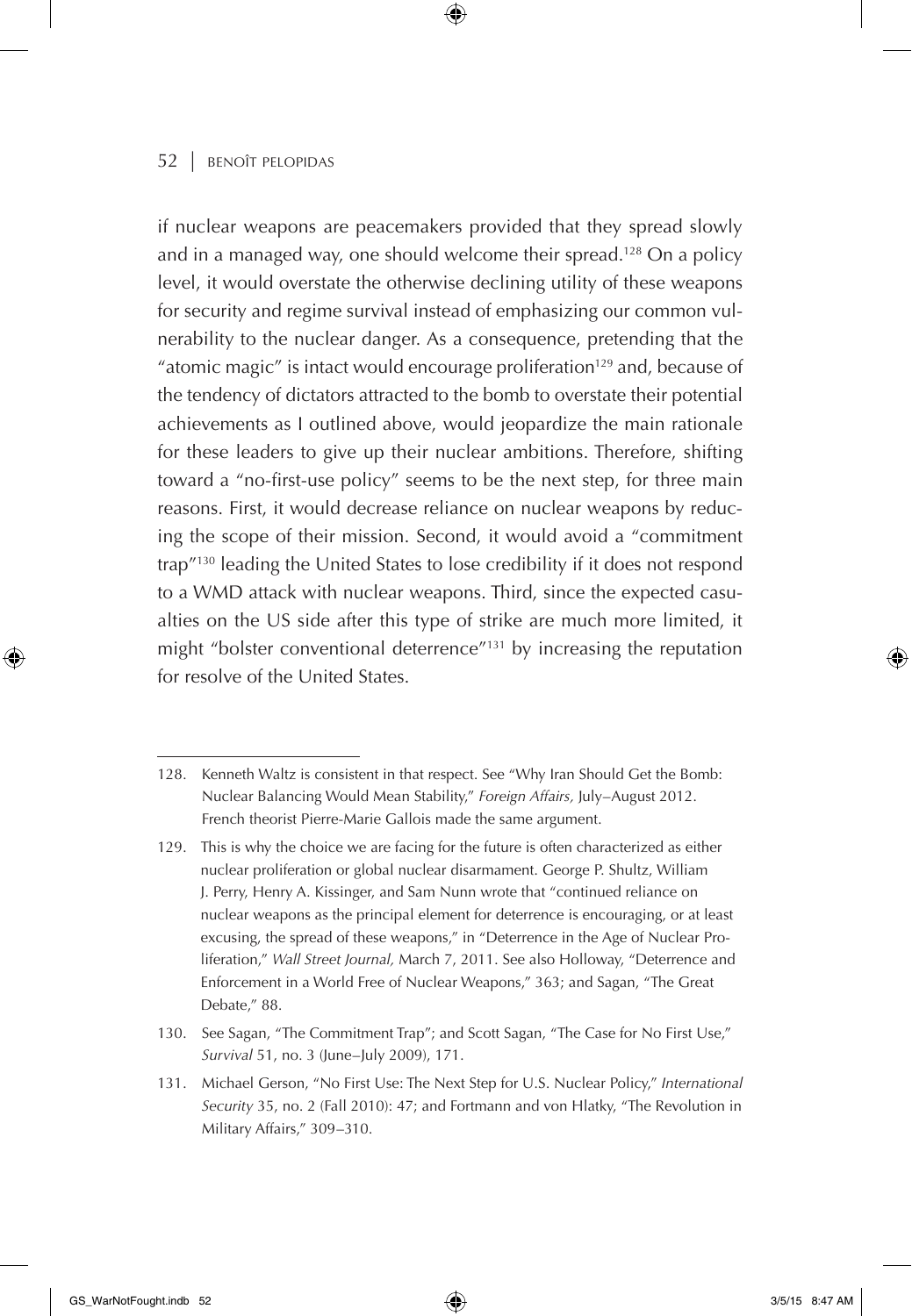if nuclear weapons are peacemakers provided that they spread slowly and in a managed way, one should welcome their spread.[128] On a policy level, it would overstate the otherwise declining utility of these weapons for security and regime survival instead of emphasizing our common vulnerability to the nuclear danger. As a consequence, pretending that the "atomic magic" is intact would encourage proliferation[129] and, because of the tendency of dictators attracted to the bomb to overstate their potential achievements as I outlined above, would jeopardize the main rationale for these leaders to give up their nuclear ambitions. Therefore, shifting toward a "no-first-use policy" seems to be the next step, for three main reasons. First, it would decrease reliance on nuclear weapons by reducing the scope of their mission. Second, it would avoid a "commitment trap"[130] leading the United States to lose credibility if it does not respond to a WMD attack with nuclear weapons. Third, since the expected casualties on the US side after this type of strike are much more limited, it might "bolster conventional deterrence"[131] by increasing the reputation for resolve of the United States.

---

128. Kenneth Waltz is consistent in that respect. See "Why Iran Should Get the Bomb: Nuclear Balancing Would Mean Stability," *Foreign Affairs,* July–August 2012. French theorist Pierre-Marie Gallois made the same argument.

129. This is why the choice we are facing for the future is often characterized as either nuclear proliferation or global nuclear disarmament. George P. Shultz, William J. Perry, Henry A. Kissinger, and Sam Nunn wrote that "continued reliance on nuclear weapons as the principal element for deterrence is encouraging, or at least excusing, the spread of these weapons," in "Deterrence in the Age of Nuclear Proliferation," *Wall Street Journal,* March 7, 2011. See also Holloway, "Deterrence and Enforcement in a World Free of Nuclear Weapons," 363; and Sagan, "The Great Debate," 88.

130. See Sagan, "The Commitment Trap"; and Scott Sagan, "The Case for No First Use," *Survival* 51, no. 3 (June–July 2009), 171.

131. Michael Gerson, "No First Use: The Next Step for U.S. Nuclear Policy," *International Security* 35, no. 2 (Fall 2010): 47; and Fortmann and von Hlatky, "The Revolution in Military Affairs," 309–310.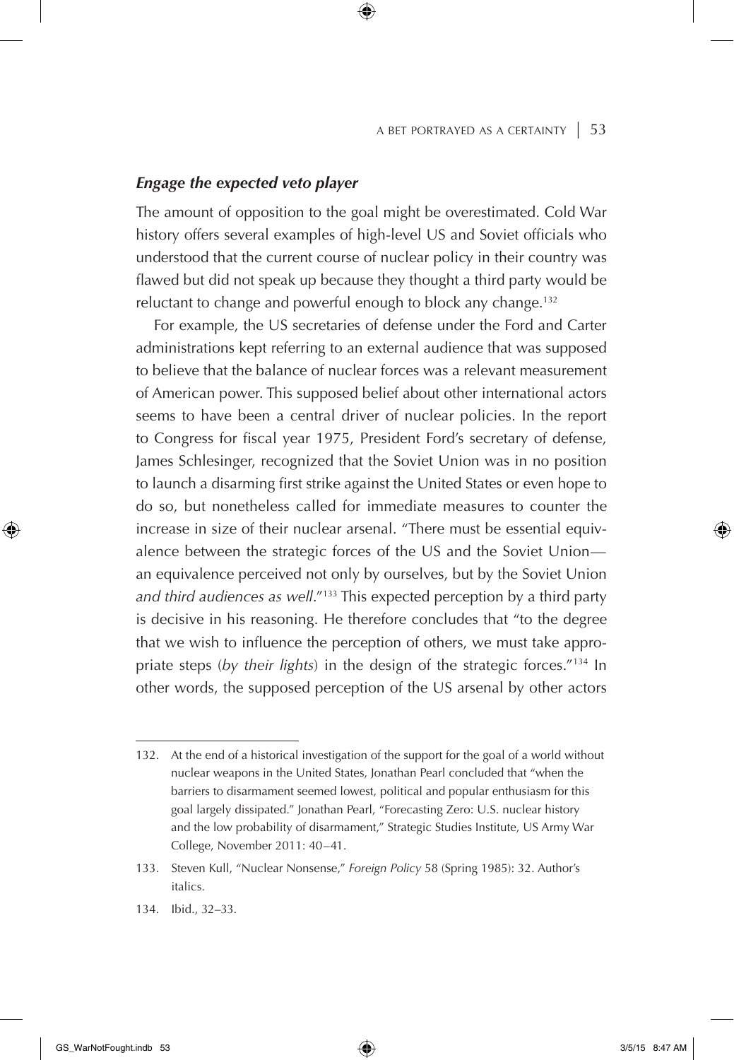### *Engage the expected veto player*

The amount of opposition to the goal might be overestimated. Cold War history offers several examples of high-level US and Soviet officials who understood that the current course of nuclear policy in their country was flawed but did not speak up because they thought a third party would be reluctant to change and powerful enough to block any change.[132]

For example, the US secretaries of defense under the Ford and Carter administrations kept referring to an external audience that was supposed to believe that the balance of nuclear forces was a relevant measurement of American power. This supposed belief about other international actors seems to have been a central driver of nuclear policies. In the report to Congress for fiscal year 1975, President Ford's secretary of defense, James Schlesinger, recognized that the Soviet Union was in no position to launch a disarming first strike against the United States or even hope to do so, but nonetheless called for immediate measures to counter the increase in size of their nuclear arsenal. "There must be essential equivalence between the strategic forces of the US and the Soviet Union—an equivalence perceived not only by ourselves, but by the Soviet Union *and third audiences as well*."[133] This expected perception by a third party is decisive in his reasoning. He therefore concludes that "to the degree that we wish to influence the perception of others, we must take appropriate steps (*by their lights*) in the design of the strategic forces."[134] In other words, the supposed perception of the US arsenal by other actors

---

132. At the end of a historical investigation of the support for the goal of a world without nuclear weapons in the United States, Jonathan Pearl concluded that "when the barriers to disarmament seemed lowest, political and popular enthusiasm for this goal largely dissipated." Jonathan Pearl, "Forecasting Zero: U.S. nuclear history and the low probability of disarmament," Strategic Studies Institute, US Army War College, November 2011: 40–41.

133. Steven Kull, "Nuclear Nonsense," *Foreign Policy* 58 (Spring 1985): 32. Author's italics.

134. Ibid., 32–33.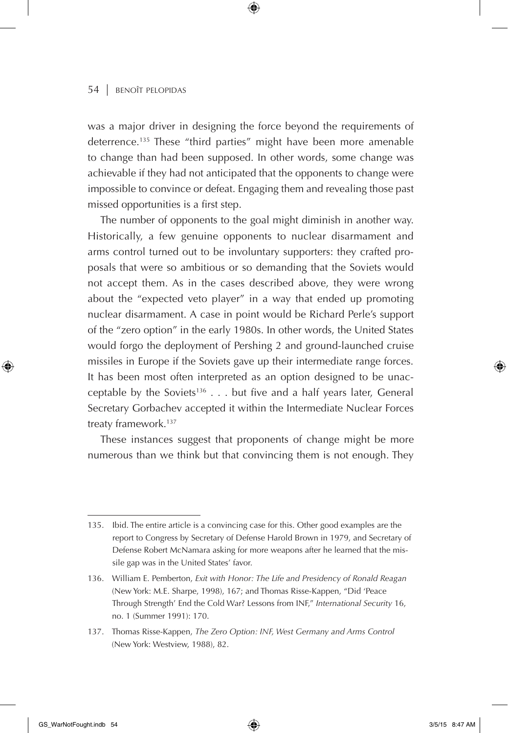was a major driver in designing the force beyond the requirements of deterrence.[135] These "third parties" might have been more amenable to change than had been supposed. In other words, some change was achievable if they had not anticipated that the opponents to change were impossible to convince or defeat. Engaging them and revealing those past missed opportunities is a first step.

The number of opponents to the goal might diminish in another way. Historically, a few genuine opponents to nuclear disarmament and arms control turned out to be involuntary supporters: they crafted proposals that were so ambitious or so demanding that the Soviets would not accept them. As in the cases described above, they were wrong about the "expected veto player" in a way that ended up promoting nuclear disarmament. A case in point would be Richard Perle's support of the "zero option" in the early 1980s. In other words, the United States would forgo the deployment of Pershing 2 and ground-launched cruise missiles in Europe if the Soviets gave up their intermediate range forces. It has been most often interpreted as an option designed to be unacceptable by the Soviets[136] . . . but five and a half years later, General Secretary Gorbachev accepted it within the Intermediate Nuclear Forces treaty framework.[137]

These instances suggest that proponents of change might be more numerous than we think but that convincing them is not enough. They

---

135. Ibid. The entire article is a convincing case for this. Other good examples are the report to Congress by Secretary of Defense Harold Brown in 1979, and Secretary of Defense Robert McNamara asking for more weapons after he learned that the missile gap was in the United States' favor.

136. William E. Pemberton, *Exit with Honor: The Life and Presidency of Ronald Reagan* (New York: M.E. Sharpe, 1998), 167; and Thomas Risse-Kappen, "Did 'Peace Through Strength' End the Cold War? Lessons from INF," *International Security* 16, no. 1 (Summer 1991): 170.

137. Thomas Risse-Kappen, *The Zero Option: INF, West Germany and Arms Control* (New York: Westview, 1988), 82.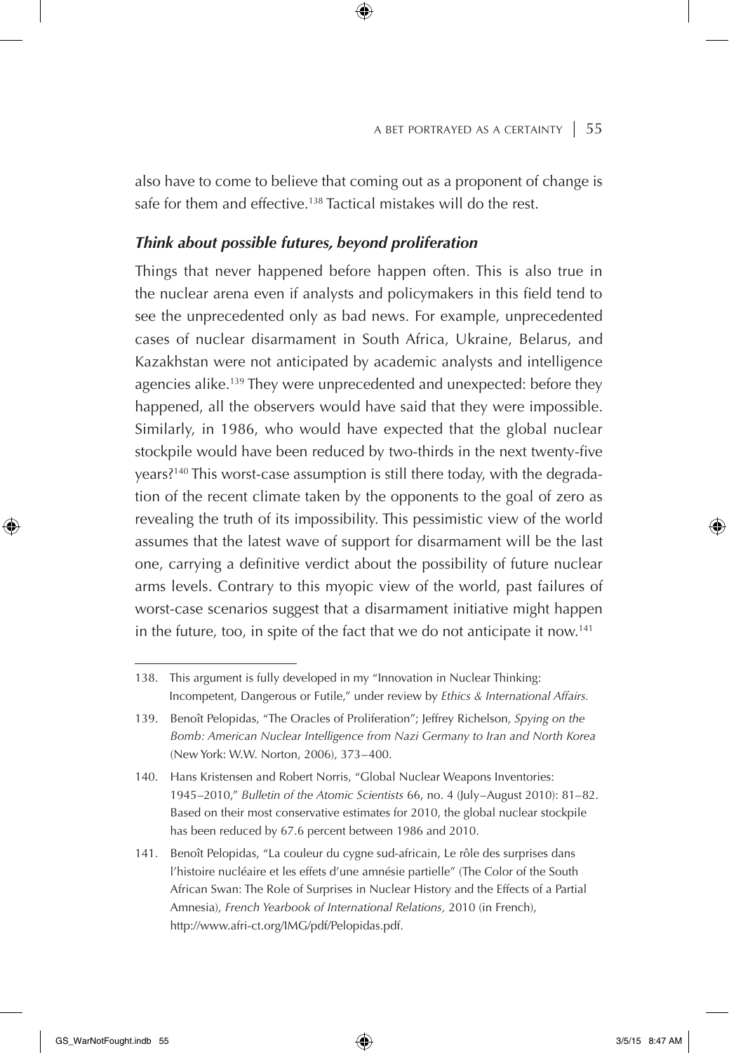also have to come to believe that coming out as a proponent of change is safe for them and effective.[138] Tactical mistakes will do the rest.

### *Think about possible futures, beyond proliferation*

Things that never happened before happen often. This is also true in the nuclear arena even if analysts and policymakers in this field tend to see the unprecedented only as bad news. For example, unprecedented cases of nuclear disarmament in South Africa, Ukraine, Belarus, and Kazakhstan were not anticipated by academic analysts and intelligence agencies alike.[139] They were unprecedented and unexpected: before they happened, all the observers would have said that they were impossible. Similarly, in 1986, who would have expected that the global nuclear stockpile would have been reduced by two-thirds in the next twenty-five years?[140] This worst-case assumption is still there today, with the degradation of the recent climate taken by the opponents to the goal of zero as revealing the truth of its impossibility. This pessimistic view of the world assumes that the latest wave of support for disarmament will be the last one, carrying a definitive verdict about the possibility of future nuclear arms levels. Contrary to this myopic view of the world, past failures of worst-case scenarios suggest that a disarmament initiative might happen in the future, too, in spite of the fact that we do not anticipate it now.[141]

---

138. This argument is fully developed in my "Innovation in Nuclear Thinking: Incompetent, Dangerous or Futile," under review by *Ethics & International Affairs.*

139. Benoît Pelopidas, "The Oracles of Proliferation"; Jeffrey Richelson, *Spying on the Bomb: American Nuclear Intelligence from Nazi Germany to Iran and North Korea* (New York: W.W. Norton, 2006), 373–400.

140. Hans Kristensen and Robert Norris, "Global Nuclear Weapons Inventories: 1945–2010," *Bulletin of the Atomic Scientists* 66, no. 4 (July–August 2010): 81–82. Based on their most conservative estimates for 2010, the global nuclear stockpile has been reduced by 67.6 percent between 1986 and 2010.

141. Benoît Pelopidas, "La couleur du cygne sud-africain, Le rôle des surprises dans l'histoire nucléaire et les effets d'une amnésie partielle" (The Color of the South African Swan: The Role of Surprises in Nuclear History and the Effects of a Partial Amnesia), *French Yearbook of International Relations,* 2010 (in French), http://www.afri-ct.org/IMG/pdf/Pelopidas.pdf.